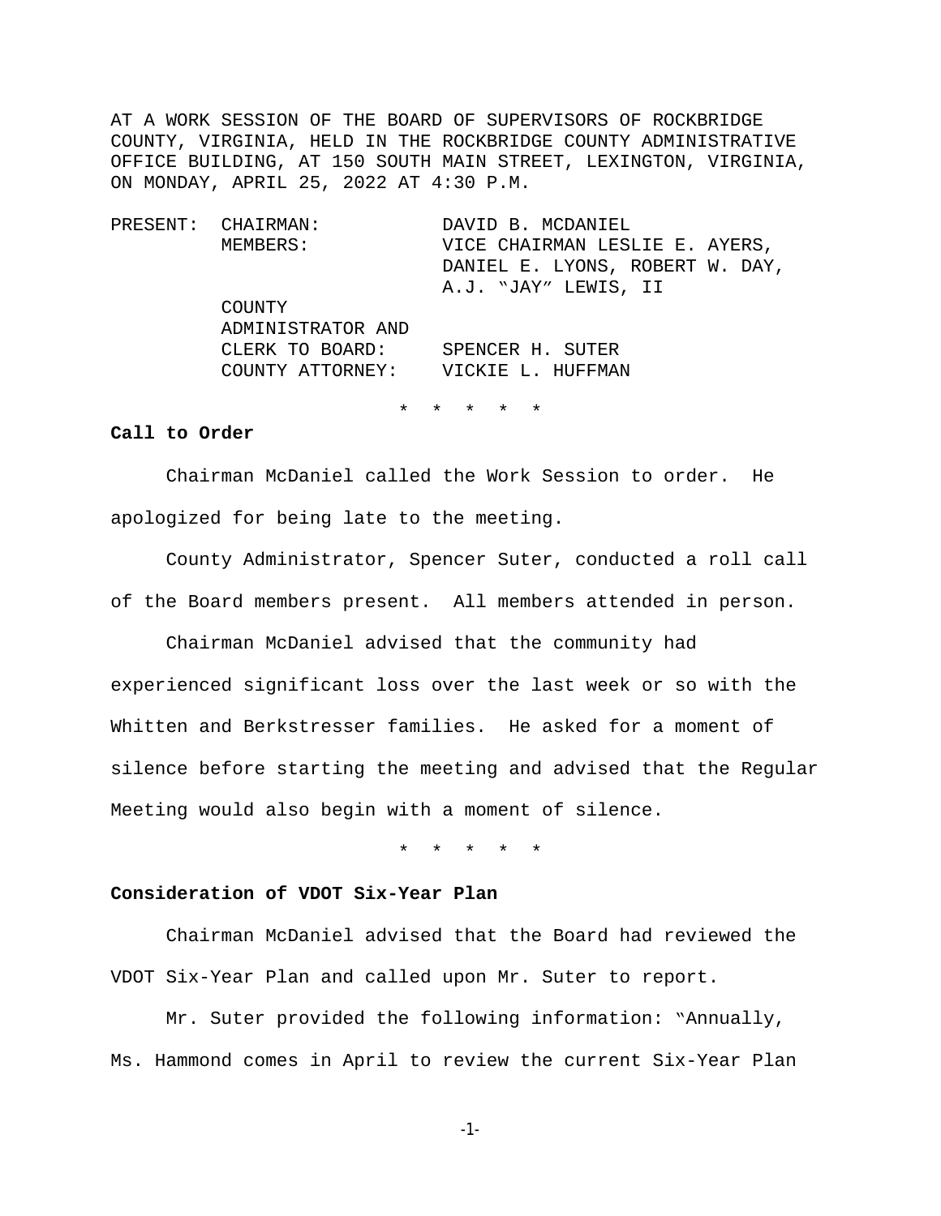AT A WORK SESSION OF THE BOARD OF SUPERVISORS OF ROCKBRIDGE COUNTY, VIRGINIA, HELD IN THE ROCKBRIDGE COUNTY ADMINISTRATIVE OFFICE BUILDING, AT 150 SOUTH MAIN STREET, LEXINGTON, VIRGINIA, ON MONDAY, APRIL 25, 2022 AT 4:30 P.M.

| PRESENT: | CHAIRMAN: | DAVID B. MCDANIEL |
|---|---|---|
| | MEMBERS: | VICE CHAIRMAN LESLIE E. AYERS, DANIEL E. LYONS, ROBERT W. DAY, A.J. "JAY" LEWIS, II |
| | COUNTY ADMINISTRATOR AND CLERK TO BOARD: | SPENCER H. SUTER |
| | COUNTY ATTORNEY: | VICKIE L. HUFFMAN |

\* \* \* \* \*

**Call to Order**

Chairman McDaniel called the Work Session to order. He apologized for being late to the meeting.

County Administrator, Spencer Suter, conducted a roll call of the Board members present. All members attended in person.

Chairman McDaniel advised that the community had experienced significant loss over the last week or so with the Whitten and Berkstresser families. He asked for a moment of silence before starting the meeting and advised that the Regular Meeting would also begin with a moment of silence.

\* \* \* \* \*

**Consideration of VDOT Six-Year Plan**

Chairman McDaniel advised that the Board had reviewed the VDOT Six-Year Plan and called upon Mr. Suter to report.

Mr. Suter provided the following information: "Annually, Ms. Hammond comes in April to review the current Six-Year Plan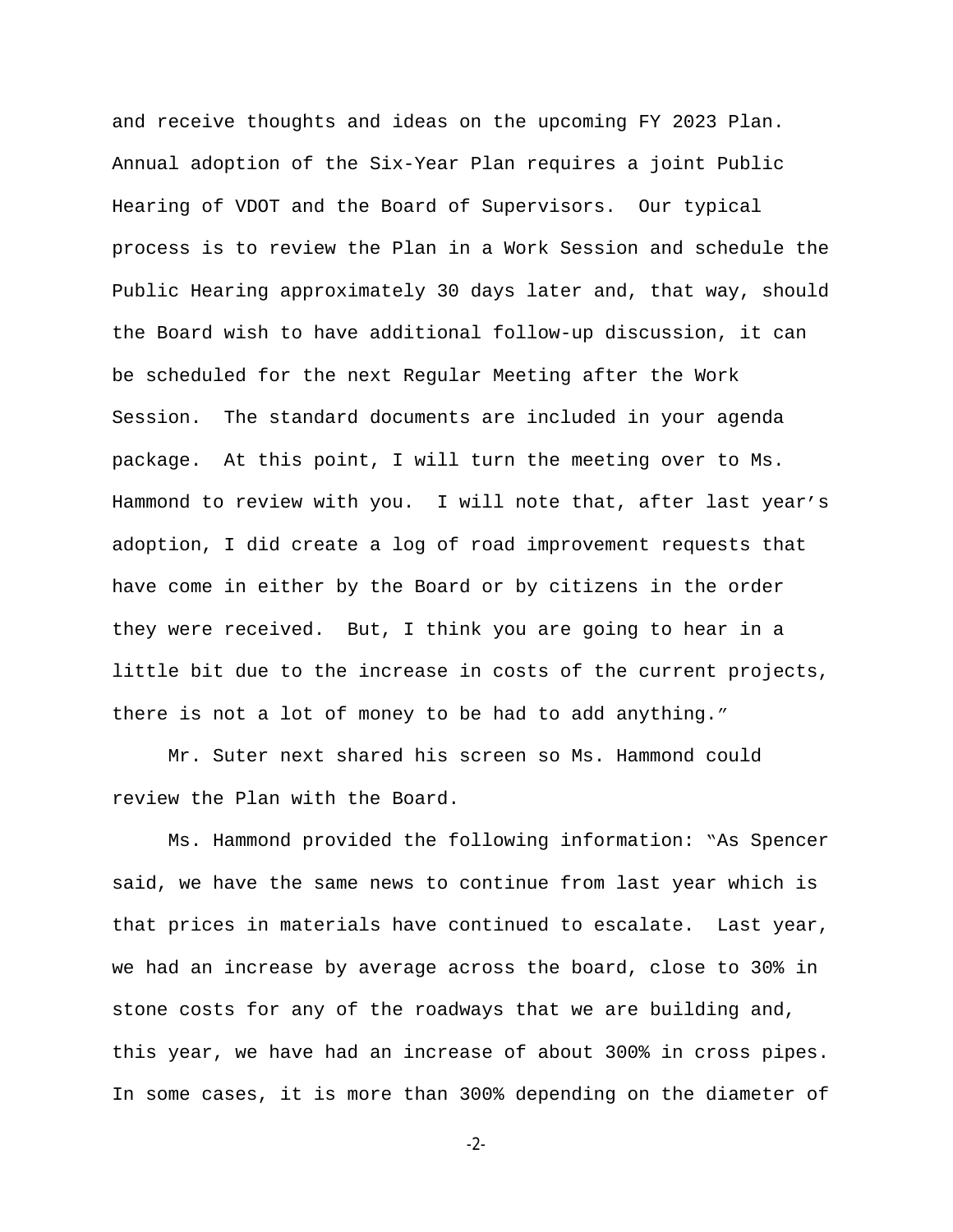and receive thoughts and ideas on the upcoming FY 2023 Plan. Annual adoption of the Six-Year Plan requires a joint Public Hearing of VDOT and the Board of Supervisors. Our typical process is to review the Plan in a Work Session and schedule the Public Hearing approximately 30 days later and, that way, should the Board wish to have additional follow-up discussion, it can be scheduled for the next Regular Meeting after the Work Session. The standard documents are included in your agenda package. At this point, I will turn the meeting over to Ms. Hammond to review with you. I will note that, after last year's adoption, I did create a log of road improvement requests that have come in either by the Board or by citizens in the order they were received. But, I think you are going to hear in a little bit due to the increase in costs of the current projects, there is not a lot of money to be had to add anything."

Mr. Suter next shared his screen so Ms. Hammond could review the Plan with the Board.

Ms. Hammond provided the following information: "As Spencer said, we have the same news to continue from last year which is that prices in materials have continued to escalate. Last year, we had an increase by average across the board, close to 30% in stone costs for any of the roadways that we are building and, this year, we have had an increase of about 300% in cross pipes. In some cases, it is more than 300% depending on the diameter of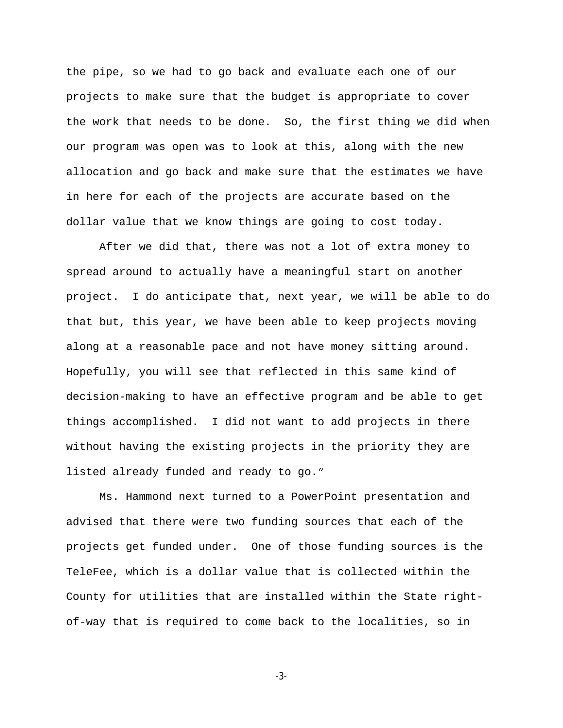the pipe, so we had to go back and evaluate each one of our projects to make sure that the budget is appropriate to cover the work that needs to be done. So, the first thing we did when our program was open was to look at this, along with the new allocation and go back and make sure that the estimates we have in here for each of the projects are accurate based on the dollar value that we know things are going to cost today.

After we did that, there was not a lot of extra money to spread around to actually have a meaningful start on another project. I do anticipate that, next year, we will be able to do that but, this year, we have been able to keep projects moving along at a reasonable pace and not have money sitting around. Hopefully, you will see that reflected in this same kind of decision-making to have an effective program and be able to get things accomplished. I did not want to add projects in there without having the existing projects in the priority they are listed already funded and ready to go."

Ms. Hammond next turned to a PowerPoint presentation and advised that there were two funding sources that each of the projects get funded under. One of those funding sources is the TeleFee, which is a dollar value that is collected within the County for utilities that are installed within the State right-of-way that is required to come back to the localities, so in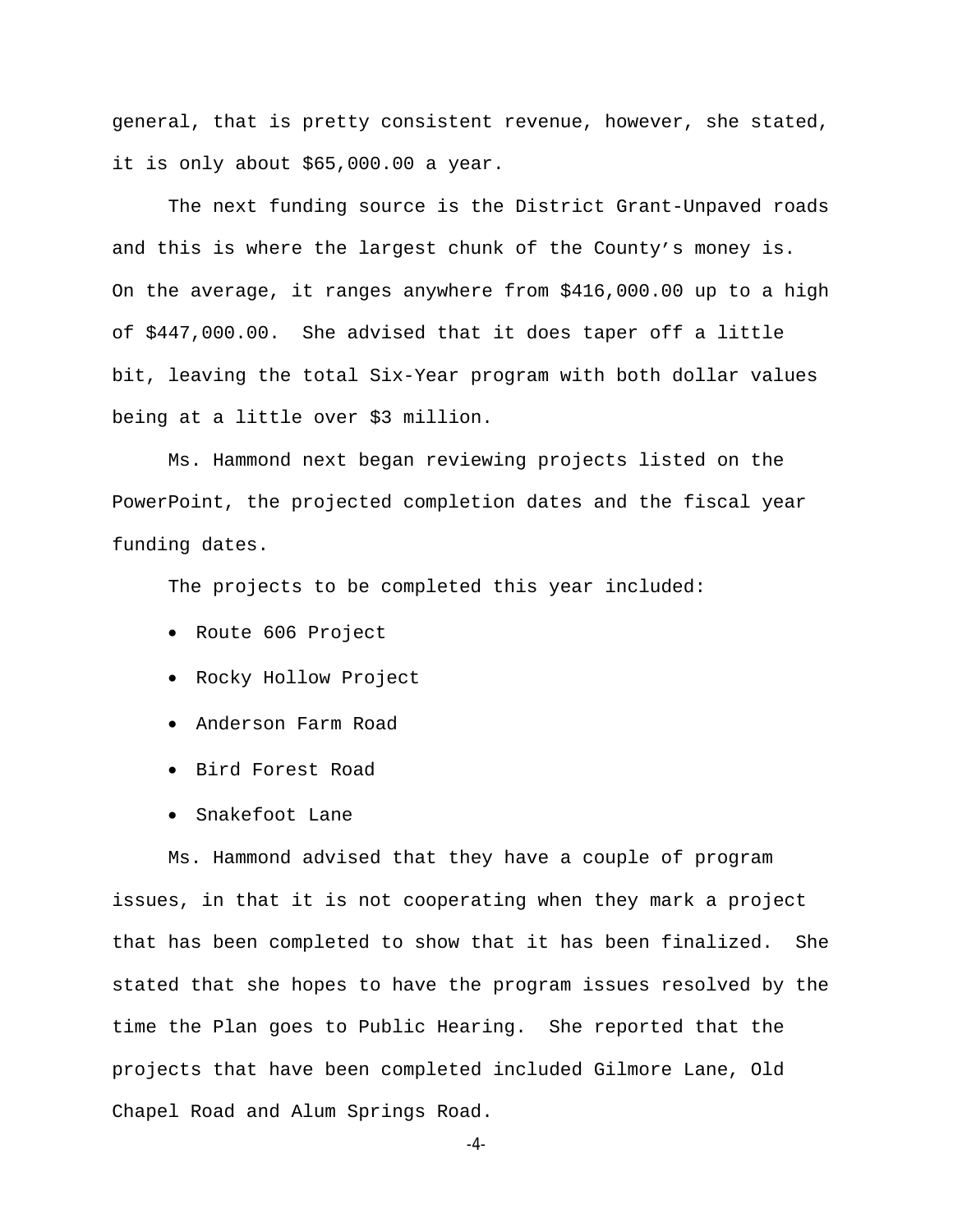general, that is pretty consistent revenue, however, she stated, it is only about $65,000.00 a year.

The next funding source is the District Grant-Unpaved roads and this is where the largest chunk of the County's money is. On the average, it ranges anywhere from $416,000.00 up to a high of $447,000.00. She advised that it does taper off a little bit, leaving the total Six-Year program with both dollar values being at a little over $3 million.

Ms. Hammond next began reviewing projects listed on the PowerPoint, the projected completion dates and the fiscal year funding dates.

The projects to be completed this year included:

- Route 606 Project
- Rocky Hollow Project
- Anderson Farm Road
- Bird Forest Road
- Snakefoot Lane

Ms. Hammond advised that they have a couple of program issues, in that it is not cooperating when they mark a project that has been completed to show that it has been finalized. She stated that she hopes to have the program issues resolved by the time the Plan goes to Public Hearing. She reported that the projects that have been completed included Gilmore Lane, Old Chapel Road and Alum Springs Road.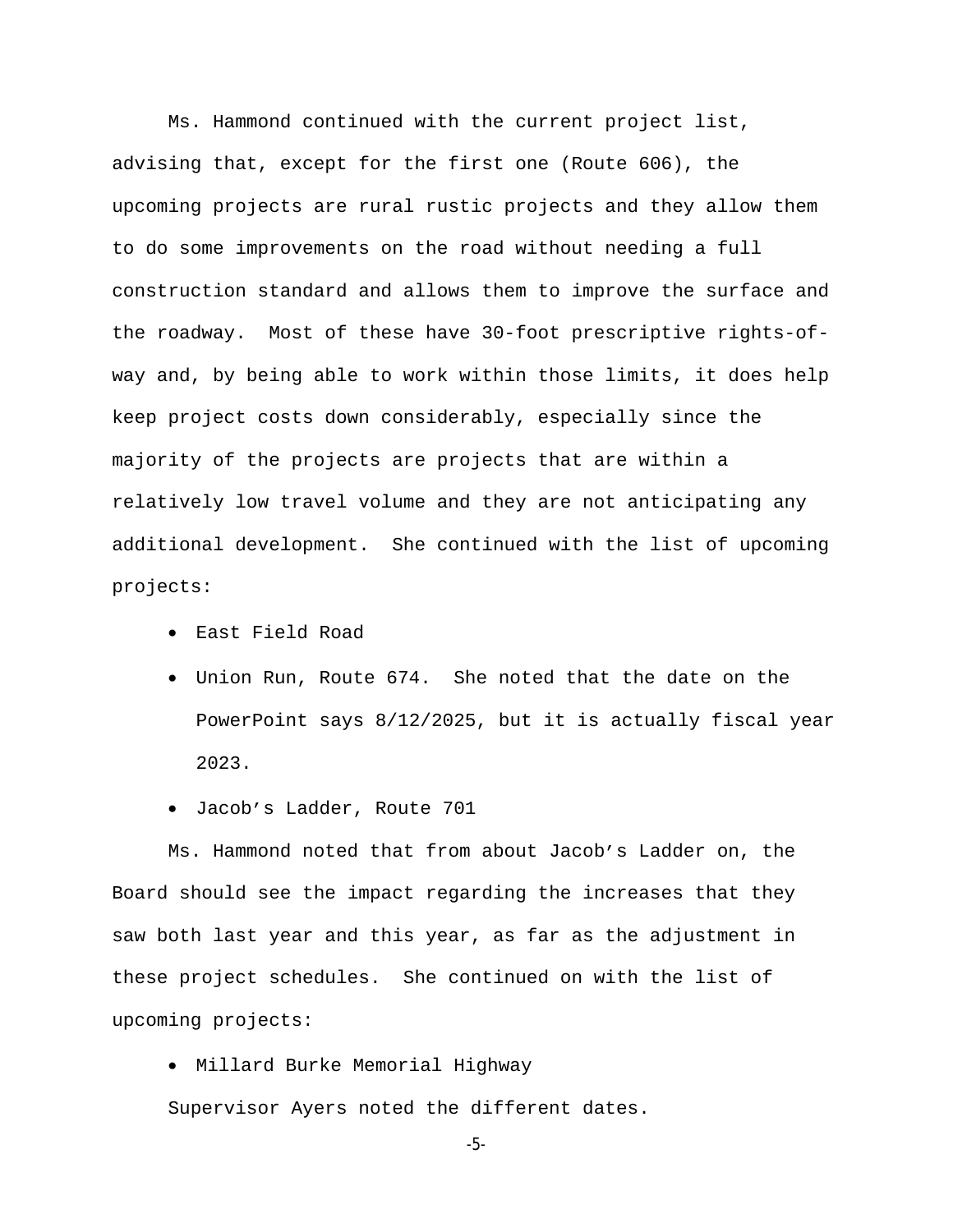Ms. Hammond continued with the current project list, advising that, except for the first one (Route 606), the upcoming projects are rural rustic projects and they allow them to do some improvements on the road without needing a full construction standard and allows them to improve the surface and the roadway. Most of these have 30-foot prescriptive rights-of-way and, by being able to work within those limits, it does help keep project costs down considerably, especially since the majority of the projects are projects that are within a relatively low travel volume and they are not anticipating any additional development. She continued with the list of upcoming projects:

- East Field Road
- Union Run, Route 674. She noted that the date on the PowerPoint says 8/12/2025, but it is actually fiscal year 2023.
- Jacob's Ladder, Route 701

Ms. Hammond noted that from about Jacob's Ladder on, the Board should see the impact regarding the increases that they saw both last year and this year, as far as the adjustment in these project schedules. She continued on with the list of upcoming projects:

- Millard Burke Memorial Highway

Supervisor Ayers noted the different dates.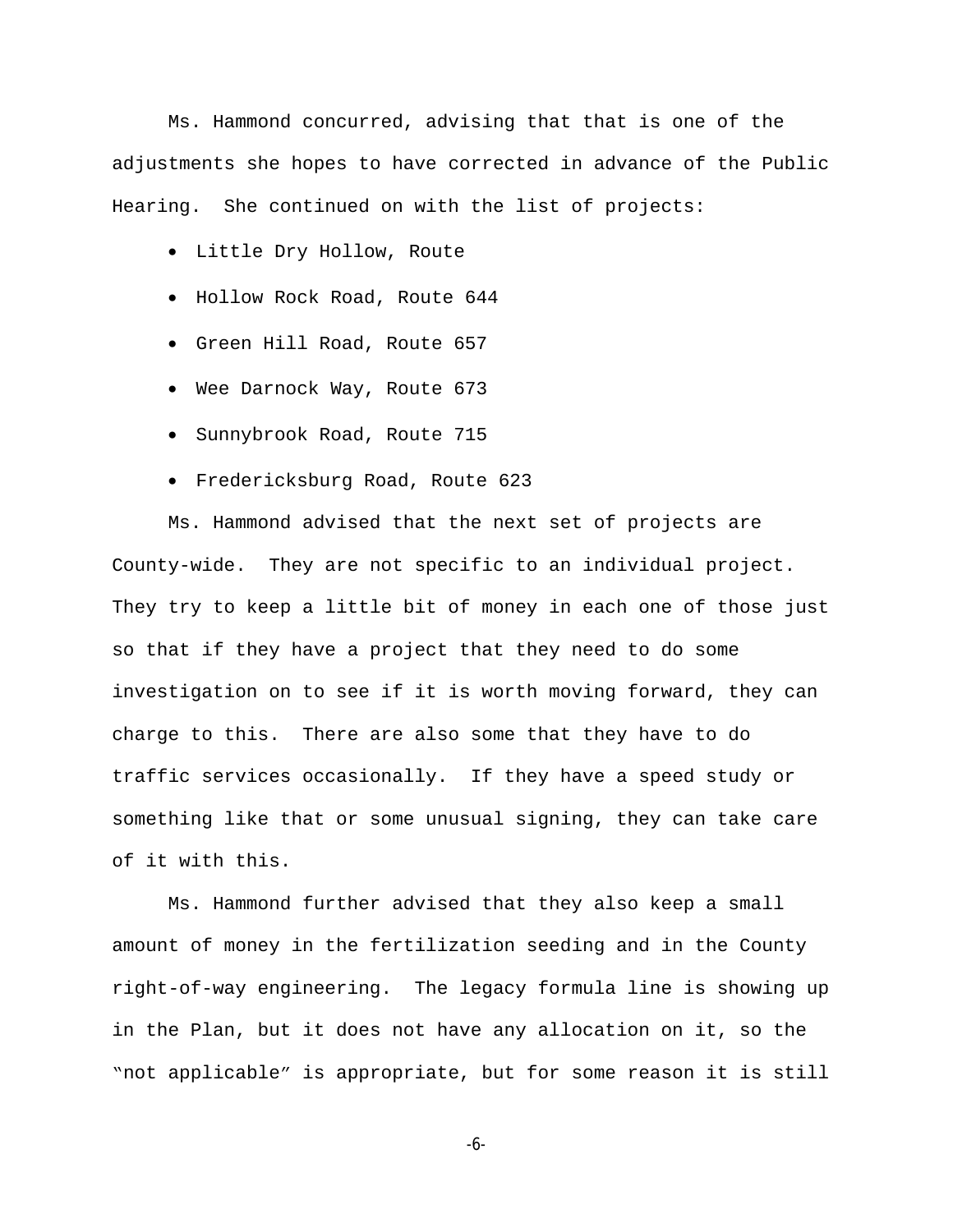Ms. Hammond concurred, advising that that is one of the adjustments she hopes to have corrected in advance of the Public Hearing. She continued on with the list of projects:

- Little Dry Hollow, Route
- Hollow Rock Road, Route 644
- Green Hill Road, Route 657
- Wee Darnock Way, Route 673
- Sunnybrook Road, Route 715
- Fredericksburg Road, Route 623

Ms. Hammond advised that the next set of projects are County-wide. They are not specific to an individual project. They try to keep a little bit of money in each one of those just so that if they have a project that they need to do some investigation on to see if it is worth moving forward, they can charge to this. There are also some that they have to do traffic services occasionally. If they have a speed study or something like that or some unusual signing, they can take care of it with this.

Ms. Hammond further advised that they also keep a small amount of money in the fertilization seeding and in the County right-of-way engineering. The legacy formula line is showing up in the Plan, but it does not have any allocation on it, so the "not applicable" is appropriate, but for some reason it is still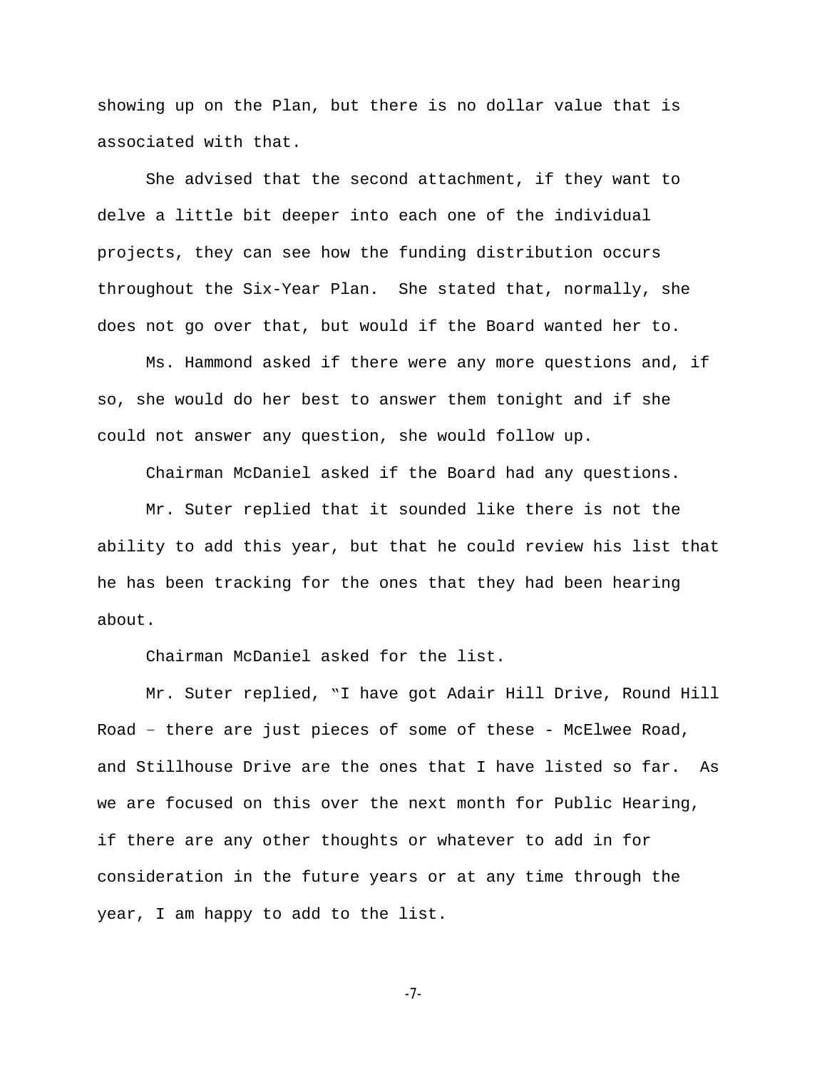showing up on the Plan, but there is no dollar value that is associated with that.

She advised that the second attachment, if they want to delve a little bit deeper into each one of the individual projects, they can see how the funding distribution occurs throughout the Six-Year Plan. She stated that, normally, she does not go over that, but would if the Board wanted her to.

Ms. Hammond asked if there were any more questions and, if so, she would do her best to answer them tonight and if she could not answer any question, she would follow up.

Chairman McDaniel asked if the Board had any questions.

Mr. Suter replied that it sounded like there is not the ability to add this year, but that he could review his list that he has been tracking for the ones that they had been hearing about.

Chairman McDaniel asked for the list.

Mr. Suter replied, "I have got Adair Hill Drive, Round Hill Road – there are just pieces of some of these - McElwee Road, and Stillhouse Drive are the ones that I have listed so far. As we are focused on this over the next month for Public Hearing, if there are any other thoughts or whatever to add in for consideration in the future years or at any time through the year, I am happy to add to the list.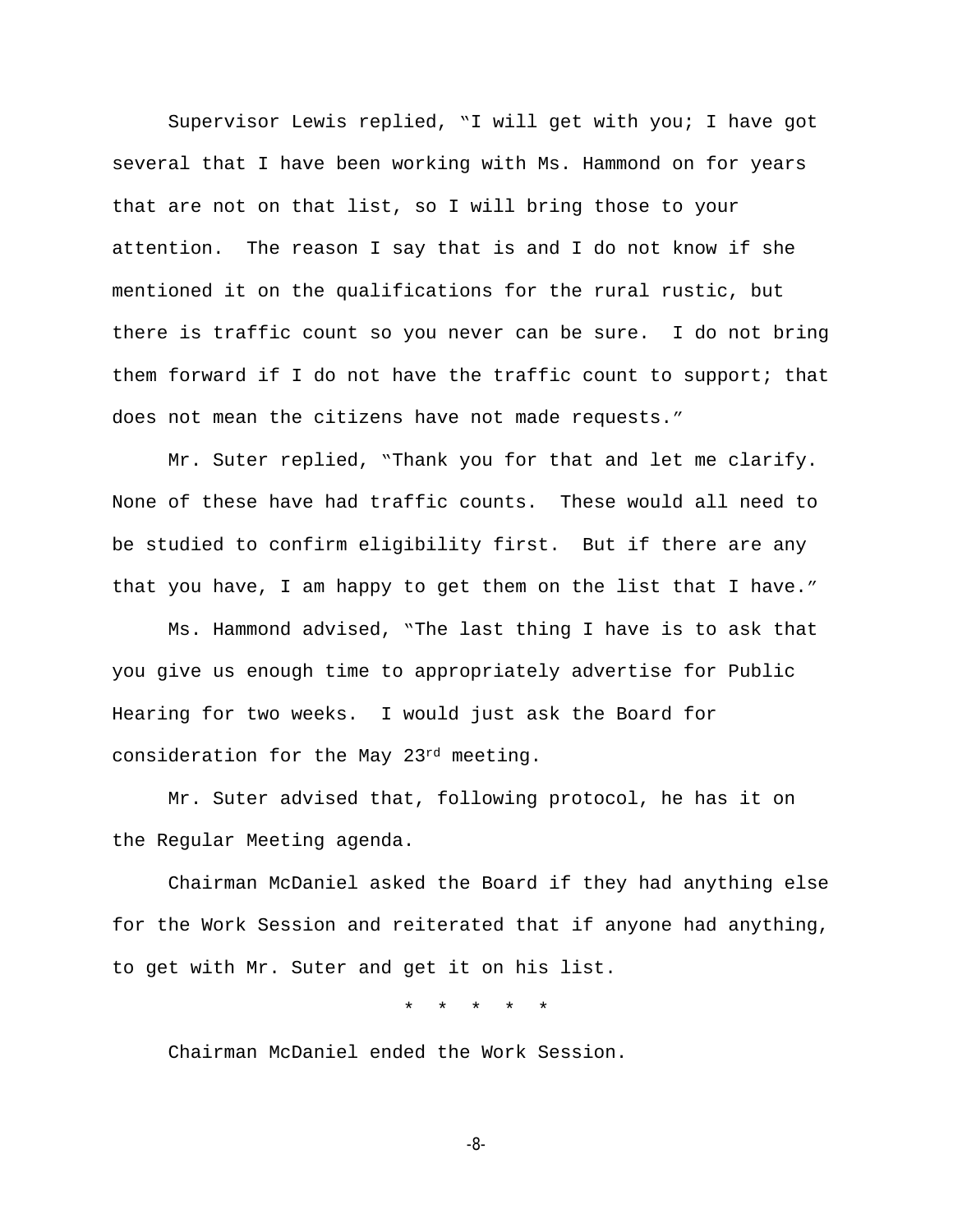Supervisor Lewis replied, "I will get with you; I have got several that I have been working with Ms. Hammond on for years that are not on that list, so I will bring those to your attention.  The reason I say that is and I do not know if she mentioned it on the qualifications for the rural rustic, but there is traffic count so you never can be sure.  I do not bring them forward if I do not have the traffic count to support; that does not mean the citizens have not made requests."

Mr. Suter replied, "Thank you for that and let me clarify.  None of these have had traffic counts.  These would all need to be studied to confirm eligibility first.  But if there are any that you have, I am happy to get them on the list that I have."

Ms. Hammond advised, "The last thing I have is to ask that you give us enough time to appropriately advertise for Public Hearing for two weeks.  I would just ask the Board for consideration for the May 23rd meeting.

Mr. Suter advised that, following protocol, he has it on the Regular Meeting agenda.

Chairman McDaniel asked the Board if they had anything else for the Work Session and reiterated that if anyone had anything, to get with Mr. Suter and get it on his list.

\* \* \* \* \*

Chairman McDaniel ended the Work Session.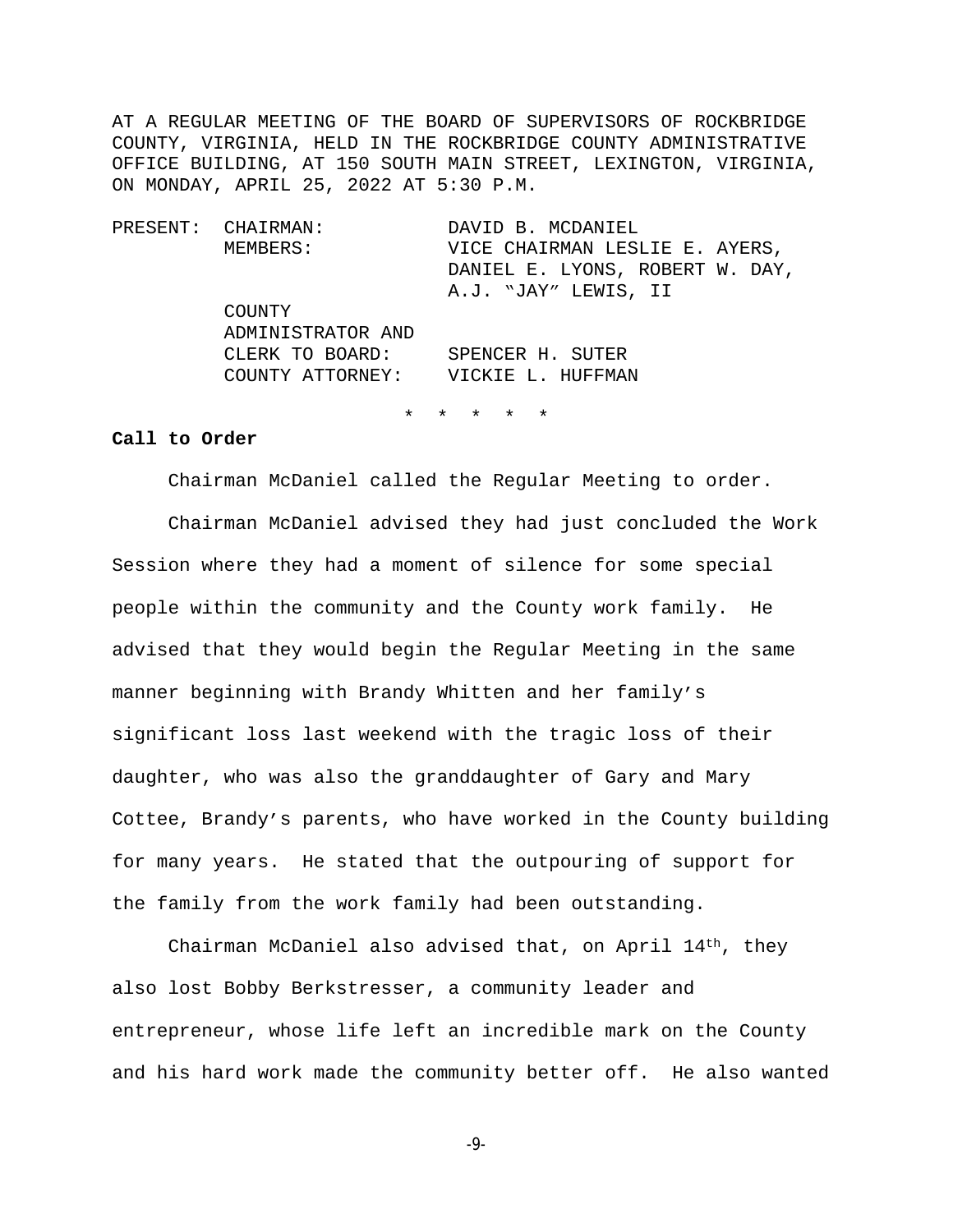AT A REGULAR MEETING OF THE BOARD OF SUPERVISORS OF ROCKBRIDGE COUNTY, VIRGINIA, HELD IN THE ROCKBRIDGE COUNTY ADMINISTRATIVE OFFICE BUILDING, AT 150 SOUTH MAIN STREET, LEXINGTON, VIRGINIA, ON MONDAY, APRIL 25, 2022 AT 5:30 P.M.

| PRESENT: | | |
|---|---|---|
| | CHAIRMAN: | DAVID B. MCDANIEL |
| | MEMBERS: | VICE CHAIRMAN LESLIE E. AYERS, DANIEL E. LYONS, ROBERT W. DAY, A.J. "JAY" LEWIS, II |
| | COUNTY ADMINISTRATOR AND CLERK TO BOARD: | SPENCER H. SUTER |
| | COUNTY ATTORNEY: | VICKIE L. HUFFMAN |

\* \* \* \* \*

**Call to Order**

Chairman McDaniel called the Regular Meeting to order.

Chairman McDaniel advised they had just concluded the Work Session where they had a moment of silence for some special people within the community and the County work family. He advised that they would begin the Regular Meeting in the same manner beginning with Brandy Whitten and her family's significant loss last weekend with the tragic loss of their daughter, who was also the granddaughter of Gary and Mary Cottee, Brandy's parents, who have worked in the County building for many years. He stated that the outpouring of support for the family from the work family had been outstanding.

Chairman McDaniel also advised that, on April 14th, they also lost Bobby Berkstresser, a community leader and entrepreneur, whose life left an incredible mark on the County and his hard work made the community better off. He also wanted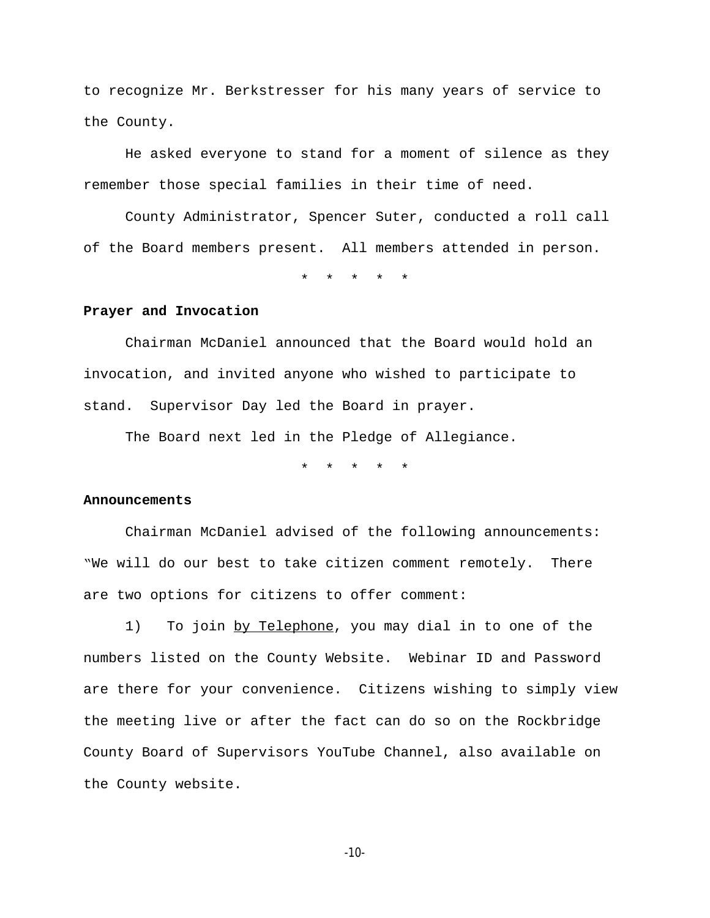to recognize Mr. Berkstresser for his many years of service to the County.

He asked everyone to stand for a moment of silence as they remember those special families in their time of need.

County Administrator, Spencer Suter, conducted a roll call of the Board members present. All members attended in person.

\* \* \* \* \*

**Prayer and Invocation**

Chairman McDaniel announced that the Board would hold an invocation, and invited anyone who wished to participate to stand. Supervisor Day led the Board in prayer.

The Board next led in the Pledge of Allegiance.

\* \* \* \* \*

**Announcements**

Chairman McDaniel advised of the following announcements: "We will do our best to take citizen comment remotely. There are two options for citizens to offer comment:

1) To join <u>by Telephone</u>, you may dial in to one of the numbers listed on the County Website. Webinar ID and Password are there for your convenience. Citizens wishing to simply view the meeting live or after the fact can do so on the Rockbridge County Board of Supervisors YouTube Channel, also available on the County website.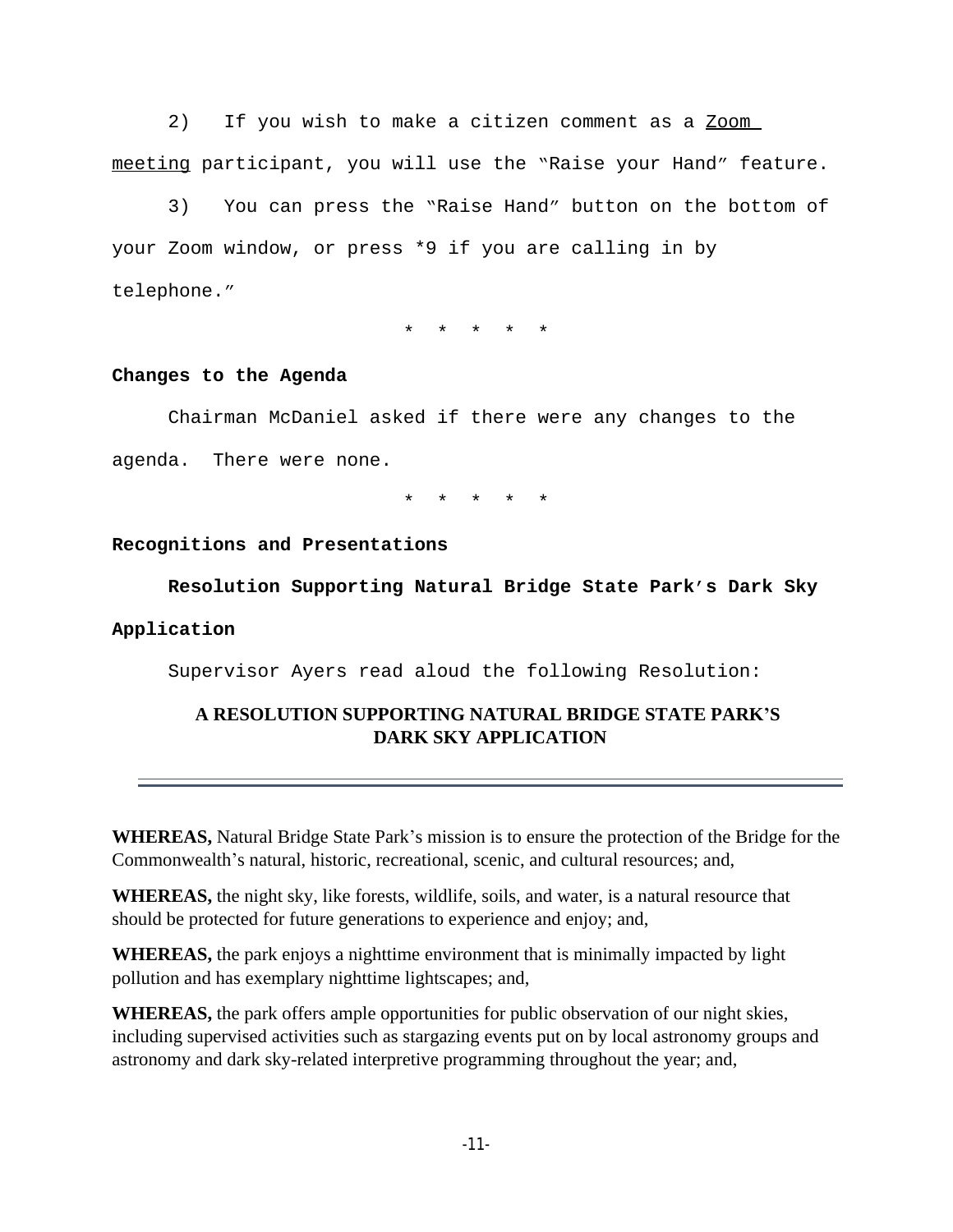2) If you wish to make a citizen comment as a Zoom meeting participant, you will use the "Raise your Hand" feature.

3) You can press the "Raise Hand" button on the bottom of your Zoom window, or press *9 if you are calling in by telephone."

\* \* \* \* \*

**Changes to the Agenda**

Chairman McDaniel asked if there were any changes to the agenda. There were none.

\* \* \* \* \*

**Recognitions and Presentations**

**Resolution Supporting Natural Bridge State Park's Dark Sky Application**

Supervisor Ayers read aloud the following Resolution:

**A RESOLUTION SUPPORTING NATURAL BRIDGE STATE PARK'S DARK SKY APPLICATION**

---

**WHEREAS,** Natural Bridge State Park's mission is to ensure the protection of the Bridge for the Commonwealth's natural, historic, recreational, scenic, and cultural resources; and,

**WHEREAS,** the night sky, like forests, wildlife, soils, and water, is a natural resource that should be protected for future generations to experience and enjoy; and,

**WHEREAS,** the park enjoys a nighttime environment that is minimally impacted by light pollution and has exemplary nighttime lightscapes; and,

**WHEREAS,** the park offers ample opportunities for public observation of our night skies, including supervised activities such as stargazing events put on by local astronomy groups and astronomy and dark sky-related interpretive programming throughout the year; and,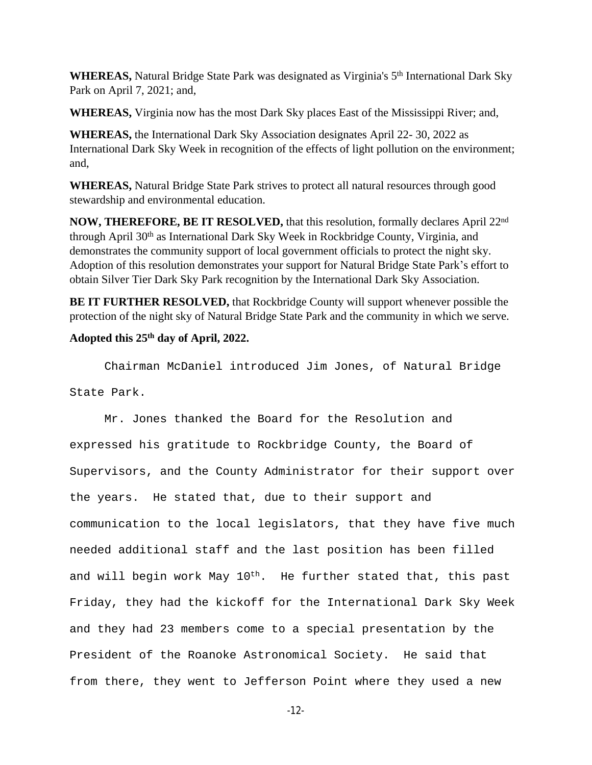**WHEREAS,** Natural Bridge State Park was designated as Virginia's 5th International Dark Sky Park on April 7, 2021; and,

**WHEREAS,** Virginia now has the most Dark Sky places East of the Mississippi River; and,

**WHEREAS,** the International Dark Sky Association designates April 22- 30, 2022 as International Dark Sky Week in recognition of the effects of light pollution on the environment; and,

**WHEREAS,** Natural Bridge State Park strives to protect all natural resources through good stewardship and environmental education.

**NOW, THEREFORE, BE IT RESOLVED,** that this resolution, formally declares April 22nd through April 30th as International Dark Sky Week in Rockbridge County, Virginia, and demonstrates the community support of local government officials to protect the night sky. Adoption of this resolution demonstrates your support for Natural Bridge State Park's effort to obtain Silver Tier Dark Sky Park recognition by the International Dark Sky Association.

**BE IT FURTHER RESOLVED,** that Rockbridge County will support whenever possible the protection of the night sky of Natural Bridge State Park and the community in which we serve.

**Adopted this 25th day of April, 2022.**

Chairman McDaniel introduced Jim Jones, of Natural Bridge State Park.

Mr. Jones thanked the Board for the Resolution and expressed his gratitude to Rockbridge County, the Board of Supervisors, and the County Administrator for their support over the years. He stated that, due to their support and communication to the local legislators, that they have five much needed additional staff and the last position has been filled and will begin work May 10th. He further stated that, this past Friday, they had the kickoff for the International Dark Sky Week and they had 23 members come to a special presentation by the President of the Roanoke Astronomical Society. He said that from there, they went to Jefferson Point where they used a new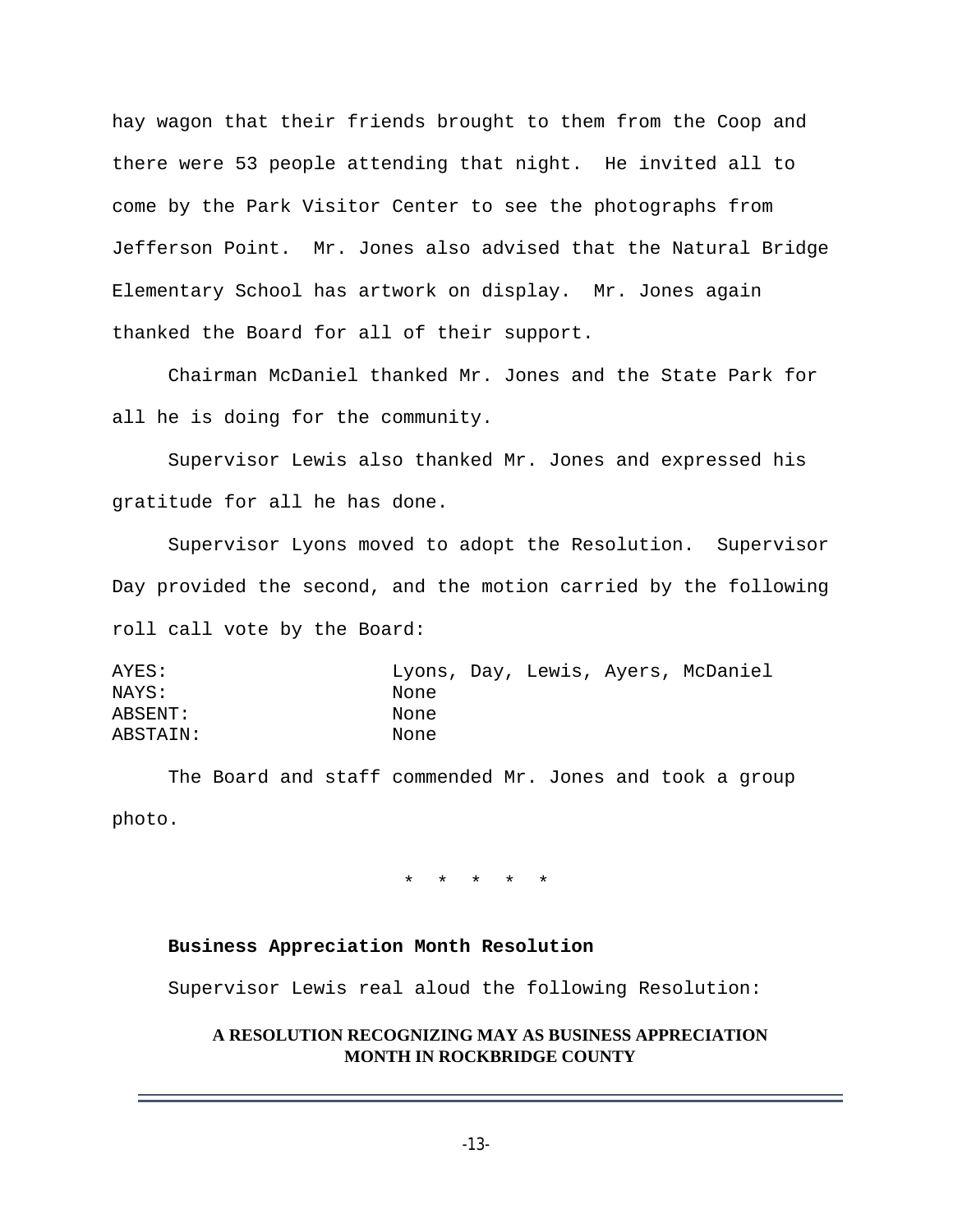hay wagon that their friends brought to them from the Coop and there were 53 people attending that night. He invited all to come by the Park Visitor Center to see the photographs from Jefferson Point. Mr. Jones also advised that the Natural Bridge Elementary School has artwork on display. Mr. Jones again thanked the Board for all of their support.

Chairman McDaniel thanked Mr. Jones and the State Park for all he is doing for the community.

Supervisor Lewis also thanked Mr. Jones and expressed his gratitude for all he has done.

Supervisor Lyons moved to adopt the Resolution. Supervisor Day provided the second, and the motion carried by the following roll call vote by the Board:

| | |
|---|---|
| AYES: | Lyons, Day, Lewis, Ayers, McDaniel |
| NAYS: | None |
| ABSENT: | None |
| ABSTAIN: | None |

The Board and staff commended Mr. Jones and took a group photo.

\* \* \* \* \*

**Business Appreciation Month Resolution**

Supervisor Lewis real aloud the following Resolution:

**A RESOLUTION RECOGNIZING MAY AS BUSINESS APPRECIATION MONTH IN ROCKBRIDGE COUNTY**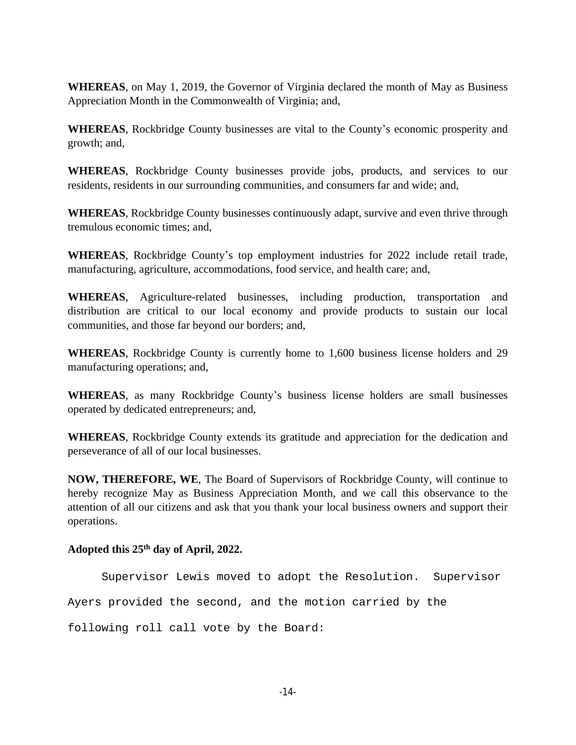**WHEREAS**, on May 1, 2019, the Governor of Virginia declared the month of May as Business Appreciation Month in the Commonwealth of Virginia; and,

**WHEREAS**, Rockbridge County businesses are vital to the County's economic prosperity and growth; and,

**WHEREAS**, Rockbridge County businesses provide jobs, products, and services to our residents, residents in our surrounding communities, and consumers far and wide; and,

**WHEREAS**, Rockbridge County businesses continuously adapt, survive and even thrive through tremulous economic times; and,

**WHEREAS**, Rockbridge County's top employment industries for 2022 include retail trade, manufacturing, agriculture, accommodations, food service, and health care; and,

**WHEREAS**, Agriculture-related businesses, including production, transportation and distribution are critical to our local economy and provide products to sustain our local communities, and those far beyond our borders; and,

**WHEREAS**, Rockbridge County is currently home to 1,600 business license holders and 29 manufacturing operations; and,

**WHEREAS**, as many Rockbridge County's business license holders are small businesses operated by dedicated entrepreneurs; and,

**WHEREAS**, Rockbridge County extends its gratitude and appreciation for the dedication and perseverance of all of our local businesses.

**NOW, THEREFORE, WE**, The Board of Supervisors of Rockbridge County, will continue to hereby recognize May as Business Appreciation Month, and we call this observance to the attention of all our citizens and ask that you thank your local business owners and support their operations.

**Adopted this 25th day of April, 2022.**

Supervisor Lewis moved to adopt the Resolution. Supervisor Ayers provided the second, and the motion carried by the following roll call vote by the Board: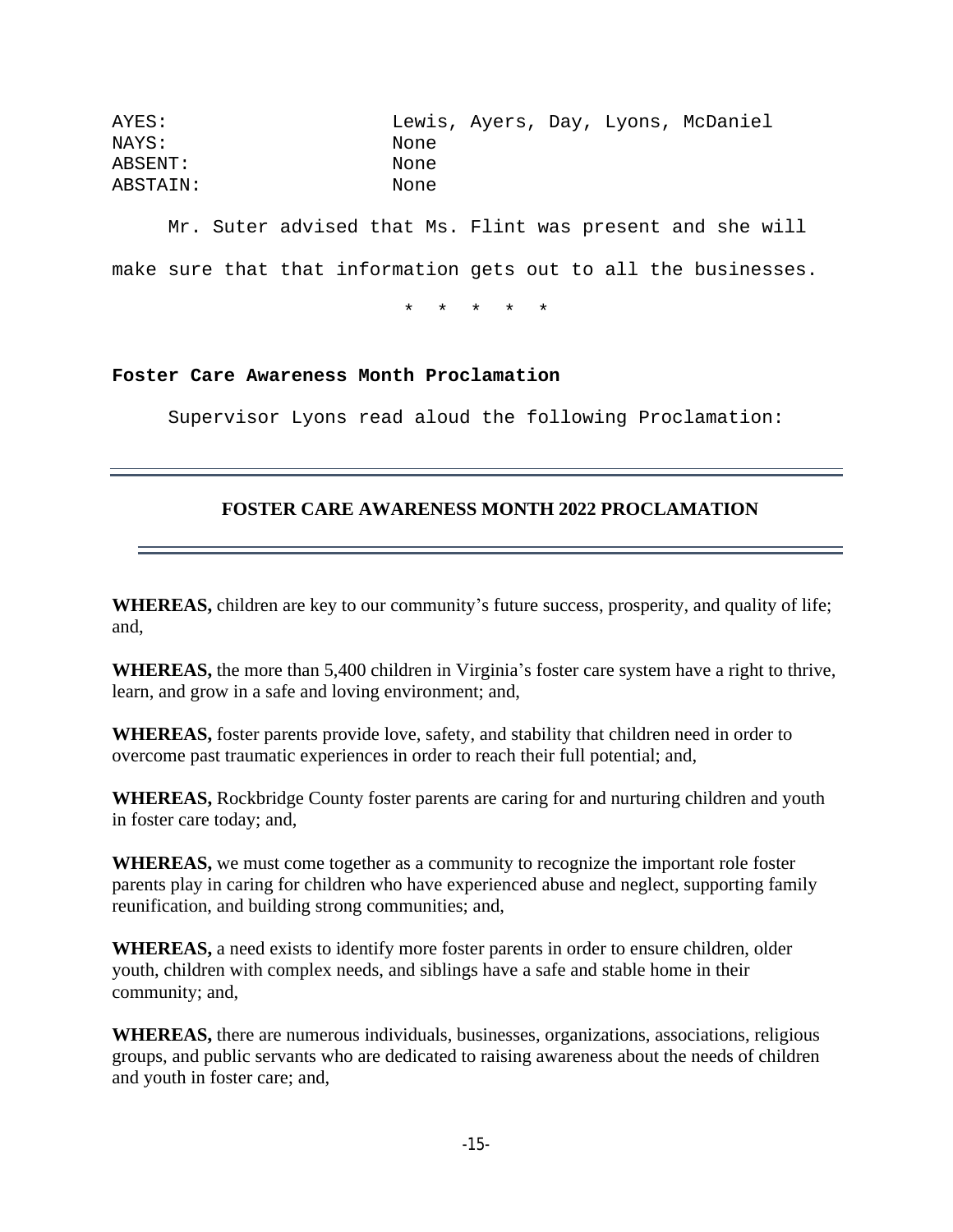| | |
|---|---|
| AYES: | Lewis, Ayers, Day, Lyons, McDaniel |
| NAYS: | None |
| ABSENT: | None |
| ABSTAIN: | None |

Mr. Suter advised that Ms. Flint was present and she will make sure that that information gets out to all the businesses.

\* \* \* \* \*

**Foster Care Awareness Month Proclamation**

Supervisor Lyons read aloud the following Proclamation:

## FOSTER CARE AWARENESS MONTH 2022 PROCLAMATION

**WHEREAS,** children are key to our community's future success, prosperity, and quality of life; and,

**WHEREAS,** the more than 5,400 children in Virginia's foster care system have a right to thrive, learn, and grow in a safe and loving environment; and,

**WHEREAS,** foster parents provide love, safety, and stability that children need in order to overcome past traumatic experiences in order to reach their full potential; and,

**WHEREAS,** Rockbridge County foster parents are caring for and nurturing children and youth in foster care today; and,

**WHEREAS,** we must come together as a community to recognize the important role foster parents play in caring for children who have experienced abuse and neglect, supporting family reunification, and building strong communities; and,

**WHEREAS,** a need exists to identify more foster parents in order to ensure children, older youth, children with complex needs, and siblings have a safe and stable home in their community; and,

**WHEREAS,** there are numerous individuals, businesses, organizations, associations, religious groups, and public servants who are dedicated to raising awareness about the needs of children and youth in foster care; and,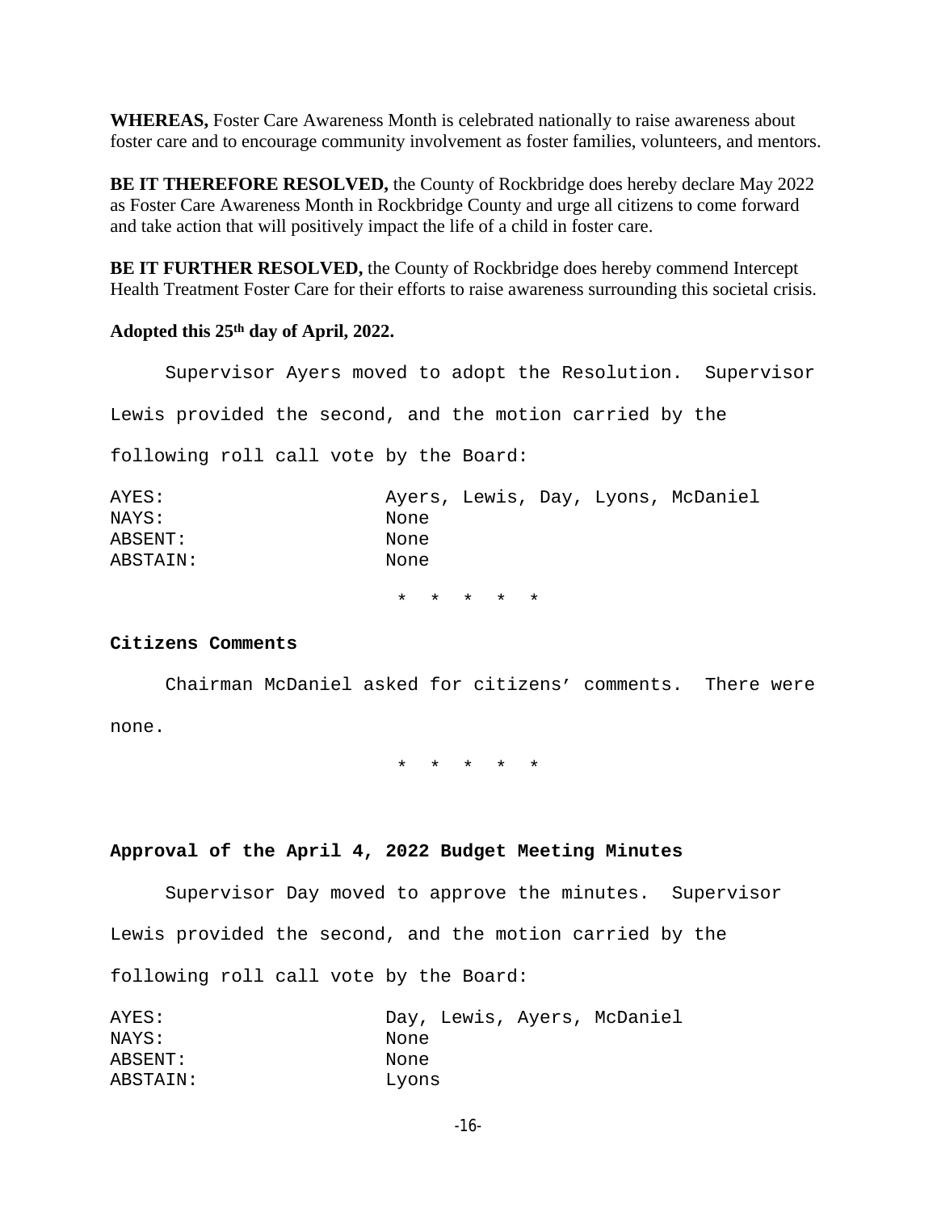**WHEREAS,** Foster Care Awareness Month is celebrated nationally to raise awareness about foster care and to encourage community involvement as foster families, volunteers, and mentors.

**BE IT THEREFORE RESOLVED,** the County of Rockbridge does hereby declare May 2022 as Foster Care Awareness Month in Rockbridge County and urge all citizens to come forward and take action that will positively impact the life of a child in foster care.

**BE IT FURTHER RESOLVED,** the County of Rockbridge does hereby commend Intercept Health Treatment Foster Care for their efforts to raise awareness surrounding this societal crisis.

**Adopted this 25th day of April, 2022.**

Supervisor Ayers moved to adopt the Resolution. Supervisor Lewis provided the second, and the motion carried by the following roll call vote by the Board:

| | |
|---|---|
| AYES: | Ayers, Lewis, Day, Lyons, McDaniel |
| NAYS: | None |
| ABSENT: | None |
| ABSTAIN: | None |

* * * * *

**Citizens Comments**

Chairman McDaniel asked for citizens' comments. There were none.

* * * * *

**Approval of the April 4, 2022 Budget Meeting Minutes**

Supervisor Day moved to approve the minutes. Supervisor Lewis provided the second, and the motion carried by the following roll call vote by the Board:

| | |
|---|---|
| AYES: | Day, Lewis, Ayers, McDaniel |
| NAYS: | None |
| ABSENT: | None |
| ABSTAIN: | Lyons |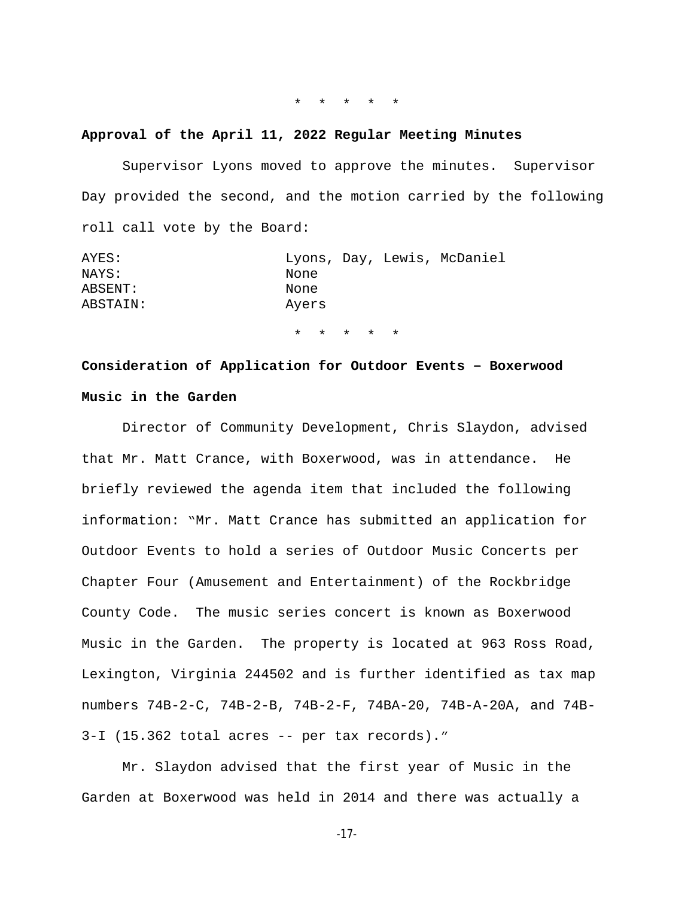\*   \*   \*   \*   \*

**Approval of the April 11, 2022 Regular Meeting Minutes**

Supervisor Lyons moved to approve the minutes. Supervisor Day provided the second, and the motion carried by the following roll call vote by the Board:

| | |
|---|---|
| AYES: | Lyons, Day, Lewis, McDaniel |
| NAYS: | None |
| ABSENT: | None |
| ABSTAIN: | Ayers |

\*   \*   \*   \*   \*

**Consideration of Application for Outdoor Events – Boxerwood Music in the Garden**

Director of Community Development, Chris Slaydon, advised that Mr. Matt Crance, with Boxerwood, was in attendance. He briefly reviewed the agenda item that included the following information: "Mr. Matt Crance has submitted an application for Outdoor Events to hold a series of Outdoor Music Concerts per Chapter Four (Amusement and Entertainment) of the Rockbridge County Code. The music series concert is known as Boxerwood Music in the Garden. The property is located at 963 Ross Road, Lexington, Virginia 244502 and is further identified as tax map numbers 74B-2-C, 74B-2-B, 74B-2-F, 74BA-20, 74B-A-20A, and 74B-3-I (15.362 total acres -- per tax records)."

Mr. Slaydon advised that the first year of Music in the Garden at Boxerwood was held in 2014 and there was actually a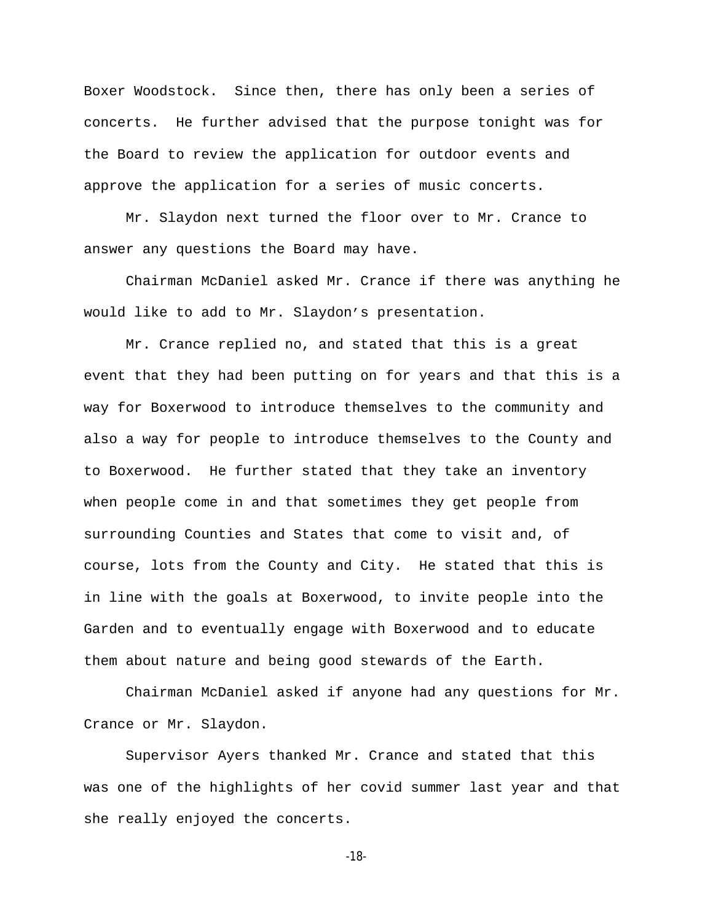Boxer Woodstock. Since then, there has only been a series of concerts. He further advised that the purpose tonight was for the Board to review the application for outdoor events and approve the application for a series of music concerts.

Mr. Slaydon next turned the floor over to Mr. Crance to answer any questions the Board may have.

Chairman McDaniel asked Mr. Crance if there was anything he would like to add to Mr. Slaydon's presentation.

Mr. Crance replied no, and stated that this is a great event that they had been putting on for years and that this is a way for Boxerwood to introduce themselves to the community and also a way for people to introduce themselves to the County and to Boxerwood. He further stated that they take an inventory when people come in and that sometimes they get people from surrounding Counties and States that come to visit and, of course, lots from the County and City. He stated that this is in line with the goals at Boxerwood, to invite people into the Garden and to eventually engage with Boxerwood and to educate them about nature and being good stewards of the Earth.

Chairman McDaniel asked if anyone had any questions for Mr. Crance or Mr. Slaydon.

Supervisor Ayers thanked Mr. Crance and stated that this was one of the highlights of her covid summer last year and that she really enjoyed the concerts.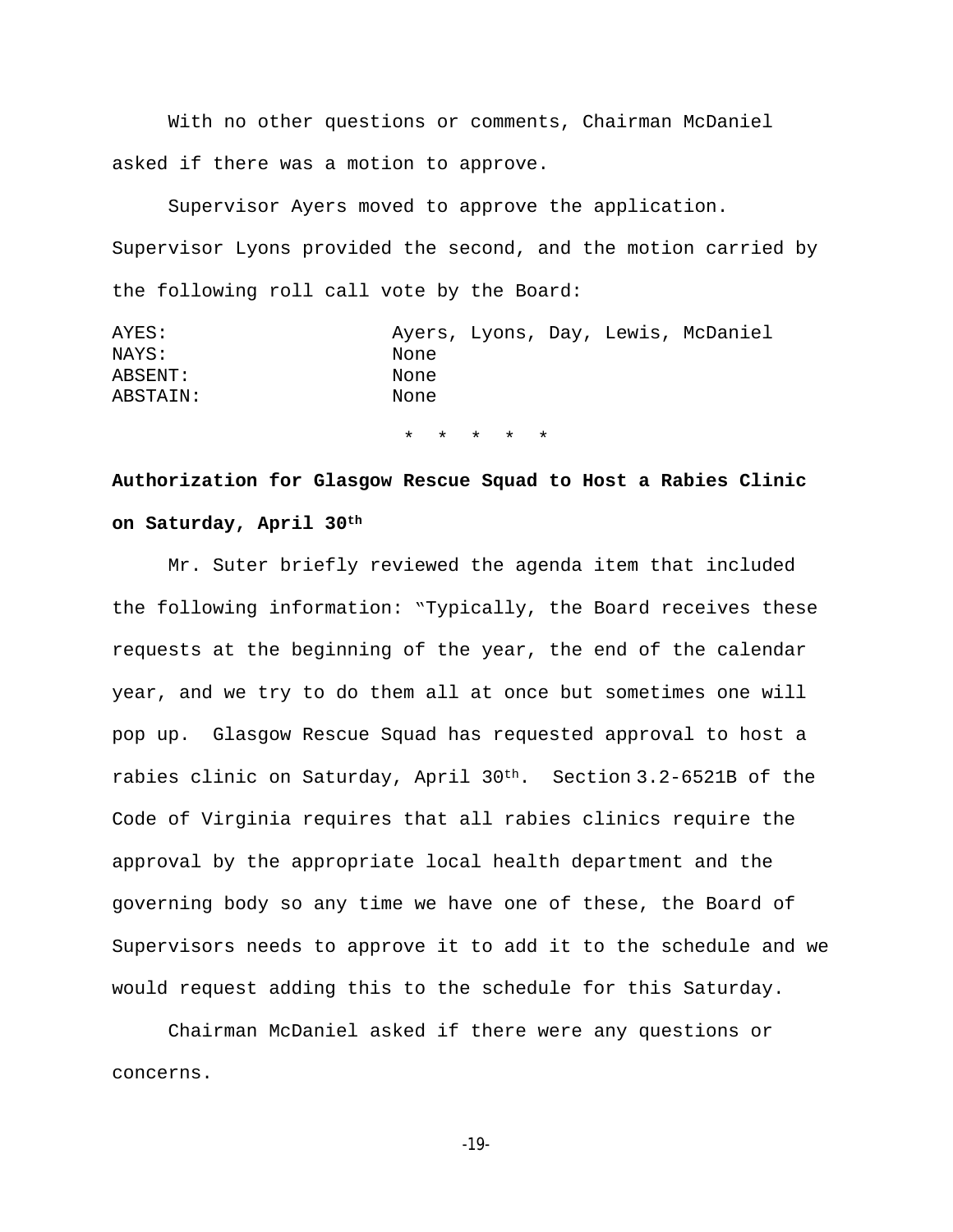With no other questions or comments, Chairman McDaniel asked if there was a motion to approve.

Supervisor Ayers moved to approve the application. Supervisor Lyons provided the second, and the motion carried by the following roll call vote by the Board:

| | |
|---|---|
| AYES: | Ayers, Lyons, Day, Lewis, McDaniel |
| NAYS: | None |
| ABSENT: | None |
| ABSTAIN: | None |

\* \* \* \* \*

**Authorization for Glasgow Rescue Squad to Host a Rabies Clinic on Saturday, April 30th**

Mr. Suter briefly reviewed the agenda item that included the following information: "Typically, the Board receives these requests at the beginning of the year, the end of the calendar year, and we try to do them all at once but sometimes one will pop up. Glasgow Rescue Squad has requested approval to host a rabies clinic on Saturday, April 30th. Section 3.2-6521B of the Code of Virginia requires that all rabies clinics require the approval by the appropriate local health department and the governing body so any time we have one of these, the Board of Supervisors needs to approve it to add it to the schedule and we would request adding this to the schedule for this Saturday.

Chairman McDaniel asked if there were any questions or concerns.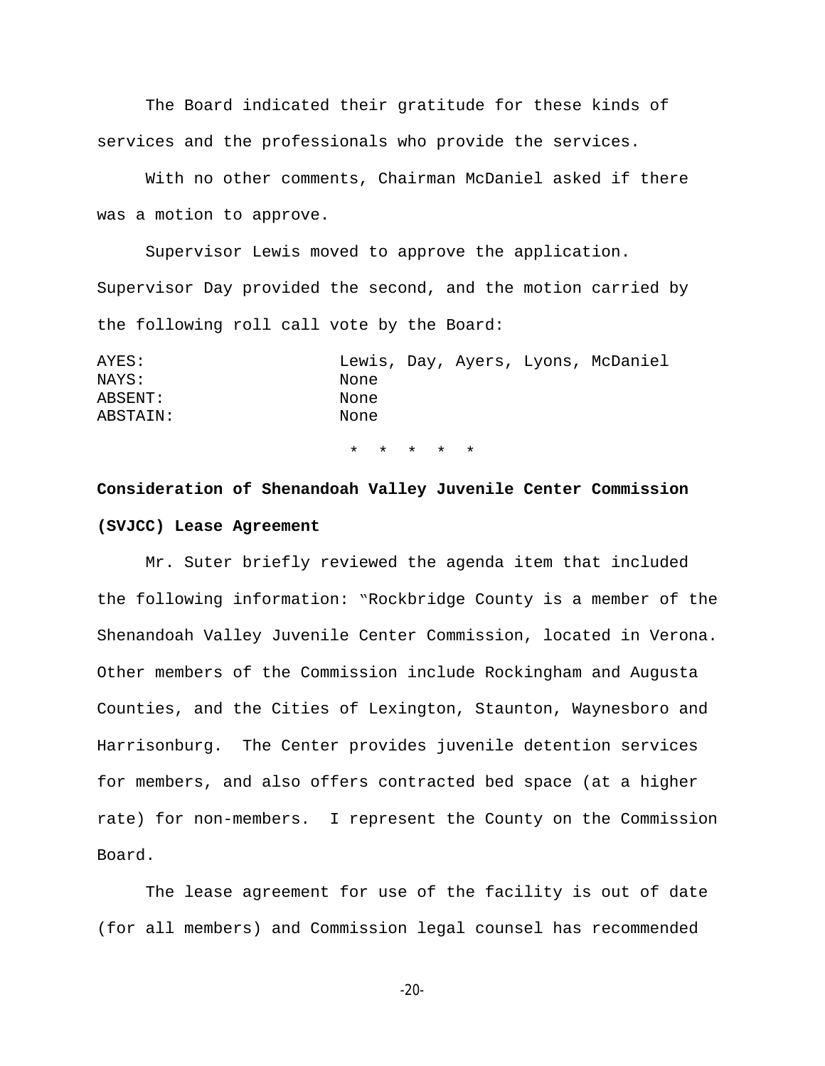The Board indicated their gratitude for these kinds of services and the professionals who provide the services.

With no other comments, Chairman McDaniel asked if there was a motion to approve.

Supervisor Lewis moved to approve the application. Supervisor Day provided the second, and the motion carried by the following roll call vote by the Board:

| | |
|---|---|
| AYES: | Lewis, Day, Ayers, Lyons, McDaniel |
| NAYS: | None |
| ABSENT: | None |
| ABSTAIN: | None |

* * * * *

**Consideration of Shenandoah Valley Juvenile Center Commission (SVJCC) Lease Agreement**

Mr. Suter briefly reviewed the agenda item that included the following information: "Rockbridge County is a member of the Shenandoah Valley Juvenile Center Commission, located in Verona. Other members of the Commission include Rockingham and Augusta Counties, and the Cities of Lexington, Staunton, Waynesboro and Harrisonburg. The Center provides juvenile detention services for members, and also offers contracted bed space (at a higher rate) for non-members. I represent the County on the Commission Board.

The lease agreement for use of the facility is out of date (for all members) and Commission legal counsel has recommended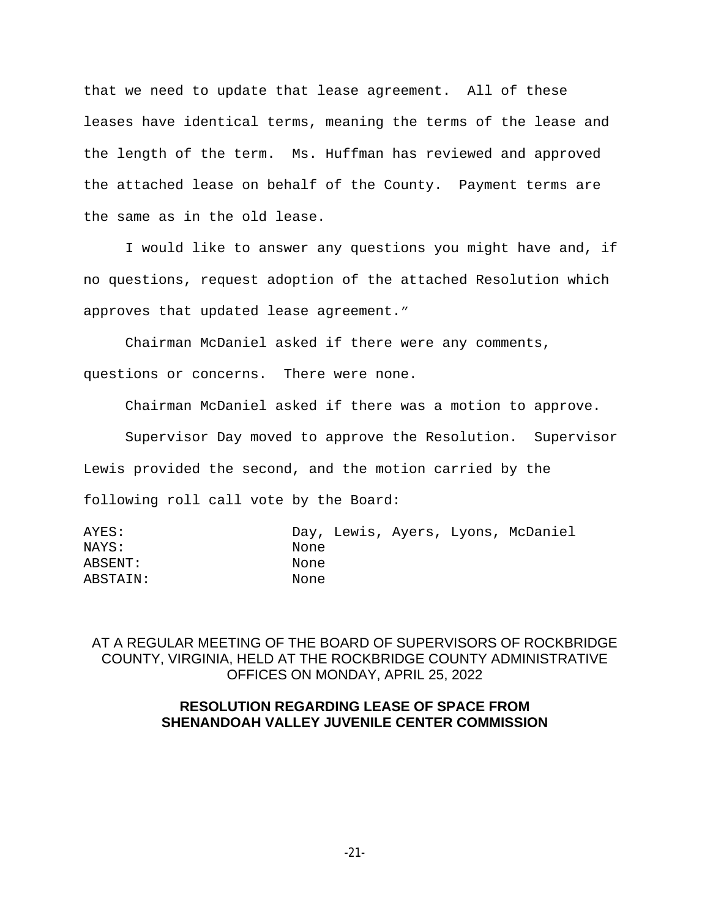that we need to update that lease agreement. All of these leases have identical terms, meaning the terms of the lease and the length of the term. Ms. Huffman has reviewed and approved the attached lease on behalf of the County. Payment terms are the same as in the old lease.

I would like to answer any questions you might have and, if no questions, request adoption of the attached Resolution which approves that updated lease agreement."

Chairman McDaniel asked if there were any comments, questions or concerns. There were none.

Chairman McDaniel asked if there was a motion to approve.

Supervisor Day moved to approve the Resolution. Supervisor Lewis provided the second, and the motion carried by the following roll call vote by the Board:

| | |
|---|---|
| AYES: | Day, Lewis, Ayers, Lyons, McDaniel |
| NAYS: | None |
| ABSENT: | None |
| ABSTAIN: | None |

AT A REGULAR MEETING OF THE BOARD OF SUPERVISORS OF ROCKBRIDGE COUNTY, VIRGINIA, HELD AT THE ROCKBRIDGE COUNTY ADMINISTRATIVE OFFICES ON MONDAY, APRIL 25, 2022

**RESOLUTION REGARDING LEASE OF SPACE FROM SHENANDOAH VALLEY JUVENILE CENTER COMMISSION**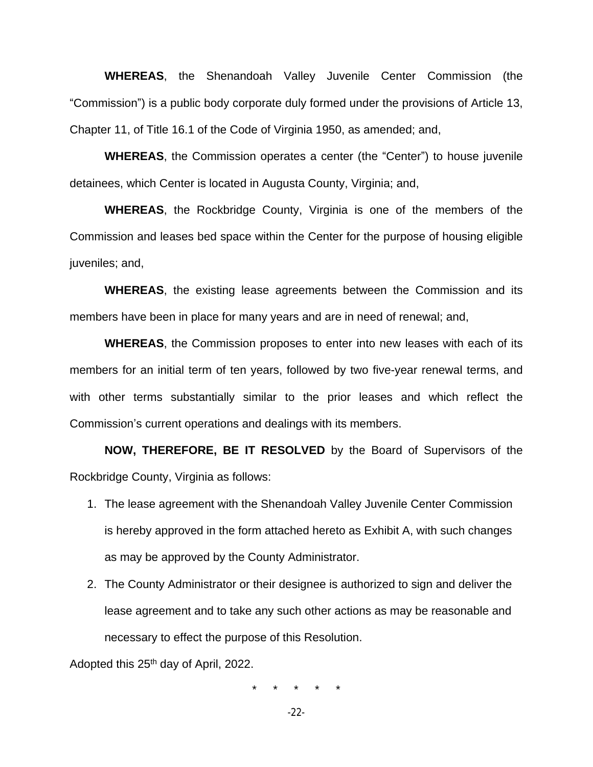**WHEREAS**, the Shenandoah Valley Juvenile Center Commission (the "Commission") is a public body corporate duly formed under the provisions of Article 13, Chapter 11, of Title 16.1 of the Code of Virginia 1950, as amended; and,

**WHEREAS**, the Commission operates a center (the "Center") to house juvenile detainees, which Center is located in Augusta County, Virginia; and,

**WHEREAS**, the Rockbridge County, Virginia is one of the members of the Commission and leases bed space within the Center for the purpose of housing eligible juveniles; and,

**WHEREAS**, the existing lease agreements between the Commission and its members have been in place for many years and are in need of renewal; and,

**WHEREAS**, the Commission proposes to enter into new leases with each of its members for an initial term of ten years, followed by two five-year renewal terms, and with other terms substantially similar to the prior leases and which reflect the Commission's current operations and dealings with its members.

**NOW, THEREFORE, BE IT RESOLVED** by the Board of Supervisors of the Rockbridge County, Virginia as follows:

1. The lease agreement with the Shenandoah Valley Juvenile Center Commission is hereby approved in the form attached hereto as Exhibit A, with such changes as may be approved by the County Administrator.
2. The County Administrator or their designee is authorized to sign and deliver the lease agreement and to take any such other actions as may be reasonable and necessary to effect the purpose of this Resolution.

Adopted this 25th day of April, 2022.

\* \* \* \* \*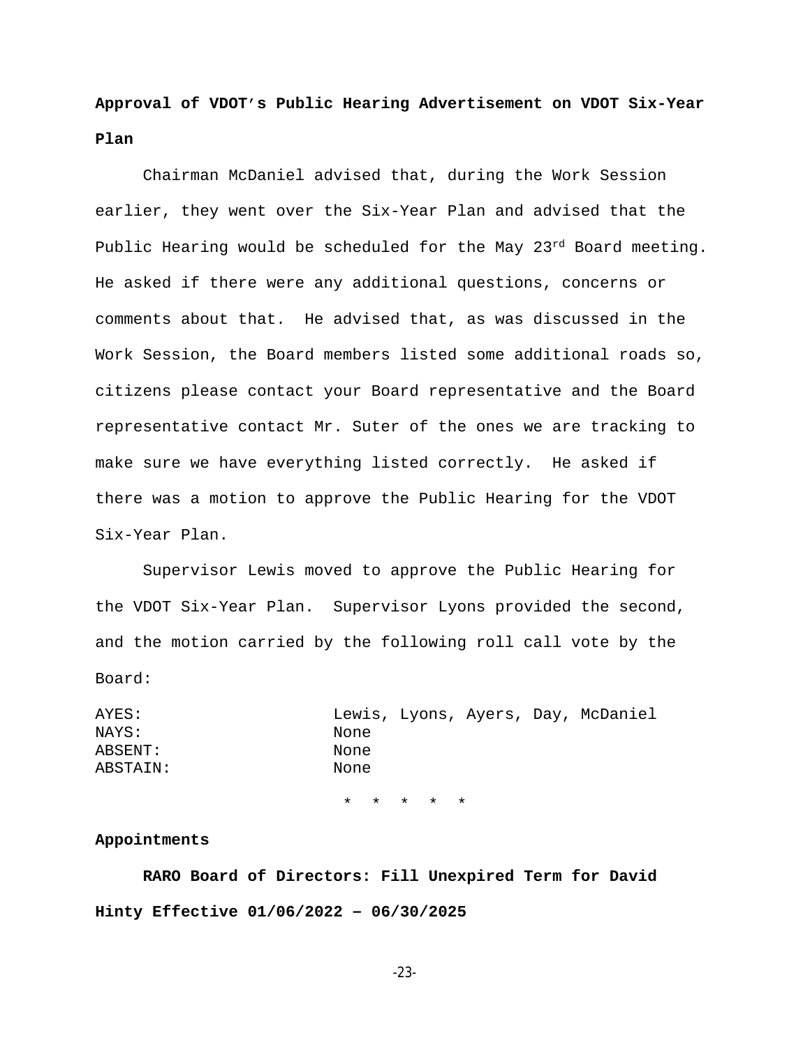**Approval of VDOT's Public Hearing Advertisement on VDOT Six-Year Plan**

Chairman McDaniel advised that, during the Work Session earlier, they went over the Six-Year Plan and advised that the Public Hearing would be scheduled for the May 23rd Board meeting. He asked if there were any additional questions, concerns or comments about that. He advised that, as was discussed in the Work Session, the Board members listed some additional roads so, citizens please contact your Board representative and the Board representative contact Mr. Suter of the ones we are tracking to make sure we have everything listed correctly. He asked if there was a motion to approve the Public Hearing for the VDOT Six-Year Plan.

Supervisor Lewis moved to approve the Public Hearing for the VDOT Six-Year Plan. Supervisor Lyons provided the second, and the motion carried by the following roll call vote by the Board:

| | |
|---|---|
| AYES: | Lewis, Lyons, Ayers, Day, McDaniel |
| NAYS: | None |
| ABSENT: | None |
| ABSTAIN: | None |

\* \* \* \* \*

**Appointments**

**RARO Board of Directors: Fill Unexpired Term for David Hinty Effective 01/06/2022 – 06/30/2025**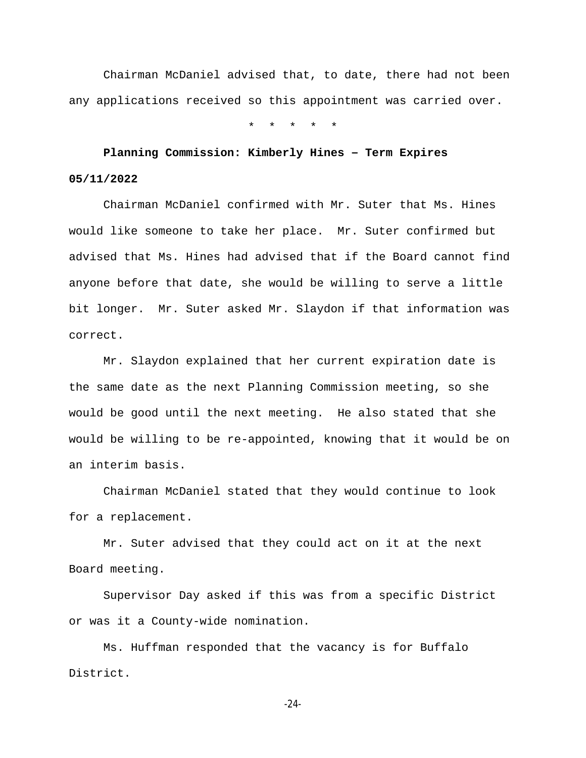Chairman McDaniel advised that, to date, there had not been any applications received so this appointment was carried over.

\* \* \* \* \*

**Planning Commission: Kimberly Hines – Term Expires 05/11/2022**

Chairman McDaniel confirmed with Mr. Suter that Ms. Hines would like someone to take her place. Mr. Suter confirmed but advised that Ms. Hines had advised that if the Board cannot find anyone before that date, she would be willing to serve a little bit longer. Mr. Suter asked Mr. Slaydon if that information was correct.

Mr. Slaydon explained that her current expiration date is the same date as the next Planning Commission meeting, so she would be good until the next meeting. He also stated that she would be willing to be re-appointed, knowing that it would be on an interim basis.

Chairman McDaniel stated that they would continue to look for a replacement.

Mr. Suter advised that they could act on it at the next Board meeting.

Supervisor Day asked if this was from a specific District or was it a County-wide nomination.

Ms. Huffman responded that the vacancy is for Buffalo District.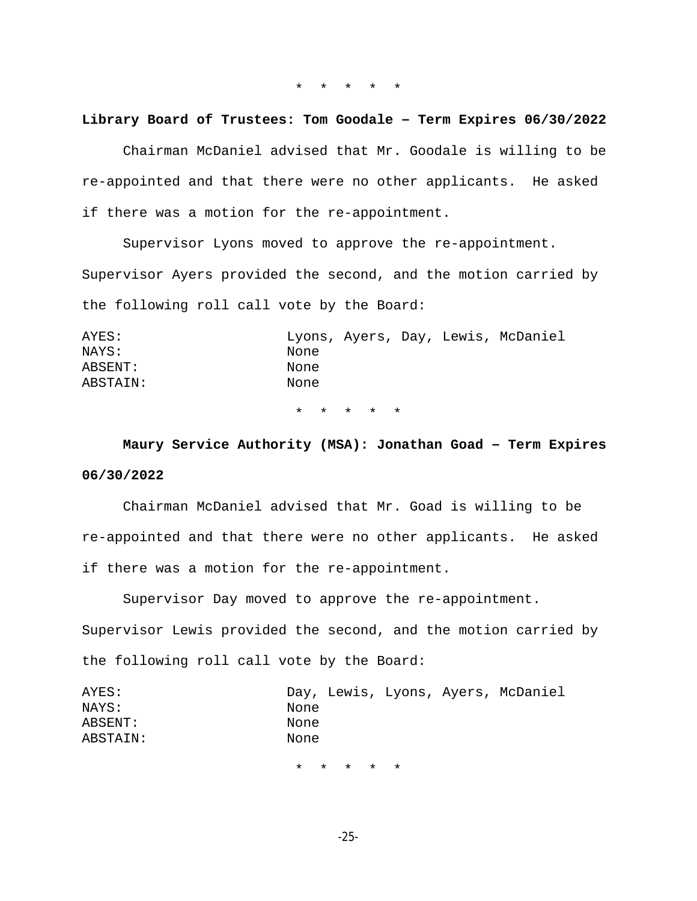\* \* \* \* \*

**Library Board of Trustees: Tom Goodale – Term Expires 06/30/2022**

Chairman McDaniel advised that Mr. Goodale is willing to be re-appointed and that there were no other applicants. He asked if there was a motion for the re-appointment.

Supervisor Lyons moved to approve the re-appointment. Supervisor Ayers provided the second, and the motion carried by the following roll call vote by the Board:

| | |
|---|---|
| AYES: | Lyons, Ayers, Day, Lewis, McDaniel |
| NAYS: | None |
| ABSENT: | None |
| ABSTAIN: | None |

\* \* \* \* \*

**Maury Service Authority (MSA): Jonathan Goad – Term Expires 06/30/2022**

Chairman McDaniel advised that Mr. Goad is willing to be re-appointed and that there were no other applicants. He asked if there was a motion for the re-appointment.

Supervisor Day moved to approve the re-appointment. Supervisor Lewis provided the second, and the motion carried by the following roll call vote by the Board:

| | |
|---|---|
| AYES: | Day, Lewis, Lyons, Ayers, McDaniel |
| NAYS: | None |
| ABSENT: | None |
| ABSTAIN: | None |

\* \* \* \* \*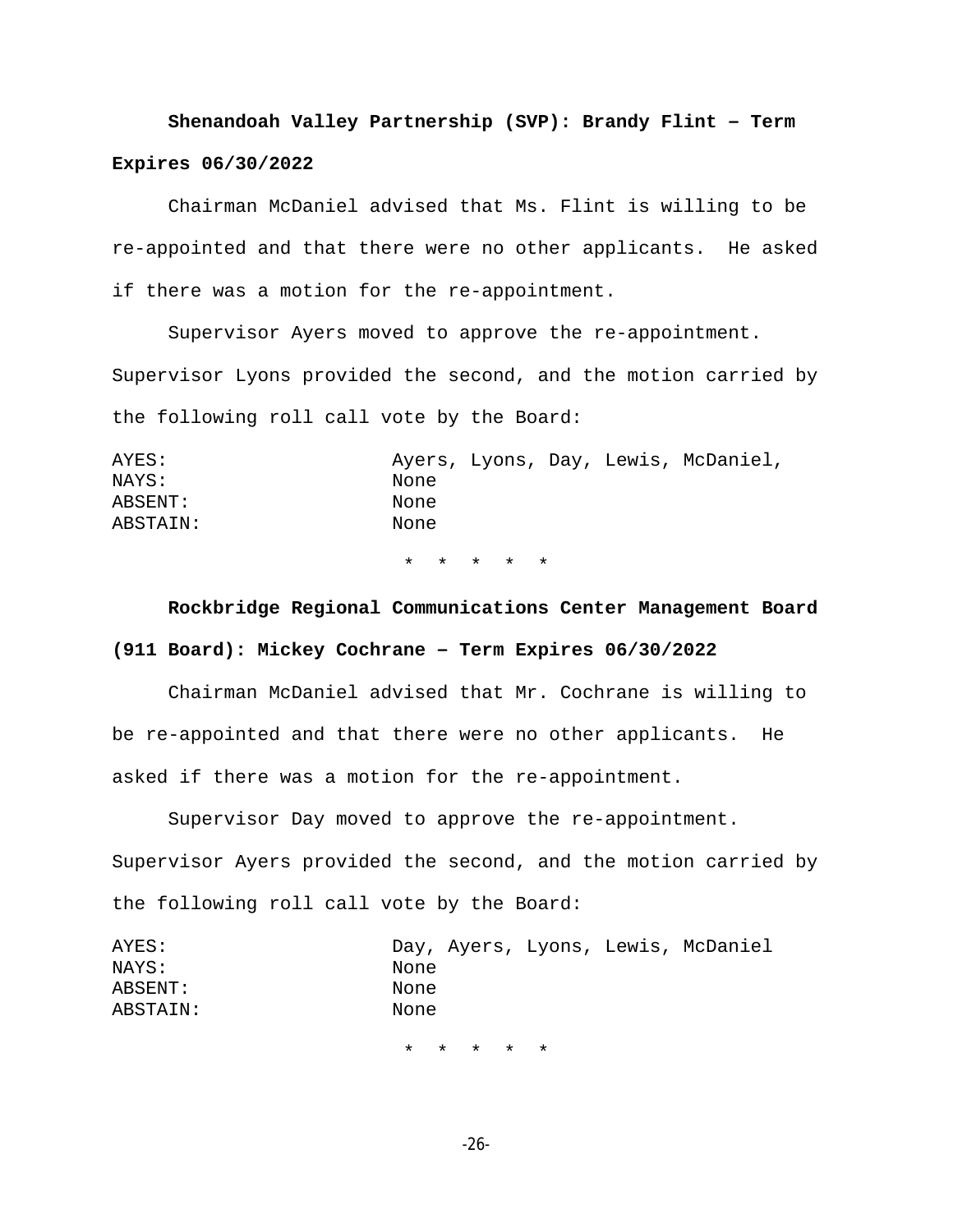**Shenandoah Valley Partnership (SVP): Brandy Flint – Term Expires 06/30/2022**

Chairman McDaniel advised that Ms. Flint is willing to be re-appointed and that there were no other applicants. He asked if there was a motion for the re-appointment.

Supervisor Ayers moved to approve the re-appointment. Supervisor Lyons provided the second, and the motion carried by the following roll call vote by the Board:

| | |
|---|---|
| AYES: | Ayers, Lyons, Day, Lewis, McDaniel, |
| NAYS: | None |
| ABSENT: | None |
| ABSTAIN: | None |

\* \* \* \* \*

**Rockbridge Regional Communications Center Management Board (911 Board): Mickey Cochrane – Term Expires 06/30/2022**

Chairman McDaniel advised that Mr. Cochrane is willing to be re-appointed and that there were no other applicants. He asked if there was a motion for the re-appointment.

Supervisor Day moved to approve the re-appointment. Supervisor Ayers provided the second, and the motion carried by the following roll call vote by the Board:

| | |
|---|---|
| AYES: | Day, Ayers, Lyons, Lewis, McDaniel |
| NAYS: | None |
| ABSENT: | None |
| ABSTAIN: | None |

\* \* \* \* \*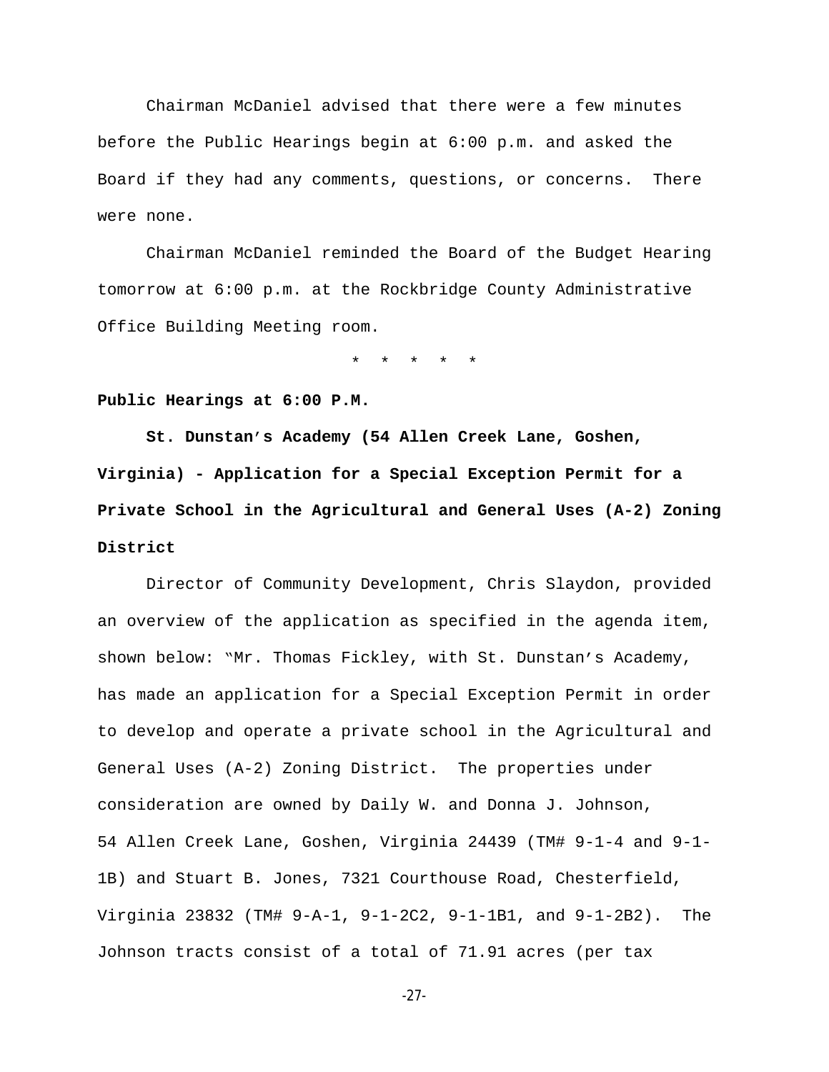Chairman McDaniel advised that there were a few minutes before the Public Hearings begin at 6:00 p.m. and asked the Board if they had any comments, questions, or concerns. There were none.

Chairman McDaniel reminded the Board of the Budget Hearing tomorrow at 6:00 p.m. at the Rockbridge County Administrative Office Building Meeting room.

\* \* \* \* \*

**Public Hearings at 6:00 P.M.**

**St. Dunstan's Academy (54 Allen Creek Lane, Goshen, Virginia) - Application for a Special Exception Permit for a Private School in the Agricultural and General Uses (A-2) Zoning District**

Director of Community Development, Chris Slaydon, provided an overview of the application as specified in the agenda item, shown below: "Mr. Thomas Fickley, with St. Dunstan's Academy, has made an application for a Special Exception Permit in order to develop and operate a private school in the Agricultural and General Uses (A-2) Zoning District. The properties under consideration are owned by Daily W. and Donna J. Johnson, 54 Allen Creek Lane, Goshen, Virginia 24439 (TM# 9-1-4 and 9-1-1B) and Stuart B. Jones, 7321 Courthouse Road, Chesterfield, Virginia 23832 (TM# 9-A-1, 9-1-2C2, 9-1-1B1, and 9-1-2B2). The Johnson tracts consist of a total of 71.91 acres (per tax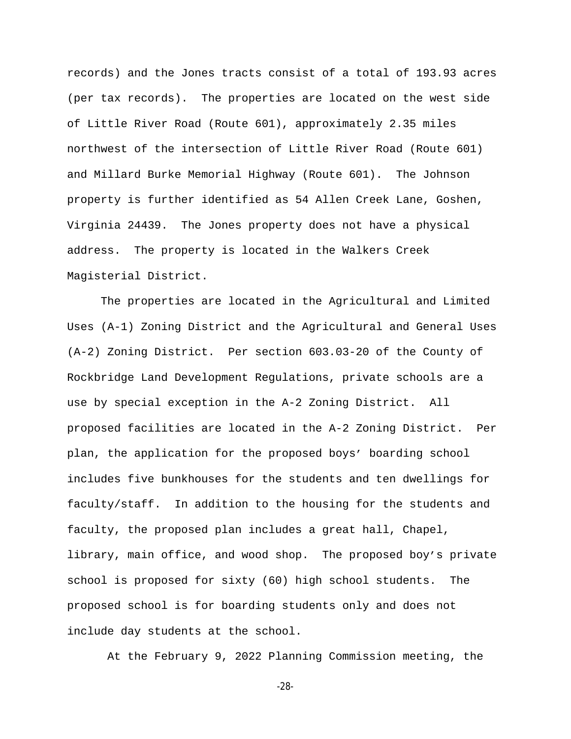records) and the Jones tracts consist of a total of 193.93 acres (per tax records). The properties are located on the west side of Little River Road (Route 601), approximately 2.35 miles northwest of the intersection of Little River Road (Route 601) and Millard Burke Memorial Highway (Route 601). The Johnson property is further identified as 54 Allen Creek Lane, Goshen, Virginia 24439. The Jones property does not have a physical address. The property is located in the Walkers Creek Magisterial District.

The properties are located in the Agricultural and Limited Uses (A-1) Zoning District and the Agricultural and General Uses (A-2) Zoning District. Per section 603.03-20 of the County of Rockbridge Land Development Regulations, private schools are a use by special exception in the A-2 Zoning District. All proposed facilities are located in the A-2 Zoning District. Per plan, the application for the proposed boys' boarding school includes five bunkhouses for the students and ten dwellings for faculty/staff. In addition to the housing for the students and faculty, the proposed plan includes a great hall, Chapel, library, main office, and wood shop. The proposed boy's private school is proposed for sixty (60) high school students. The proposed school is for boarding students only and does not include day students at the school.

At the February 9, 2022 Planning Commission meeting, the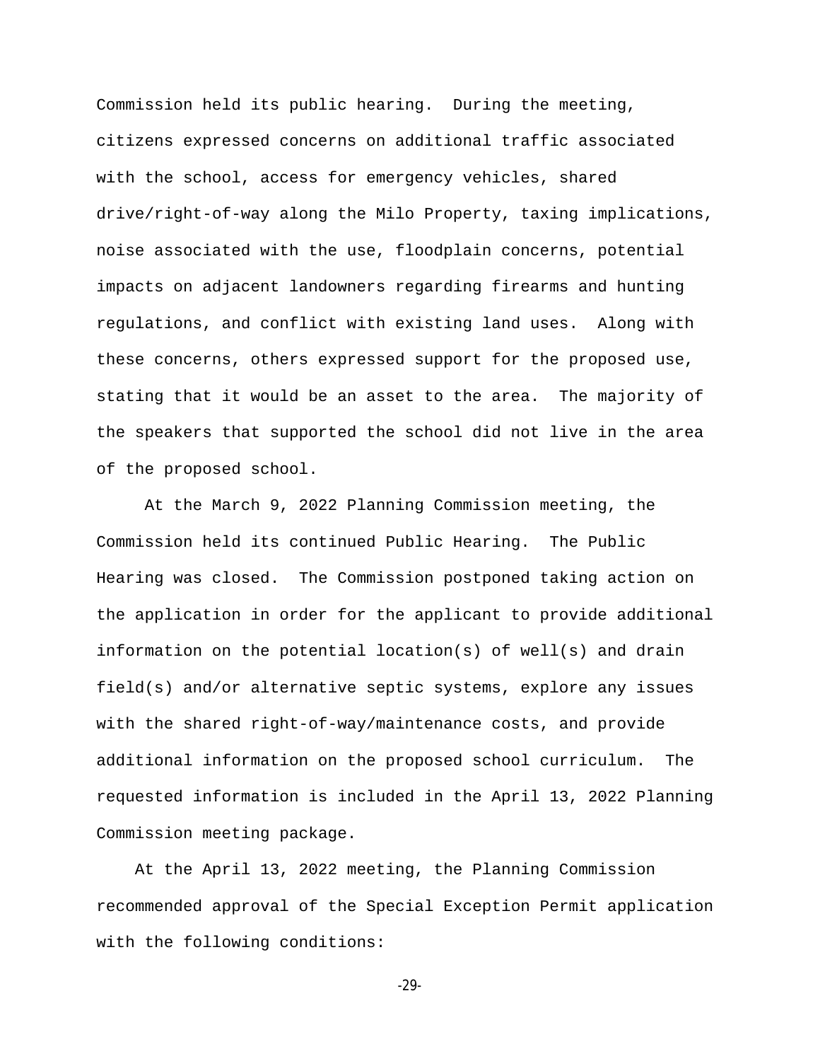Commission held its public hearing. During the meeting, citizens expressed concerns on additional traffic associated with the school, access for emergency vehicles, shared drive/right-of-way along the Milo Property, taxing implications, noise associated with the use, floodplain concerns, potential impacts on adjacent landowners regarding firearms and hunting regulations, and conflict with existing land uses. Along with these concerns, others expressed support for the proposed use, stating that it would be an asset to the area. The majority of the speakers that supported the school did not live in the area of the proposed school.

At the March 9, 2022 Planning Commission meeting, the Commission held its continued Public Hearing. The Public Hearing was closed. The Commission postponed taking action on the application in order for the applicant to provide additional information on the potential location(s) of well(s) and drain field(s) and/or alternative septic systems, explore any issues with the shared right-of-way/maintenance costs, and provide additional information on the proposed school curriculum. The requested information is included in the April 13, 2022 Planning Commission meeting package.

At the April 13, 2022 meeting, the Planning Commission recommended approval of the Special Exception Permit application with the following conditions: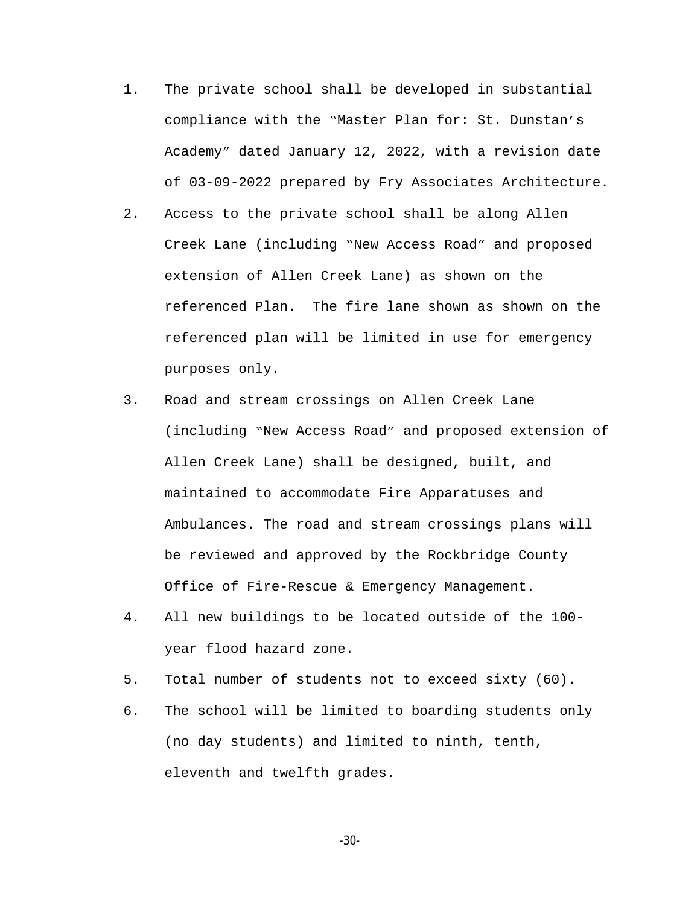1. The private school shall be developed in substantial compliance with the "Master Plan for: St. Dunstan's Academy" dated January 12, 2022, with a revision date of 03-09-2022 prepared by Fry Associates Architecture.
2. Access to the private school shall be along Allen Creek Lane (including "New Access Road" and proposed extension of Allen Creek Lane) as shown on the referenced Plan. The fire lane shown as shown on the referenced plan will be limited in use for emergency purposes only.
3. Road and stream crossings on Allen Creek Lane (including "New Access Road" and proposed extension of Allen Creek Lane) shall be designed, built, and maintained to accommodate Fire Apparatuses and Ambulances. The road and stream crossings plans will be reviewed and approved by the Rockbridge County Office of Fire-Rescue & Emergency Management.
4. All new buildings to be located outside of the 100-year flood hazard zone.
5. Total number of students not to exceed sixty (60).
6. The school will be limited to boarding students only (no day students) and limited to ninth, tenth, eleventh and twelfth grades.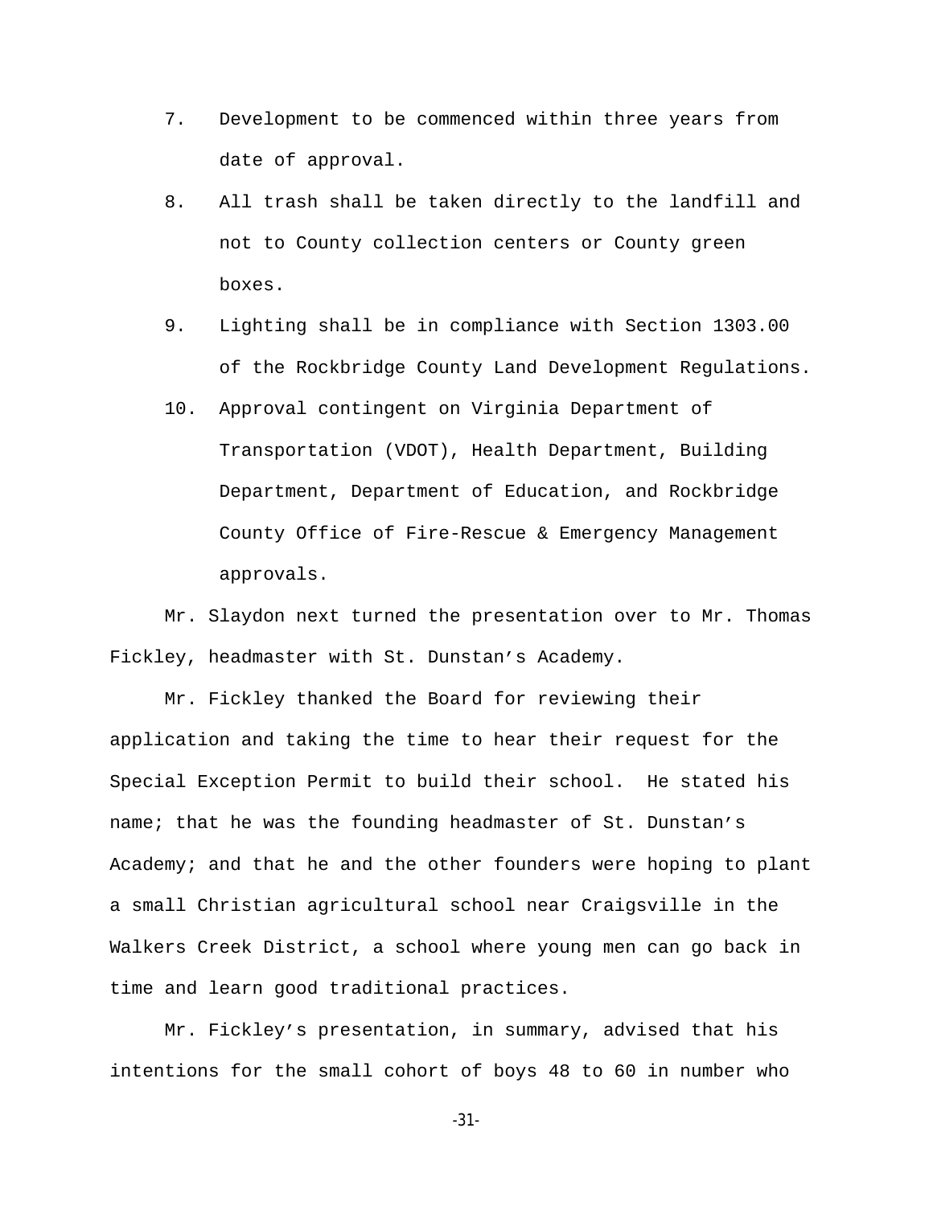7. Development to be commenced within three years from date of approval.
8. All trash shall be taken directly to the landfill and not to County collection centers or County green boxes.
9. Lighting shall be in compliance with Section 1303.00 of the Rockbridge County Land Development Regulations.
10. Approval contingent on Virginia Department of Transportation (VDOT), Health Department, Building Department, Department of Education, and Rockbridge County Office of Fire-Rescue & Emergency Management approvals.

Mr. Slaydon next turned the presentation over to Mr. Thomas Fickley, headmaster with St. Dunstan's Academy.

Mr. Fickley thanked the Board for reviewing their application and taking the time to hear their request for the Special Exception Permit to build their school. He stated his name; that he was the founding headmaster of St. Dunstan's Academy; and that he and the other founders were hoping to plant a small Christian agricultural school near Craigsville in the Walkers Creek District, a school where young men can go back in time and learn good traditional practices.

Mr. Fickley's presentation, in summary, advised that his intentions for the small cohort of boys 48 to 60 in number who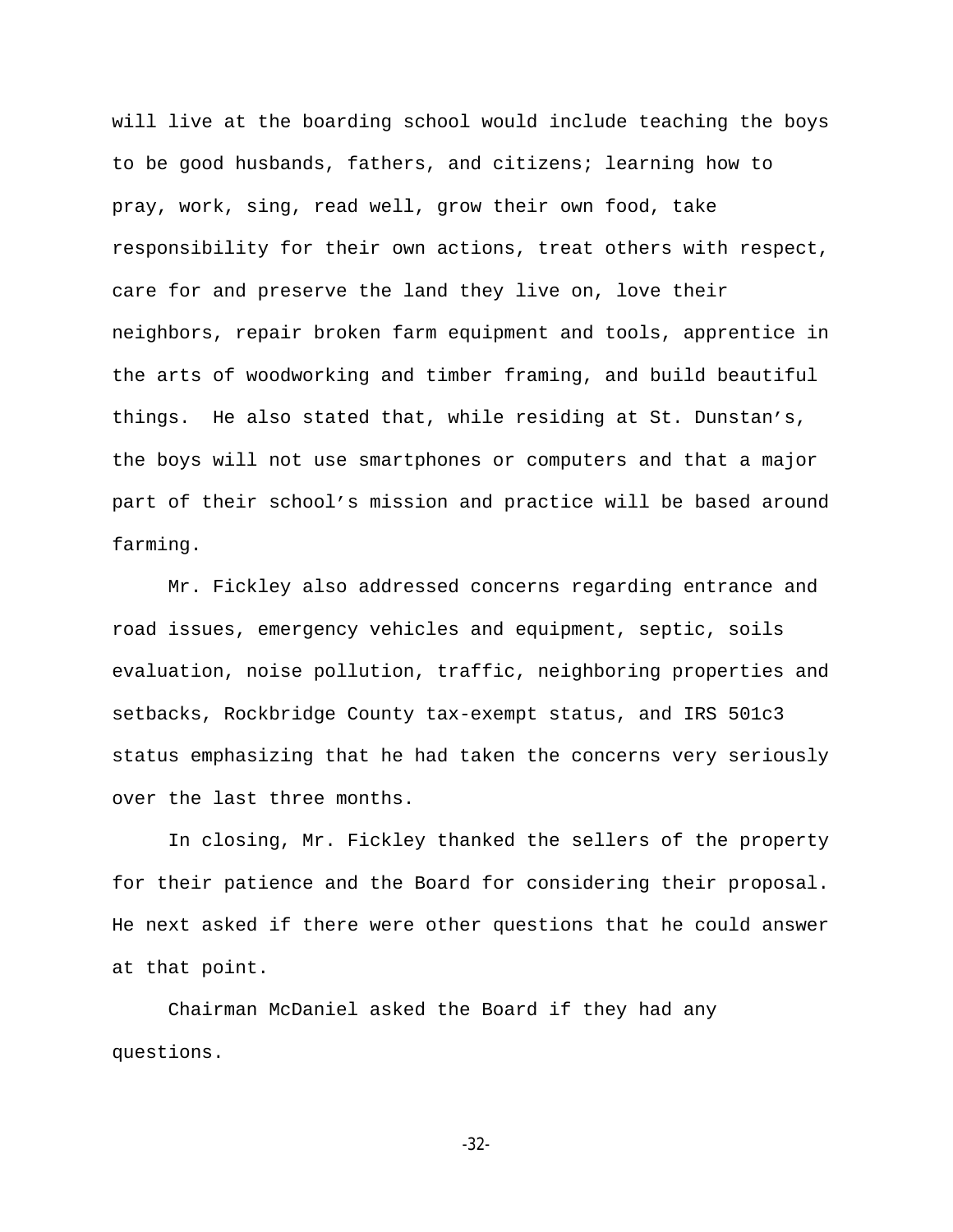will live at the boarding school would include teaching the boys to be good husbands, fathers, and citizens; learning how to pray, work, sing, read well, grow their own food, take responsibility for their own actions, treat others with respect, care for and preserve the land they live on, love their neighbors, repair broken farm equipment and tools, apprentice in the arts of woodworking and timber framing, and build beautiful things.  He also stated that, while residing at St. Dunstan's, the boys will not use smartphones or computers and that a major part of their school's mission and practice will be based around farming.

Mr. Fickley also addressed concerns regarding entrance and road issues, emergency vehicles and equipment, septic, soils evaluation, noise pollution, traffic, neighboring properties and setbacks, Rockbridge County tax-exempt status, and IRS 501c3 status emphasizing that he had taken the concerns very seriously over the last three months.

In closing, Mr. Fickley thanked the sellers of the property for their patience and the Board for considering their proposal. He next asked if there were other questions that he could answer at that point.

Chairman McDaniel asked the Board if they had any questions.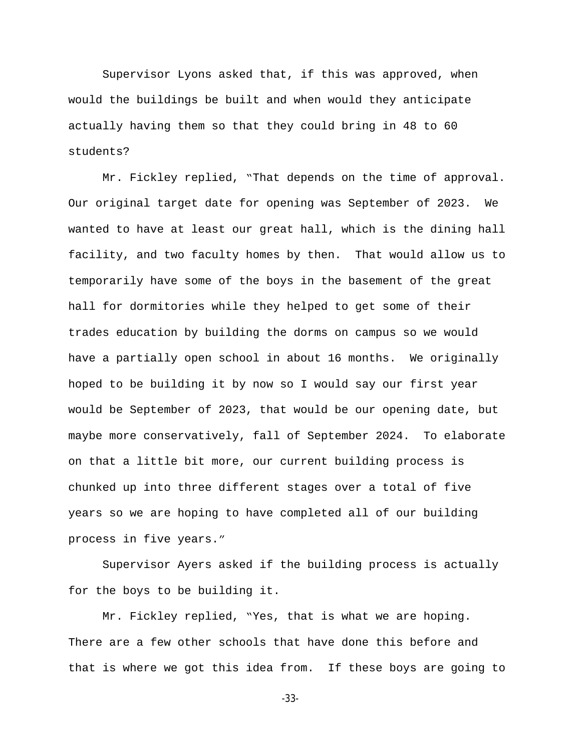Supervisor Lyons asked that, if this was approved, when would the buildings be built and when would they anticipate actually having them so that they could bring in 48 to 60 students?

Mr. Fickley replied, "That depends on the time of approval. Our original target date for opening was September of 2023. We wanted to have at least our great hall, which is the dining hall facility, and two faculty homes by then. That would allow us to temporarily have some of the boys in the basement of the great hall for dormitories while they helped to get some of their trades education by building the dorms on campus so we would have a partially open school in about 16 months. We originally hoped to be building it by now so I would say our first year would be September of 2023, that would be our opening date, but maybe more conservatively, fall of September 2024. To elaborate on that a little bit more, our current building process is chunked up into three different stages over a total of five years so we are hoping to have completed all of our building process in five years."

Supervisor Ayers asked if the building process is actually for the boys to be building it.

Mr. Fickley replied, "Yes, that is what we are hoping. There are a few other schools that have done this before and that is where we got this idea from. If these boys are going to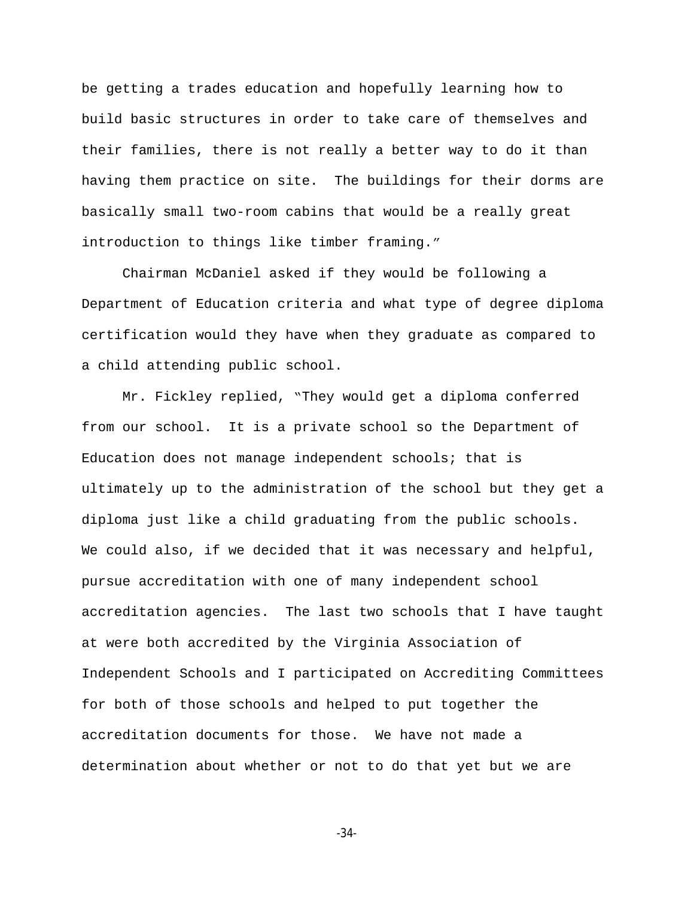be getting a trades education and hopefully learning how to build basic structures in order to take care of themselves and their families, there is not really a better way to do it than having them practice on site. The buildings for their dorms are basically small two-room cabins that would be a really great introduction to things like timber framing."

Chairman McDaniel asked if they would be following a Department of Education criteria and what type of degree diploma certification would they have when they graduate as compared to a child attending public school.

Mr. Fickley replied, "They would get a diploma conferred from our school. It is a private school so the Department of Education does not manage independent schools; that is ultimately up to the administration of the school but they get a diploma just like a child graduating from the public schools. We could also, if we decided that it was necessary and helpful, pursue accreditation with one of many independent school accreditation agencies. The last two schools that I have taught at were both accredited by the Virginia Association of Independent Schools and I participated on Accrediting Committees for both of those schools and helped to put together the accreditation documents for those. We have not made a determination about whether or not to do that yet but we are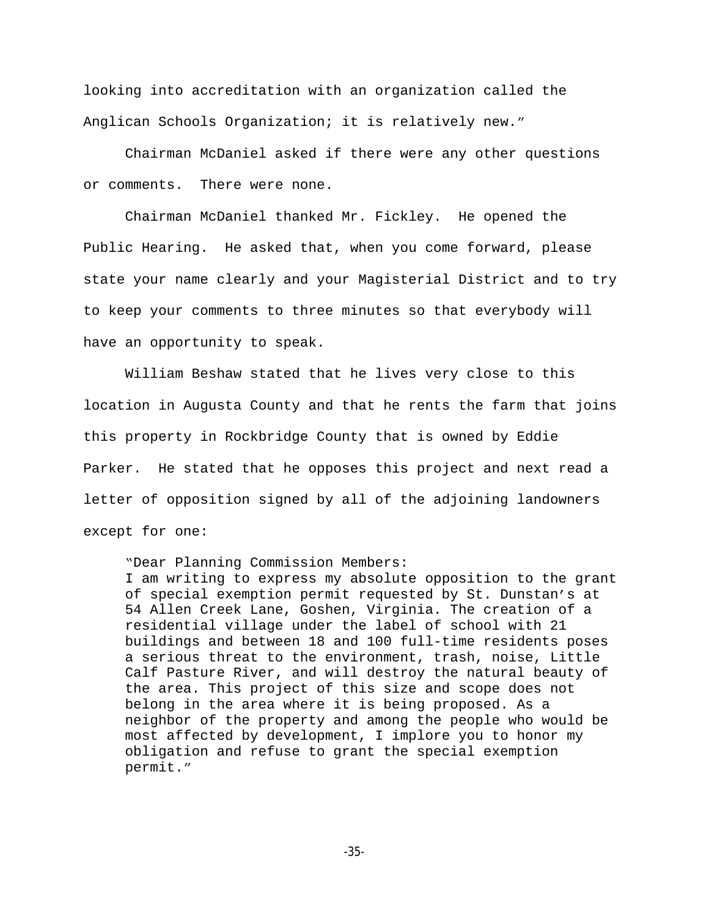looking into accreditation with an organization called the Anglican Schools Organization; it is relatively new."

Chairman McDaniel asked if there were any other questions or comments. There were none.

Chairman McDaniel thanked Mr. Fickley. He opened the Public Hearing. He asked that, when you come forward, please state your name clearly and your Magisterial District and to try to keep your comments to three minutes so that everybody will have an opportunity to speak.

William Beshaw stated that he lives very close to this location in Augusta County and that he rents the farm that joins this property in Rockbridge County that is owned by Eddie Parker. He stated that he opposes this project and next read a letter of opposition signed by all of the adjoining landowners except for one:

> "Dear Planning Commission Members:
> I am writing to express my absolute opposition to the grant of special exemption permit requested by St. Dunstan's at 54 Allen Creek Lane, Goshen, Virginia. The creation of a residential village under the label of school with 21 buildings and between 18 and 100 full-time residents poses a serious threat to the environment, trash, noise, Little Calf Pasture River, and will destroy the natural beauty of the area. This project of this size and scope does not belong in the area where it is being proposed. As a neighbor of the property and among the people who would be most affected by development, I implore you to honor my obligation and refuse to grant the special exemption permit."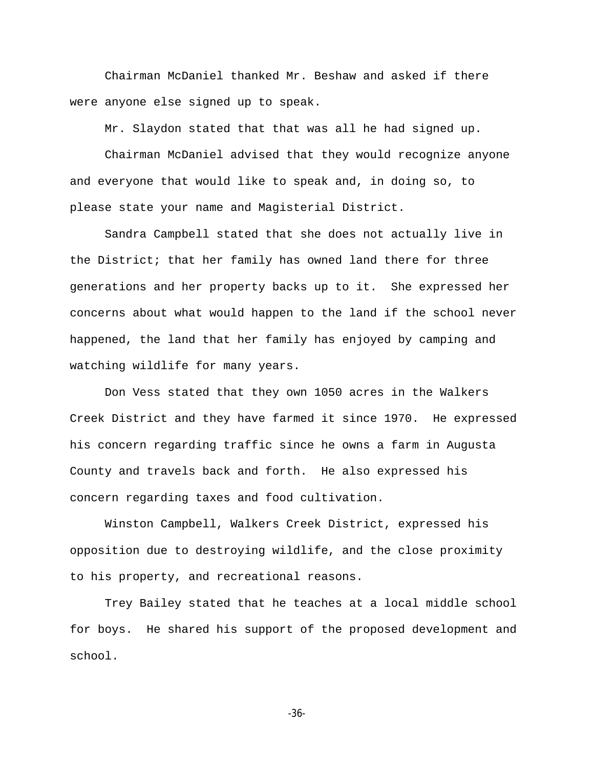Chairman McDaniel thanked Mr. Beshaw and asked if there were anyone else signed up to speak.

Mr. Slaydon stated that that was all he had signed up.

Chairman McDaniel advised that they would recognize anyone and everyone that would like to speak and, in doing so, to please state your name and Magisterial District.

Sandra Campbell stated that she does not actually live in the District; that her family has owned land there for three generations and her property backs up to it. She expressed her concerns about what would happen to the land if the school never happened, the land that her family has enjoyed by camping and watching wildlife for many years.

Don Vess stated that they own 1050 acres in the Walkers Creek District and they have farmed it since 1970. He expressed his concern regarding traffic since he owns a farm in Augusta County and travels back and forth. He also expressed his concern regarding taxes and food cultivation.

Winston Campbell, Walkers Creek District, expressed his opposition due to destroying wildlife, and the close proximity to his property, and recreational reasons.

Trey Bailey stated that he teaches at a local middle school for boys. He shared his support of the proposed development and school.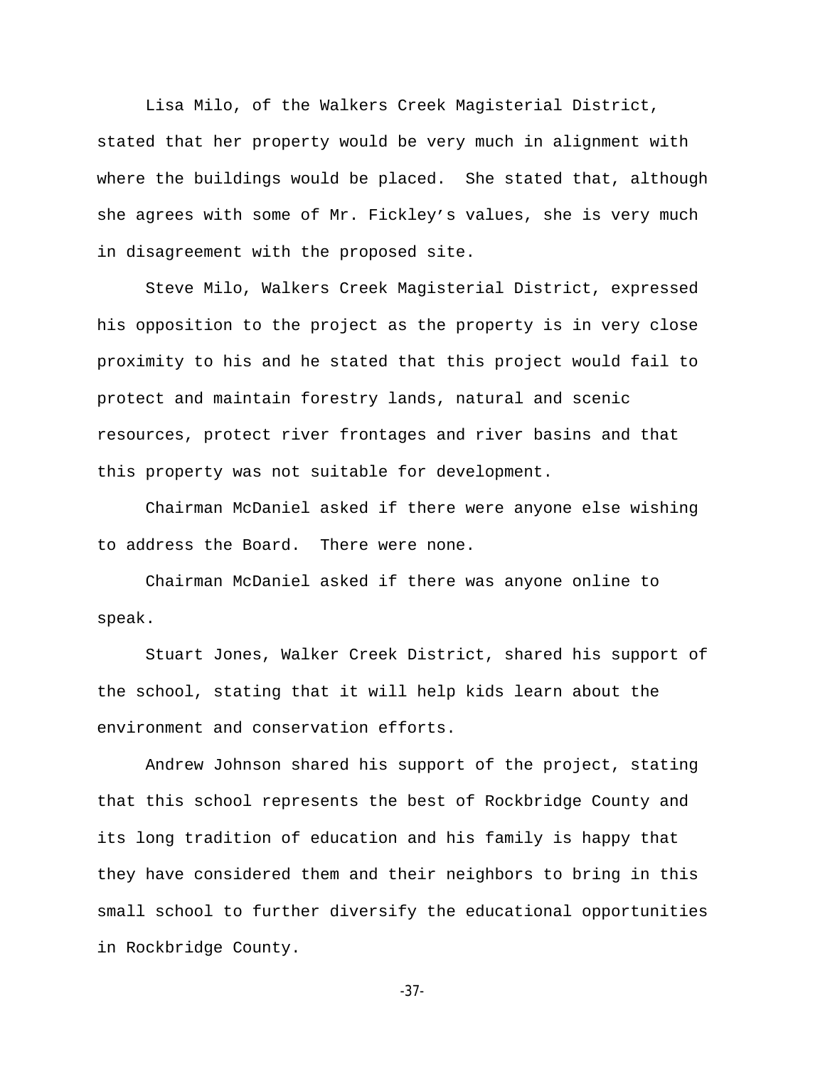Lisa Milo, of the Walkers Creek Magisterial District, stated that her property would be very much in alignment with where the buildings would be placed. She stated that, although she agrees with some of Mr. Fickley's values, she is very much in disagreement with the proposed site.

Steve Milo, Walkers Creek Magisterial District, expressed his opposition to the project as the property is in very close proximity to his and he stated that this project would fail to protect and maintain forestry lands, natural and scenic resources, protect river frontages and river basins and that this property was not suitable for development.

Chairman McDaniel asked if there were anyone else wishing to address the Board. There were none.

Chairman McDaniel asked if there was anyone online to speak.

Stuart Jones, Walker Creek District, shared his support of the school, stating that it will help kids learn about the environment and conservation efforts.

Andrew Johnson shared his support of the project, stating that this school represents the best of Rockbridge County and its long tradition of education and his family is happy that they have considered them and their neighbors to bring in this small school to further diversify the educational opportunities in Rockbridge County.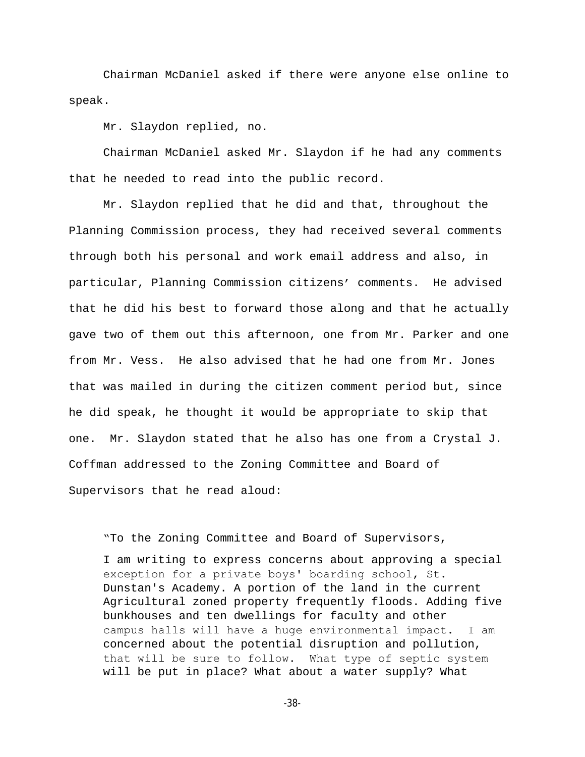Chairman McDaniel asked if there were anyone else online to speak.

Mr. Slaydon replied, no.

Chairman McDaniel asked Mr. Slaydon if he had any comments that he needed to read into the public record.

Mr. Slaydon replied that he did and that, throughout the Planning Commission process, they had received several comments through both his personal and work email address and also, in particular, Planning Commission citizens' comments. He advised that he did his best to forward those along and that he actually gave two of them out this afternoon, one from Mr. Parker and one from Mr. Vess. He also advised that he had one from Mr. Jones that was mailed in during the citizen comment period but, since he did speak, he thought it would be appropriate to skip that one. Mr. Slaydon stated that he also has one from a Crystal J. Coffman addressed to the Zoning Committee and Board of Supervisors that he read aloud:

> "To the Zoning Committee and Board of Supervisors,
>
> I am writing to express concerns about approving a special exception for a private boys' boarding school, St. Dunstan's Academy. A portion of the land in the current Agricultural zoned property frequently floods. Adding five bunkhouses and ten dwellings for faculty and other campus halls will have a huge environmental impact. I am concerned about the potential disruption and pollution, that will be sure to follow. What type of septic system will be put in place? What about a water supply? What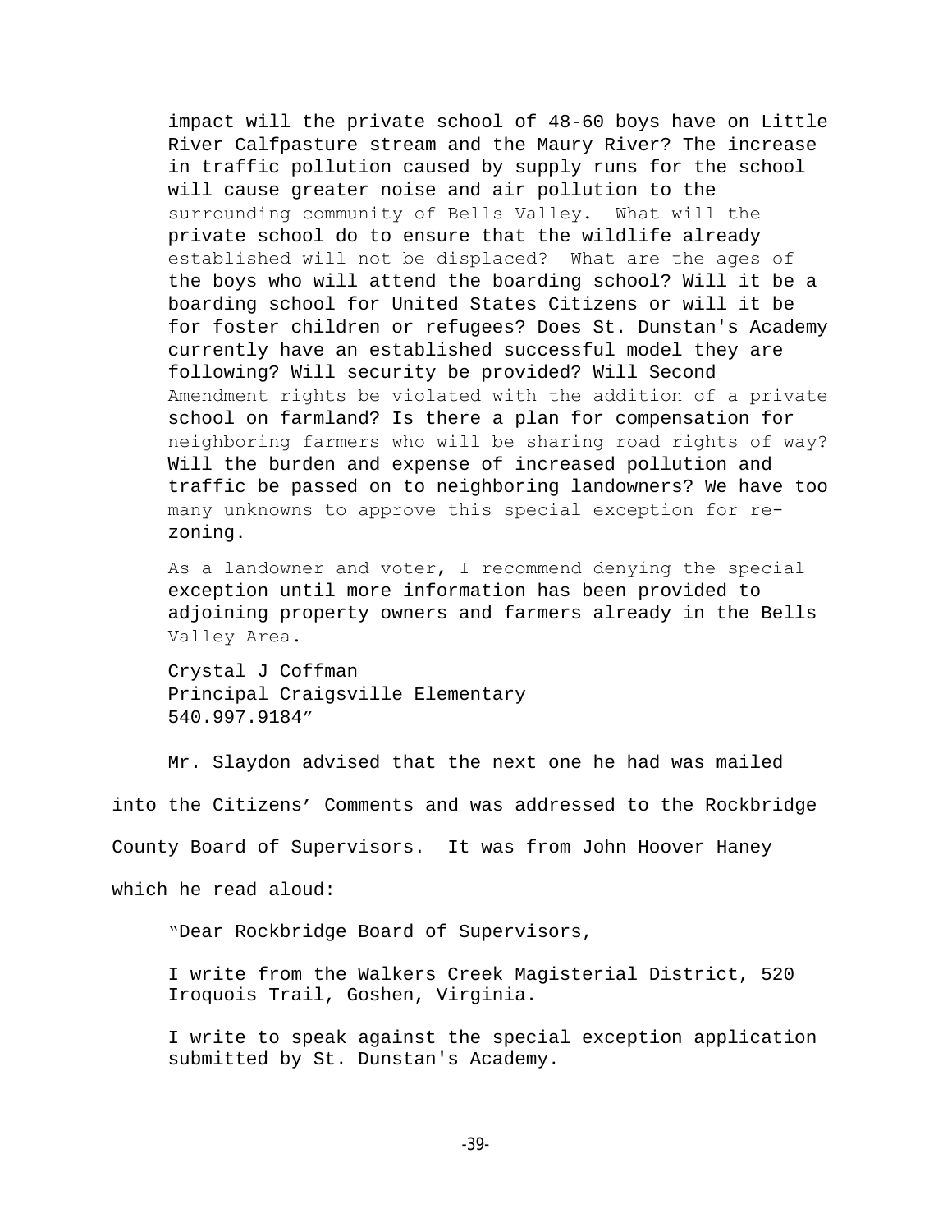impact will the private school of 48-60 boys have on Little River Calfpasture stream and the Maury River? The increase in traffic pollution caused by supply runs for the school will cause greater noise and air pollution to the surrounding community of Bells Valley. What will the private school do to ensure that the wildlife already established will not be displaced? What are the ages of the boys who will attend the boarding school? Will it be a boarding school for United States Citizens or will it be for foster children or refugees? Does St. Dunstan's Academy currently have an established successful model they are following? Will security be provided? Will Second Amendment rights be violated with the addition of a private school on farmland? Is there a plan for compensation for neighboring farmers who will be sharing road rights of way? Will the burden and expense of increased pollution and traffic be passed on to neighboring landowners? We have too many unknowns to approve this special exception for re-zoning.

As a landowner and voter, I recommend denying the special exception until more information has been provided to adjoining property owners and farmers already in the Bells Valley Area.

Crystal J Coffman
Principal Craigsville Elementary
540.997.9184"

Mr. Slaydon advised that the next one he had was mailed into the Citizens' Comments and was addressed to the Rockbridge County Board of Supervisors. It was from John Hoover Haney which he read aloud:

"Dear Rockbridge Board of Supervisors,

I write from the Walkers Creek Magisterial District, 520 Iroquois Trail, Goshen, Virginia.

I write to speak against the special exception application submitted by St. Dunstan's Academy.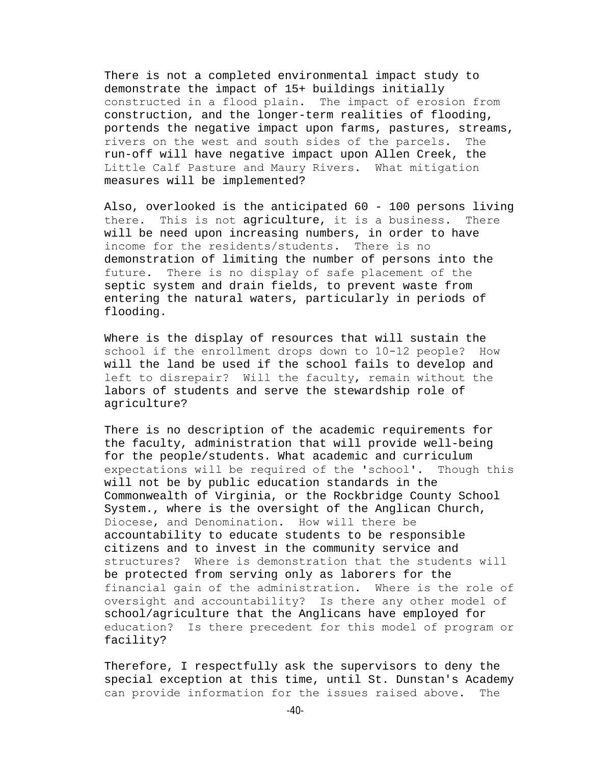There is not a completed environmental impact study to demonstrate the impact of 15+ buildings initially constructed in a flood plain. The impact of erosion from construction, and the longer-term realities of flooding, portends the negative impact upon farms, pastures, streams, rivers on the west and south sides of the parcels. The run-off will have negative impact upon Allen Creek, the Little Calf Pasture and Maury Rivers. What mitigation measures will be implemented?

Also, overlooked is the anticipated 60 - 100 persons living there. This is not agriculture, it is a business. There will be need upon increasing numbers, in order to have income for the residents/students. There is no demonstration of limiting the number of persons into the future. There is no display of safe placement of the septic system and drain fields, to prevent waste from entering the natural waters, particularly in periods of flooding.

Where is the display of resources that will sustain the school if the enrollment drops down to 10-12 people? How will the land be used if the school fails to develop and left to disrepair? Will the faculty, remain without the labors of students and serve the stewardship role of agriculture?

There is no description of the academic requirements for the faculty, administration that will provide well-being for the people/students. What academic and curriculum expectations will be required of the 'school'. Though this will not be by public education standards in the Commonwealth of Virginia, or the Rockbridge County School System., where is the oversight of the Anglican Church, Diocese, and Denomination. How will there be accountability to educate students to be responsible citizens and to invest in the community service and structures? Where is demonstration that the students will be protected from serving only as laborers for the financial gain of the administration. Where is the role of oversight and accountability? Is there any other model of school/agriculture that the Anglicans have employed for education? Is there precedent for this model of program or facility?

Therefore, I respectfully ask the supervisors to deny the special exception at this time, until St. Dunstan's Academy can provide information for the issues raised above. The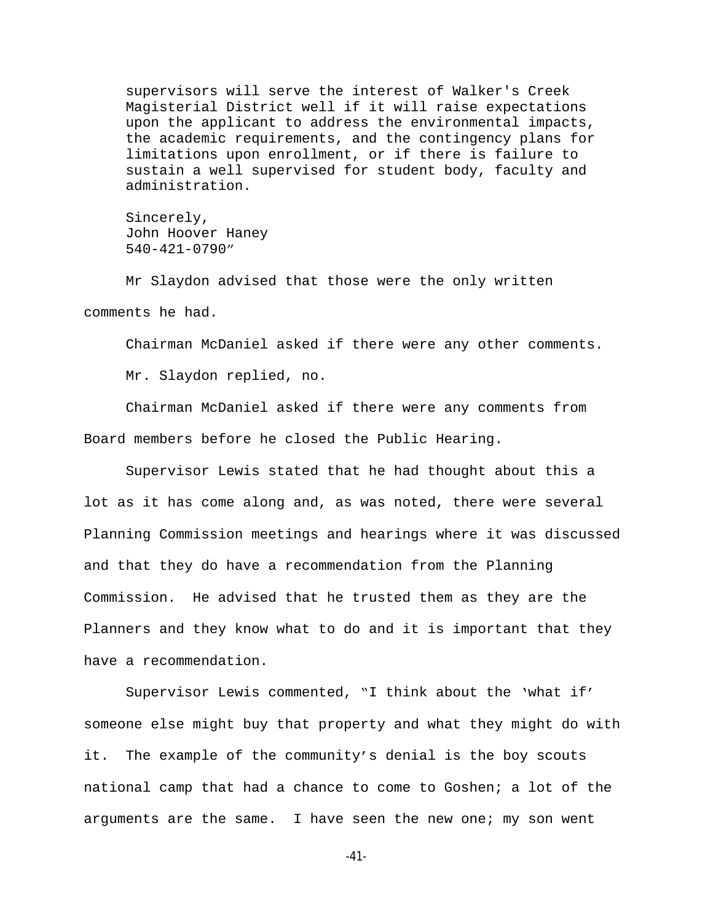supervisors will serve the interest of Walker's Creek Magisterial District well if it will raise expectations upon the applicant to address the environmental impacts, the academic requirements, and the contingency plans for limitations upon enrollment, or if there is failure to sustain a well supervised for student body, faculty and administration.

Sincerely,
John Hoover Haney
540-421-0790"

Mr Slaydon advised that those were the only written comments he had.

Chairman McDaniel asked if there were any other comments.

Mr. Slaydon replied, no.

Chairman McDaniel asked if there were any comments from Board members before he closed the Public Hearing.

Supervisor Lewis stated that he had thought about this a lot as it has come along and, as was noted, there were several Planning Commission meetings and hearings where it was discussed and that they do have a recommendation from the Planning Commission. He advised that he trusted them as they are the Planners and they know what to do and it is important that they have a recommendation.

Supervisor Lewis commented, "I think about the 'what if' someone else might buy that property and what they might do with it. The example of the community's denial is the boy scouts national camp that had a chance to come to Goshen; a lot of the arguments are the same. I have seen the new one; my son went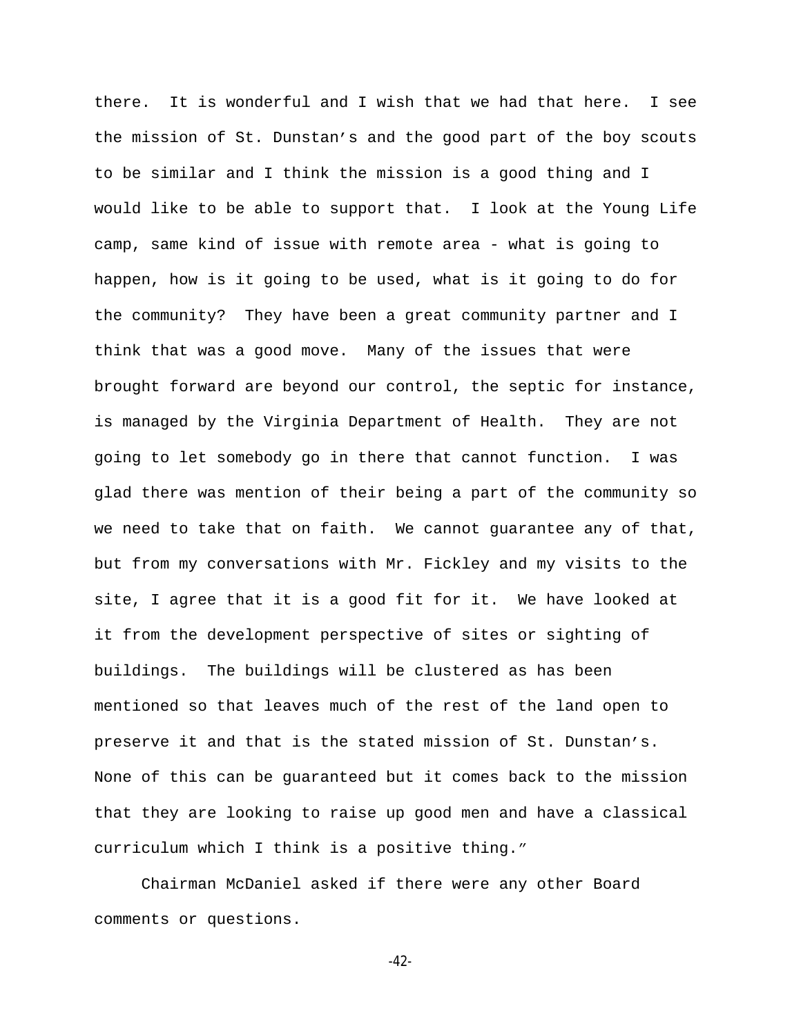there. It is wonderful and I wish that we had that here. I see the mission of St. Dunstan's and the good part of the boy scouts to be similar and I think the mission is a good thing and I would like to be able to support that. I look at the Young Life camp, same kind of issue with remote area - what is going to happen, how is it going to be used, what is it going to do for the community? They have been a great community partner and I think that was a good move. Many of the issues that were brought forward are beyond our control, the septic for instance, is managed by the Virginia Department of Health. They are not going to let somebody go in there that cannot function. I was glad there was mention of their being a part of the community so we need to take that on faith. We cannot guarantee any of that, but from my conversations with Mr. Fickley and my visits to the site, I agree that it is a good fit for it. We have looked at it from the development perspective of sites or sighting of buildings. The buildings will be clustered as has been mentioned so that leaves much of the rest of the land open to preserve it and that is the stated mission of St. Dunstan's. None of this can be guaranteed but it comes back to the mission that they are looking to raise up good men and have a classical curriculum which I think is a positive thing."

Chairman McDaniel asked if there were any other Board comments or questions.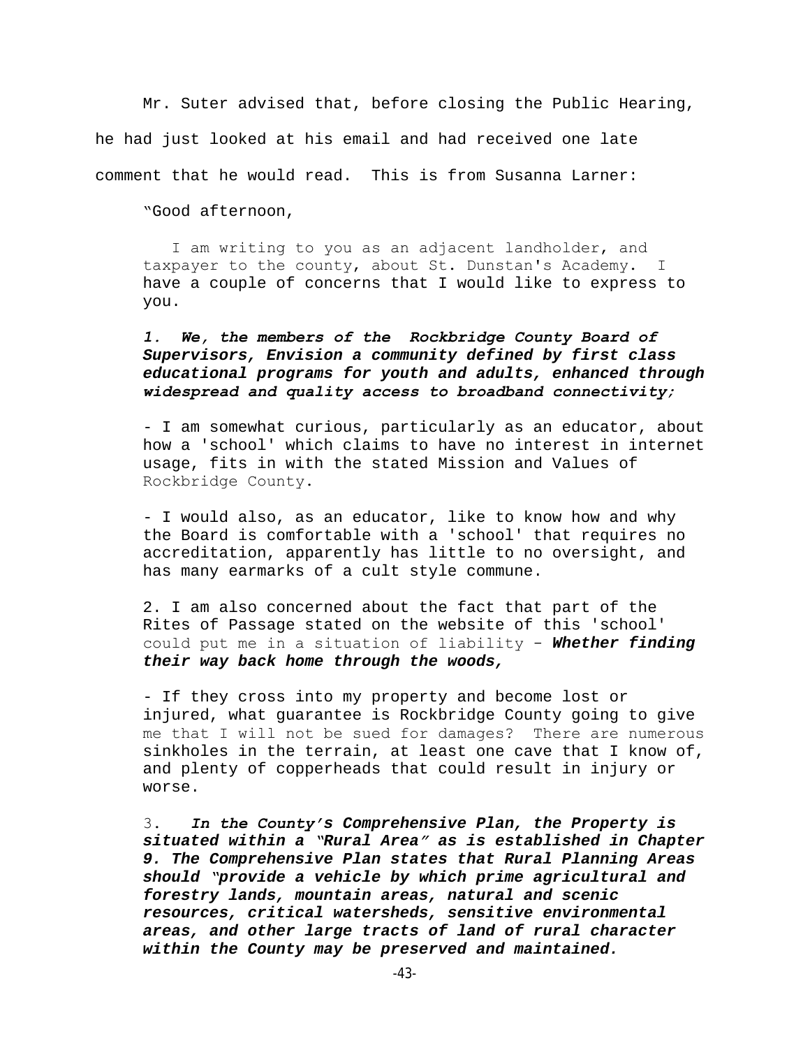Mr. Suter advised that, before closing the Public Hearing, he had just looked at his email and had received one late comment that he would read. This is from Susanna Larner:

"Good afternoon,

> I am writing to you as an adjacent landholder, and taxpayer to the county, about St. Dunstan's Academy. I have a couple of concerns that I would like to express to you.
>
> ***1. We, the members of the Rockbridge County Board of Supervisors, Envision a community defined by first class educational programs for youth and adults, enhanced through widespread and quality access to broadband connectivity;***
>
> - I am somewhat curious, particularly as an educator, about how a 'school' which claims to have no interest in internet usage, fits in with the stated Mission and Values of Rockbridge County.
>
> - I would also, as an educator, like to know how and why the Board is comfortable with a 'school' that requires no accreditation, apparently has little to no oversight, and has many earmarks of a cult style commune.
>
> 2. I am also concerned about the fact that part of the Rites of Passage stated on the website of this 'school' could put me in a situation of liability – ***Whether finding their way back home through the woods,***
>
> - If they cross into my property and become lost or injured, what guarantee is Rockbridge County going to give me that I will not be sued for damages? There are numerous sinkholes in the terrain, at least one cave that I know of, and plenty of copperheads that could result in injury or worse.
>
> 3. ***In the County's Comprehensive Plan, the Property is situated within a "Rural Area" as is established in Chapter 9. The Comprehensive Plan states that Rural Planning Areas should "provide a vehicle by which prime agricultural and forestry lands, mountain areas, natural and scenic resources, critical watersheds, sensitive environmental areas, and other large tracts of land of rural character within the County may be preserved and maintained.***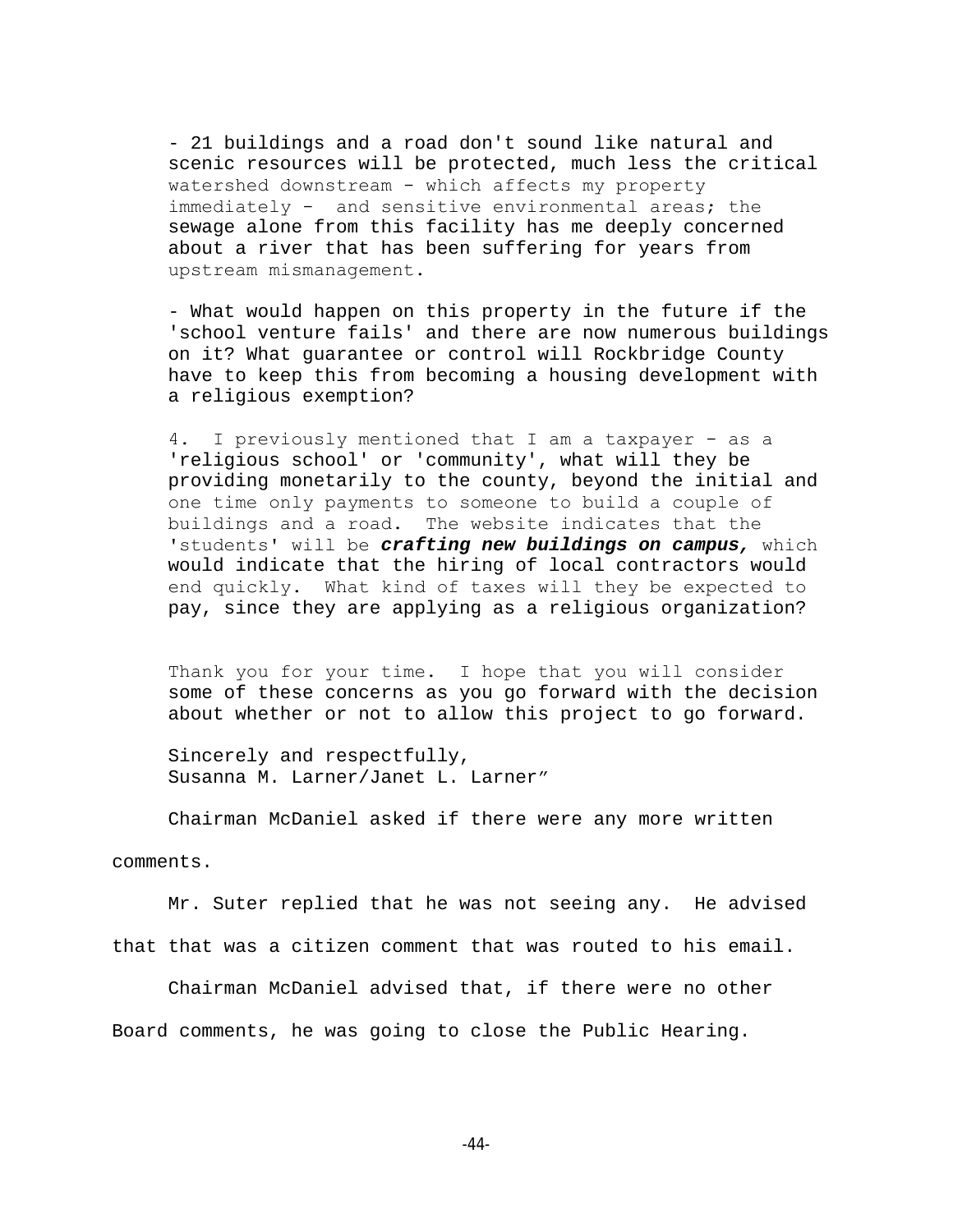- 21 buildings and a road don't sound like natural and scenic resources will be protected, much less the critical watershed downstream - which affects my property immediately - and sensitive environmental areas; the sewage alone from this facility has me deeply concerned about a river that has been suffering for years from upstream mismanagement.

- What would happen on this property in the future if the 'school venture fails' and there are now numerous buildings on it? What guarantee or control will Rockbridge County have to keep this from becoming a housing development with a religious exemption?

4. I previously mentioned that I am a taxpayer - as a 'religious school' or 'community', what will they be providing monetarily to the county, beyond the initial and one time only payments to someone to build a couple of buildings and a road. The website indicates that the 'students' will be ***crafting new buildings on campus,*** which would indicate that the hiring of local contractors would end quickly. What kind of taxes will they be expected to pay, since they are applying as a religious organization?

Thank you for your time. I hope that you will consider some of these concerns as you go forward with the decision about whether or not to allow this project to go forward.

Sincerely and respectfully,
Susanna M. Larner/Janet L. Larner"

Chairman McDaniel asked if there were any more written comments.

Mr. Suter replied that he was not seeing any. He advised that that was a citizen comment that was routed to his email.

Chairman McDaniel advised that, if there were no other Board comments, he was going to close the Public Hearing.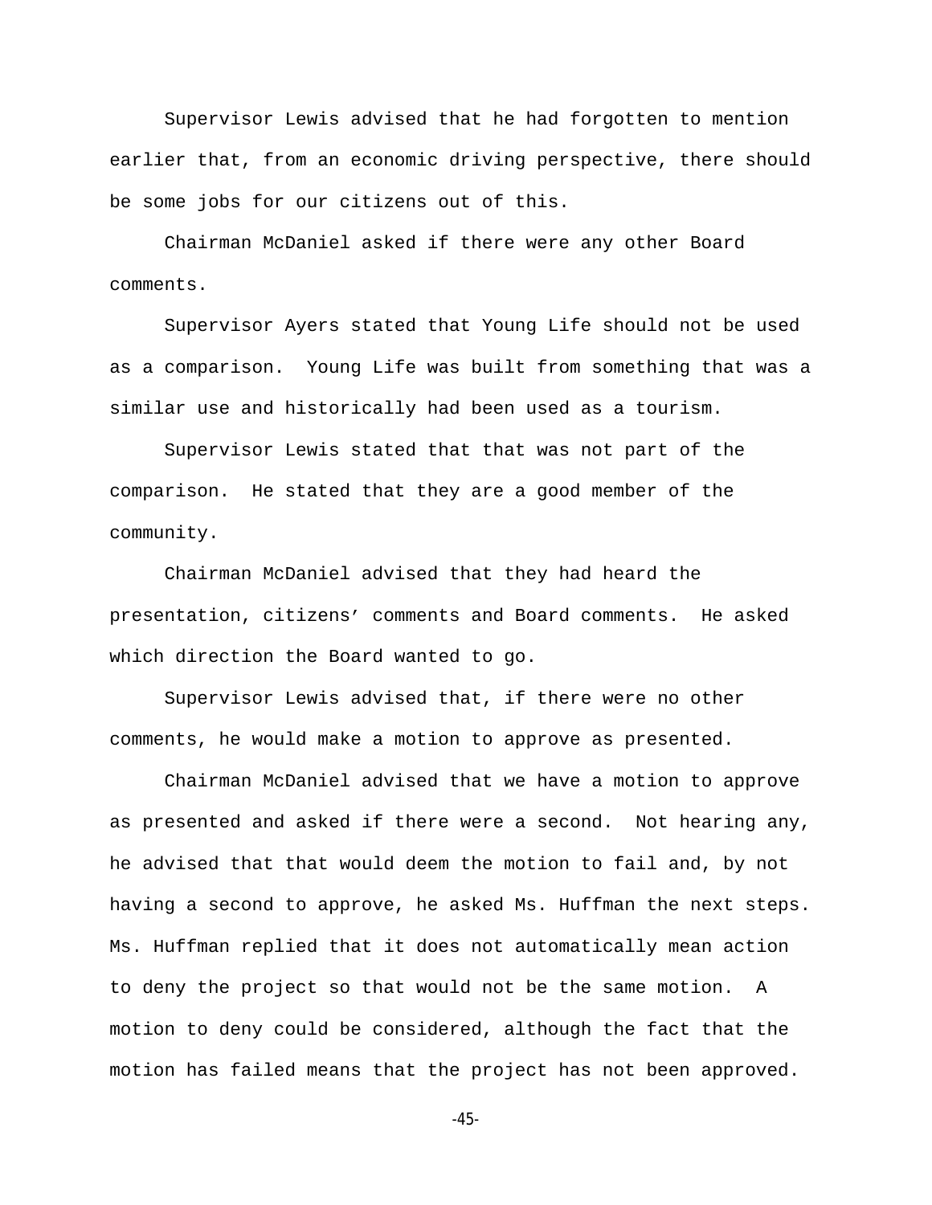Supervisor Lewis advised that he had forgotten to mention earlier that, from an economic driving perspective, there should be some jobs for our citizens out of this.

Chairman McDaniel asked if there were any other Board comments.

Supervisor Ayers stated that Young Life should not be used as a comparison.  Young Life was built from something that was a similar use and historically had been used as a tourism.

Supervisor Lewis stated that that was not part of the comparison.  He stated that they are a good member of the community.

Chairman McDaniel advised that they had heard the presentation, citizens' comments and Board comments.  He asked which direction the Board wanted to go.

Supervisor Lewis advised that, if there were no other comments, he would make a motion to approve as presented.

Chairman McDaniel advised that we have a motion to approve as presented and asked if there were a second.  Not hearing any, he advised that that would deem the motion to fail and, by not having a second to approve, he asked Ms. Huffman the next steps. Ms. Huffman replied that it does not automatically mean action to deny the project so that would not be the same motion.  A motion to deny could be considered, although the fact that the motion has failed means that the project has not been approved.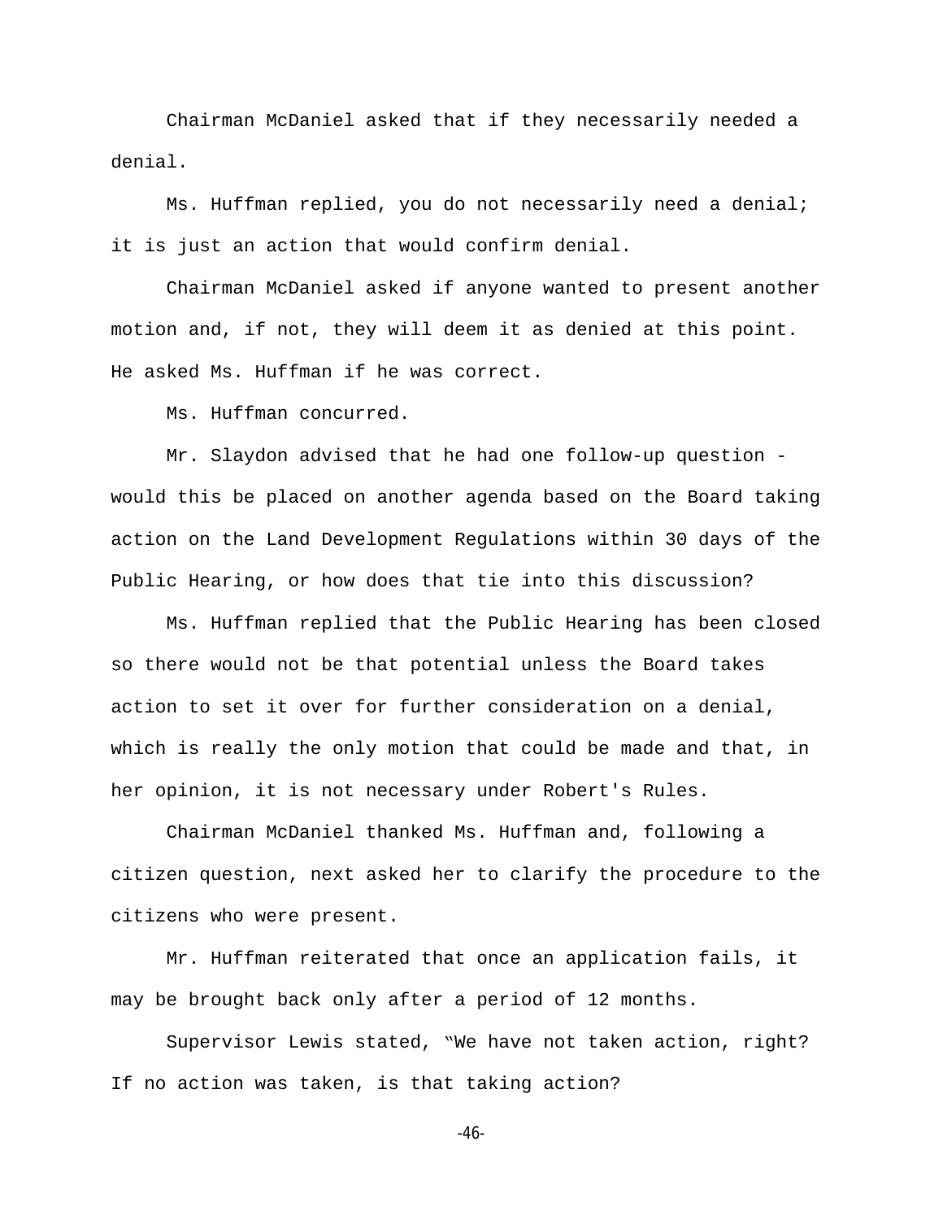Chairman McDaniel asked that if they necessarily needed a denial.

Ms. Huffman replied, you do not necessarily need a denial; it is just an action that would confirm denial.

Chairman McDaniel asked if anyone wanted to present another motion and, if not, they will deem it as denied at this point. He asked Ms. Huffman if he was correct.

Ms. Huffman concurred.

Mr. Slaydon advised that he had one follow-up question - would this be placed on another agenda based on the Board taking action on the Land Development Regulations within 30 days of the Public Hearing, or how does that tie into this discussion?

Ms. Huffman replied that the Public Hearing has been closed so there would not be that potential unless the Board takes action to set it over for further consideration on a denial, which is really the only motion that could be made and that, in her opinion, it is not necessary under Robert's Rules.

Chairman McDaniel thanked Ms. Huffman and, following a citizen question, next asked her to clarify the procedure to the citizens who were present.

Mr. Huffman reiterated that once an application fails, it may be brought back only after a period of 12 months.

Supervisor Lewis stated, "We have not taken action, right? If no action was taken, is that taking action?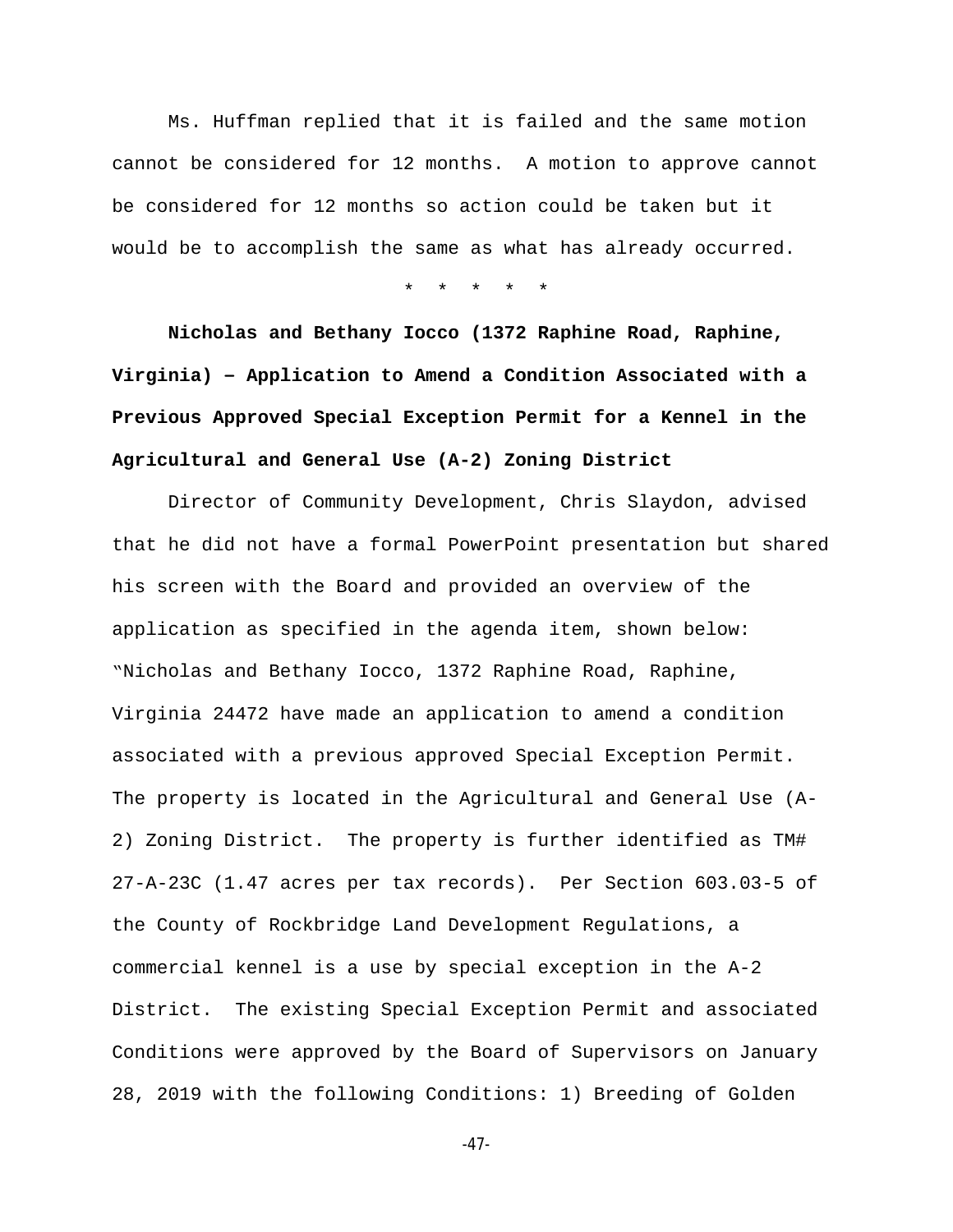Ms. Huffman replied that it is failed and the same motion cannot be considered for 12 months. A motion to approve cannot be considered for 12 months so action could be taken but it would be to accomplish the same as what has already occurred.

\* \* \* \* \*

**Nicholas and Bethany Iocco (1372 Raphine Road, Raphine, Virginia) – Application to Amend a Condition Associated with a Previous Approved Special Exception Permit for a Kennel in the Agricultural and General Use (A-2) Zoning District**

Director of Community Development, Chris Slaydon, advised that he did not have a formal PowerPoint presentation but shared his screen with the Board and provided an overview of the application as specified in the agenda item, shown below: "Nicholas and Bethany Iocco, 1372 Raphine Road, Raphine, Virginia 24472 have made an application to amend a condition associated with a previous approved Special Exception Permit. The property is located in the Agricultural and General Use (A-2) Zoning District. The property is further identified as TM# 27-A-23C (1.47 acres per tax records). Per Section 603.03-5 of the County of Rockbridge Land Development Regulations, a commercial kennel is a use by special exception in the A-2 District. The existing Special Exception Permit and associated Conditions were approved by the Board of Supervisors on January 28, 2019 with the following Conditions: 1) Breeding of Golden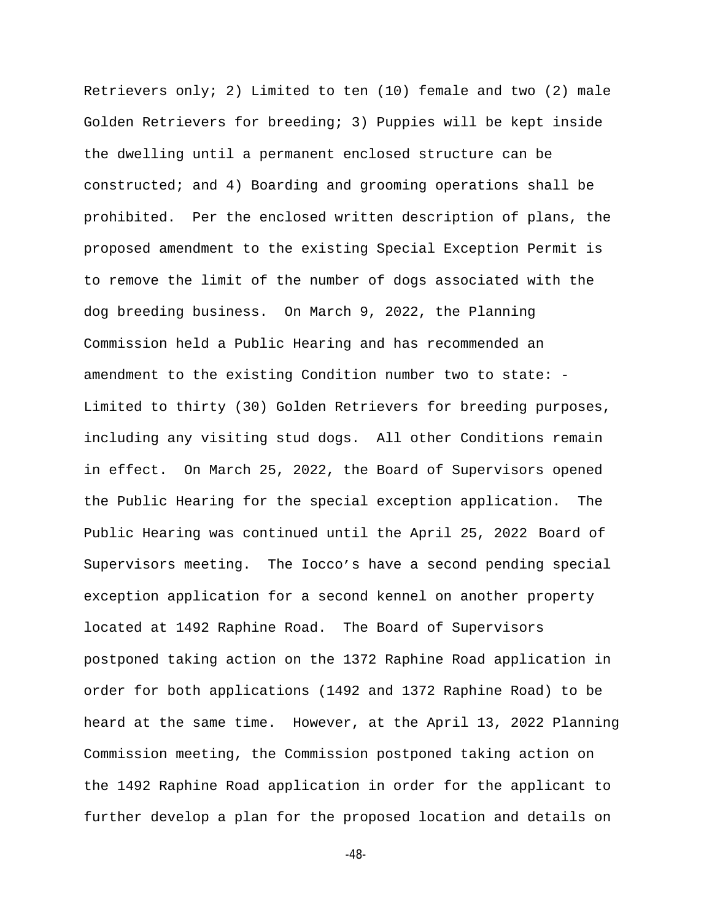Retrievers only; 2) Limited to ten (10) female and two (2) male Golden Retrievers for breeding; 3) Puppies will be kept inside the dwelling until a permanent enclosed structure can be constructed; and 4) Boarding and grooming operations shall be prohibited. Per the enclosed written description of plans, the proposed amendment to the existing Special Exception Permit is to remove the limit of the number of dogs associated with the dog breeding business. On March 9, 2022, the Planning Commission held a Public Hearing and has recommended an amendment to the existing Condition number two to state: - Limited to thirty (30) Golden Retrievers for breeding purposes, including any visiting stud dogs. All other Conditions remain in effect. On March 25, 2022, the Board of Supervisors opened the Public Hearing for the special exception application. The Public Hearing was continued until the April 25, 2022 Board of Supervisors meeting. The Iocco's have a second pending special exception application for a second kennel on another property located at 1492 Raphine Road. The Board of Supervisors postponed taking action on the 1372 Raphine Road application in order for both applications (1492 and 1372 Raphine Road) to be heard at the same time. However, at the April 13, 2022 Planning Commission meeting, the Commission postponed taking action on the 1492 Raphine Road application in order for the applicant to further develop a plan for the proposed location and details on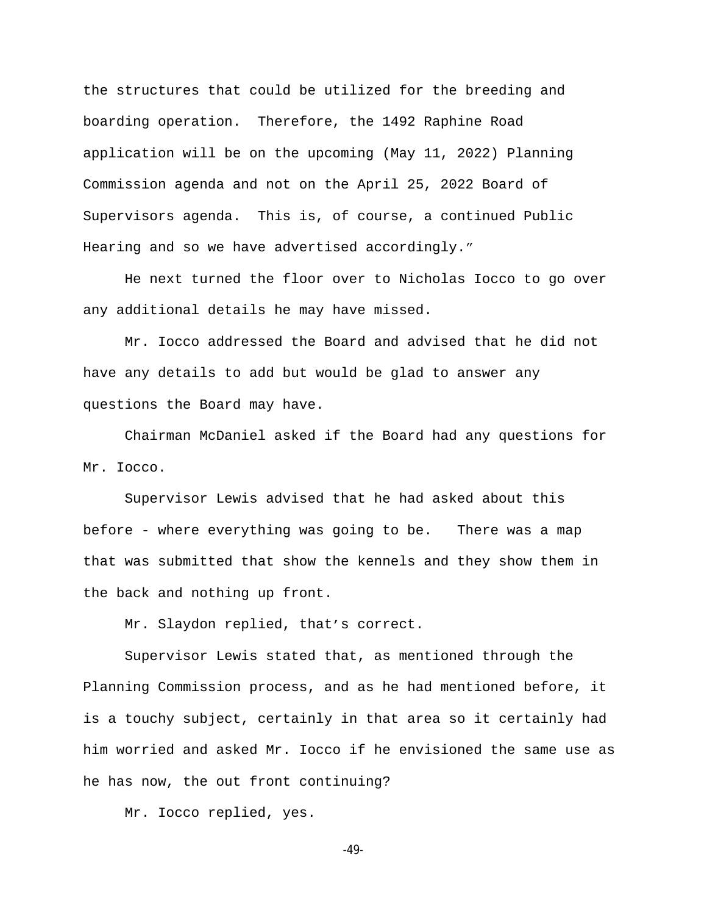the structures that could be utilized for the breeding and boarding operation.  Therefore, the 1492 Raphine Road application will be on the upcoming (May 11, 2022) Planning Commission agenda and not on the April 25, 2022 Board of Supervisors agenda.  This is, of course, a continued Public Hearing and so we have advertised accordingly."

He next turned the floor over to Nicholas Iocco to go over any additional details he may have missed.

Mr. Iocco addressed the Board and advised that he did not have any details to add but would be glad to answer any questions the Board may have.

Chairman McDaniel asked if the Board had any questions for Mr. Iocco.

Supervisor Lewis advised that he had asked about this before - where everything was going to be.  There was a map that was submitted that show the kennels and they show them in the back and nothing up front.

Mr. Slaydon replied, that's correct.

Supervisor Lewis stated that, as mentioned through the Planning Commission process, and as he had mentioned before, it is a touchy subject, certainly in that area so it certainly had him worried and asked Mr. Iocco if he envisioned the same use as he has now, the out front continuing?

Mr. Iocco replied, yes.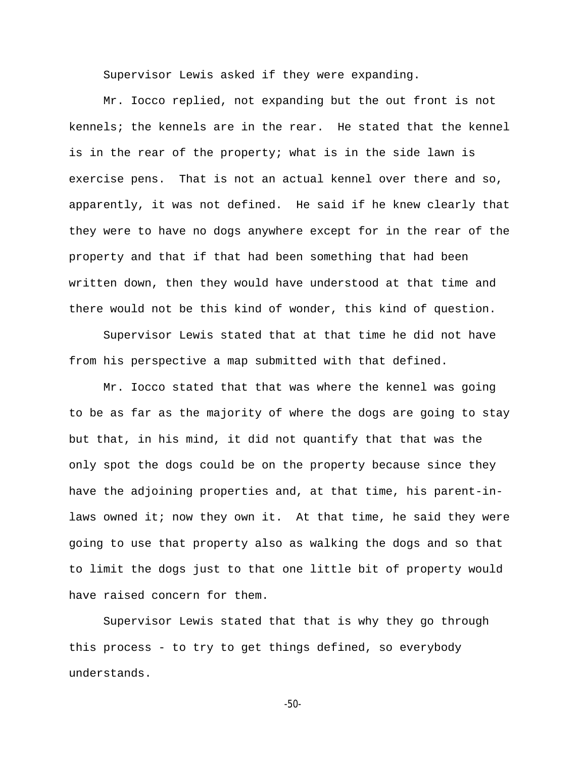Supervisor Lewis asked if they were expanding.

Mr. Iocco replied, not expanding but the out front is not kennels; the kennels are in the rear. He stated that the kennel is in the rear of the property; what is in the side lawn is exercise pens. That is not an actual kennel over there and so, apparently, it was not defined. He said if he knew clearly that they were to have no dogs anywhere except for in the rear of the property and that if that had been something that had been written down, then they would have understood at that time and there would not be this kind of wonder, this kind of question.

Supervisor Lewis stated that at that time he did not have from his perspective a map submitted with that defined.

Mr. Iocco stated that that was where the kennel was going to be as far as the majority of where the dogs are going to stay but that, in his mind, it did not quantify that that was the only spot the dogs could be on the property because since they have the adjoining properties and, at that time, his parent-in-laws owned it; now they own it. At that time, he said they were going to use that property also as walking the dogs and so that to limit the dogs just to that one little bit of property would have raised concern for them.

Supervisor Lewis stated that that is why they go through this process - to try to get things defined, so everybody understands.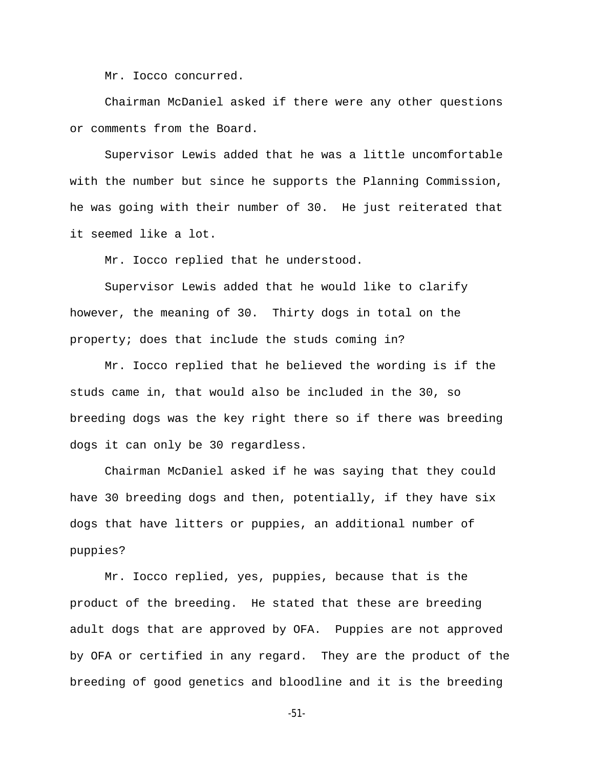Mr. Iocco concurred.

Chairman McDaniel asked if there were any other questions or comments from the Board.

Supervisor Lewis added that he was a little uncomfortable with the number but since he supports the Planning Commission, he was going with their number of 30. He just reiterated that it seemed like a lot.

Mr. Iocco replied that he understood.

Supervisor Lewis added that he would like to clarify however, the meaning of 30. Thirty dogs in total on the property; does that include the studs coming in?

Mr. Iocco replied that he believed the wording is if the studs came in, that would also be included in the 30, so breeding dogs was the key right there so if there was breeding dogs it can only be 30 regardless.

Chairman McDaniel asked if he was saying that they could have 30 breeding dogs and then, potentially, if they have six dogs that have litters or puppies, an additional number of puppies?

Mr. Iocco replied, yes, puppies, because that is the product of the breeding. He stated that these are breeding adult dogs that are approved by OFA. Puppies are not approved by OFA or certified in any regard. They are the product of the breeding of good genetics and bloodline and it is the breeding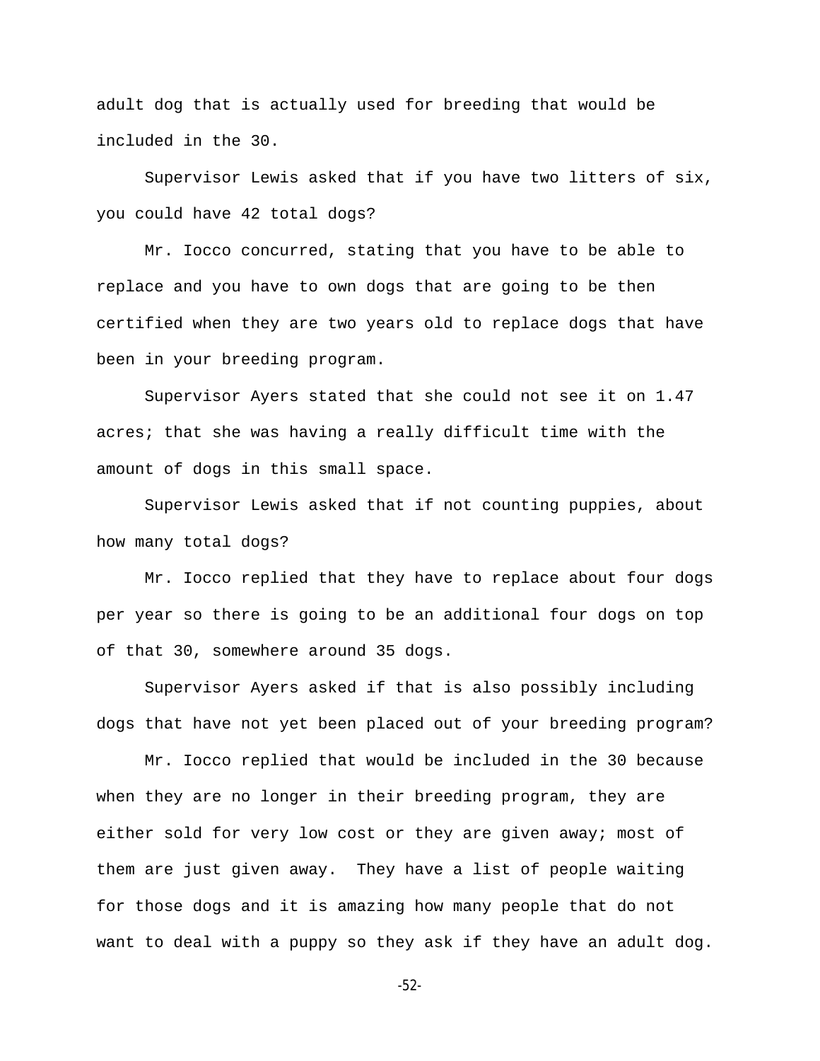adult dog that is actually used for breeding that would be included in the 30.

Supervisor Lewis asked that if you have two litters of six, you could have 42 total dogs?

Mr. Iocco concurred, stating that you have to be able to replace and you have to own dogs that are going to be then certified when they are two years old to replace dogs that have been in your breeding program.

Supervisor Ayers stated that she could not see it on 1.47 acres; that she was having a really difficult time with the amount of dogs in this small space.

Supervisor Lewis asked that if not counting puppies, about how many total dogs?

Mr. Iocco replied that they have to replace about four dogs per year so there is going to be an additional four dogs on top of that 30, somewhere around 35 dogs.

Supervisor Ayers asked if that is also possibly including dogs that have not yet been placed out of your breeding program?

Mr. Iocco replied that would be included in the 30 because when they are no longer in their breeding program, they are either sold for very low cost or they are given away; most of them are just given away. They have a list of people waiting for those dogs and it is amazing how many people that do not want to deal with a puppy so they ask if they have an adult dog.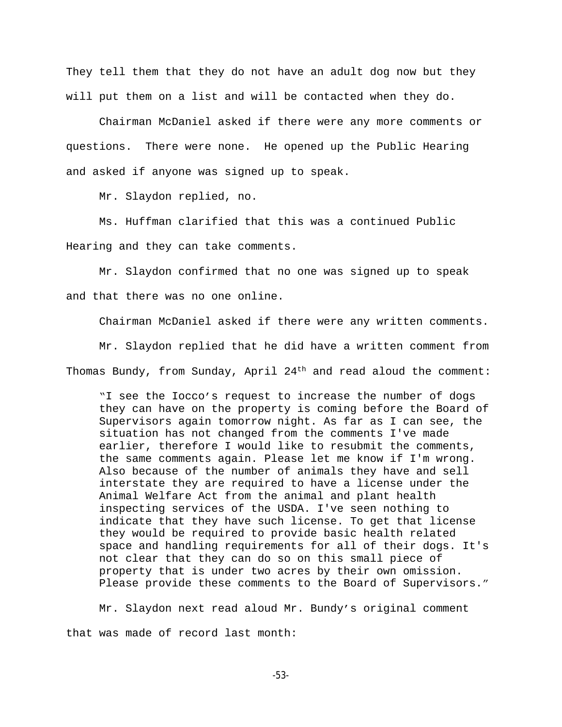They tell them that they do not have an adult dog now but they will put them on a list and will be contacted when they do.

Chairman McDaniel asked if there were any more comments or questions. There were none. He opened up the Public Hearing and asked if anyone was signed up to speak.

Mr. Slaydon replied, no.

Ms. Huffman clarified that this was a continued Public Hearing and they can take comments.

Mr. Slaydon confirmed that no one was signed up to speak and that there was no one online.

Chairman McDaniel asked if there were any written comments.

Mr. Slaydon replied that he did have a written comment from Thomas Bundy, from Sunday, April 24th and read aloud the comment:

> "I see the Iocco's request to increase the number of dogs they can have on the property is coming before the Board of Supervisors again tomorrow night. As far as I can see, the situation has not changed from the comments I've made earlier, therefore I would like to resubmit the comments, the same comments again. Please let me know if I'm wrong. Also because of the number of animals they have and sell interstate they are required to have a license under the Animal Welfare Act from the animal and plant health inspecting services of the USDA. I've seen nothing to indicate that they have such license. To get that license they would be required to provide basic health related space and handling requirements for all of their dogs. It's not clear that they can do so on this small piece of property that is under two acres by their own omission. Please provide these comments to the Board of Supervisors."

Mr. Slaydon next read aloud Mr. Bundy's original comment that was made of record last month: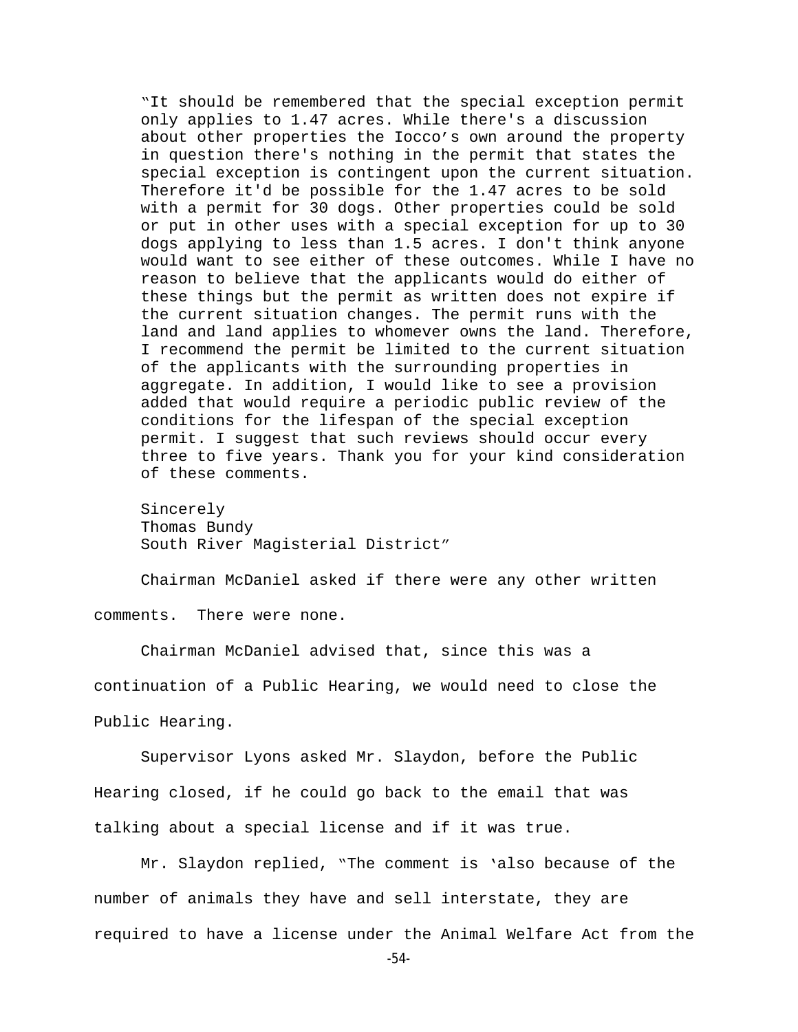"It should be remembered that the special exception permit only applies to 1.47 acres. While there's a discussion about other properties the Iocco's own around the property in question there's nothing in the permit that states the special exception is contingent upon the current situation. Therefore it'd be possible for the 1.47 acres to be sold with a permit for 30 dogs. Other properties could be sold or put in other uses with a special exception for up to 30 dogs applying to less than 1.5 acres. I don't think anyone would want to see either of these outcomes. While I have no reason to believe that the applicants would do either of these things but the permit as written does not expire if the current situation changes. The permit runs with the land and land applies to whomever owns the land. Therefore, I recommend the permit be limited to the current situation of the applicants with the surrounding properties in aggregate. In addition, I would like to see a provision added that would require a periodic public review of the conditions for the lifespan of the special exception permit. I suggest that such reviews should occur every three to five years. Thank you for your kind consideration of these comments.

Sincerely
Thomas Bundy
South River Magisterial District"

Chairman McDaniel asked if there were any other written comments. There were none.

Chairman McDaniel advised that, since this was a continuation of a Public Hearing, we would need to close the Public Hearing.

Supervisor Lyons asked Mr. Slaydon, before the Public Hearing closed, if he could go back to the email that was talking about a special license and if it was true.

Mr. Slaydon replied, "The comment is 'also because of the number of animals they have and sell interstate, they are required to have a license under the Animal Welfare Act from the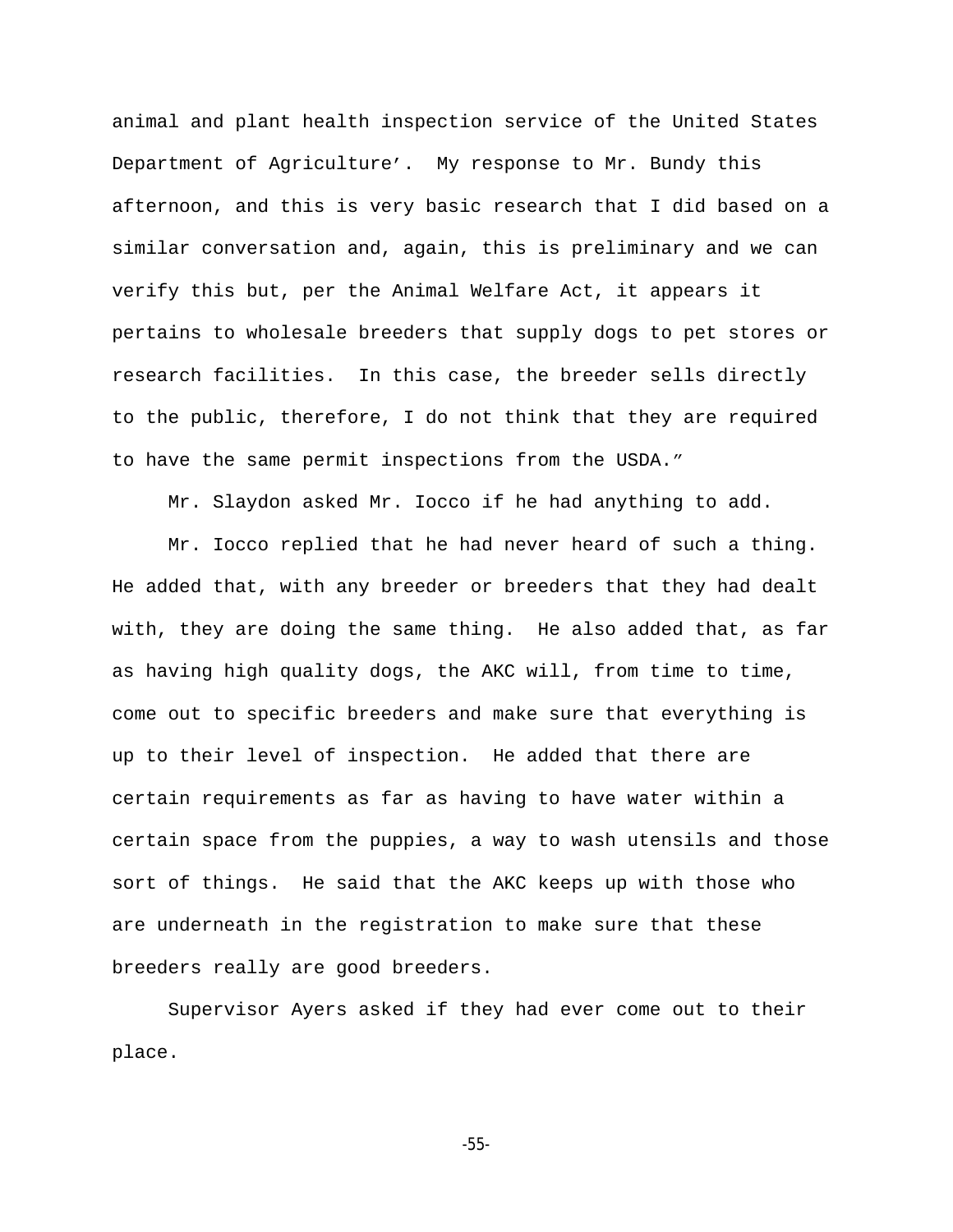animal and plant health inspection service of the United States Department of Agriculture'. My response to Mr. Bundy this afternoon, and this is very basic research that I did based on a similar conversation and, again, this is preliminary and we can verify this but, per the Animal Welfare Act, it appears it pertains to wholesale breeders that supply dogs to pet stores or research facilities. In this case, the breeder sells directly to the public, therefore, I do not think that they are required to have the same permit inspections from the USDA."

Mr. Slaydon asked Mr. Iocco if he had anything to add.

Mr. Iocco replied that he had never heard of such a thing. He added that, with any breeder or breeders that they had dealt with, they are doing the same thing. He also added that, as far as having high quality dogs, the AKC will, from time to time, come out to specific breeders and make sure that everything is up to their level of inspection. He added that there are certain requirements as far as having to have water within a certain space from the puppies, a way to wash utensils and those sort of things. He said that the AKC keeps up with those who are underneath in the registration to make sure that these breeders really are good breeders.

Supervisor Ayers asked if they had ever come out to their place.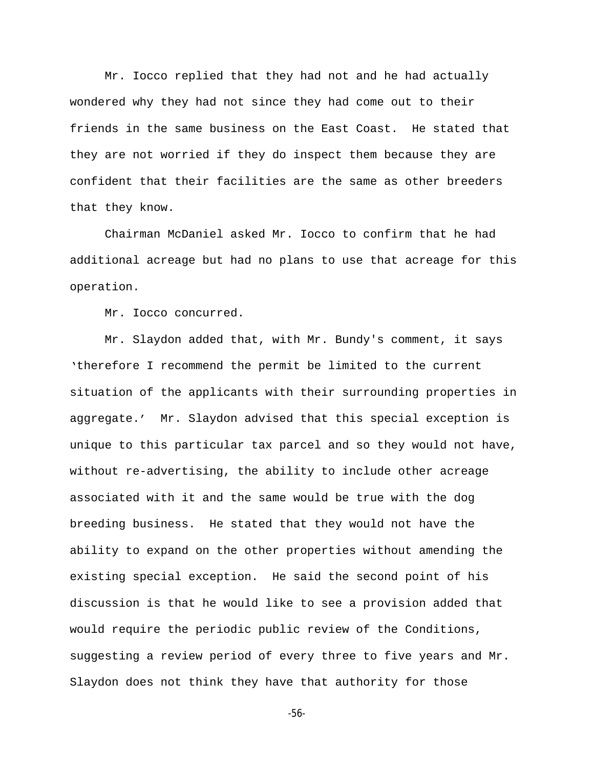Mr. Iocco replied that they had not and he had actually wondered why they had not since they had come out to their friends in the same business on the East Coast. He stated that they are not worried if they do inspect them because they are confident that their facilities are the same as other breeders that they know.

Chairman McDaniel asked Mr. Iocco to confirm that he had additional acreage but had no plans to use that acreage for this operation.

Mr. Iocco concurred.

Mr. Slaydon added that, with Mr. Bundy's comment, it says 'therefore I recommend the permit be limited to the current situation of the applicants with their surrounding properties in aggregate.' Mr. Slaydon advised that this special exception is unique to this particular tax parcel and so they would not have, without re-advertising, the ability to include other acreage associated with it and the same would be true with the dog breeding business. He stated that they would not have the ability to expand on the other properties without amending the existing special exception. He said the second point of his discussion is that he would like to see a provision added that would require the periodic public review of the Conditions, suggesting a review period of every three to five years and Mr. Slaydon does not think they have that authority for those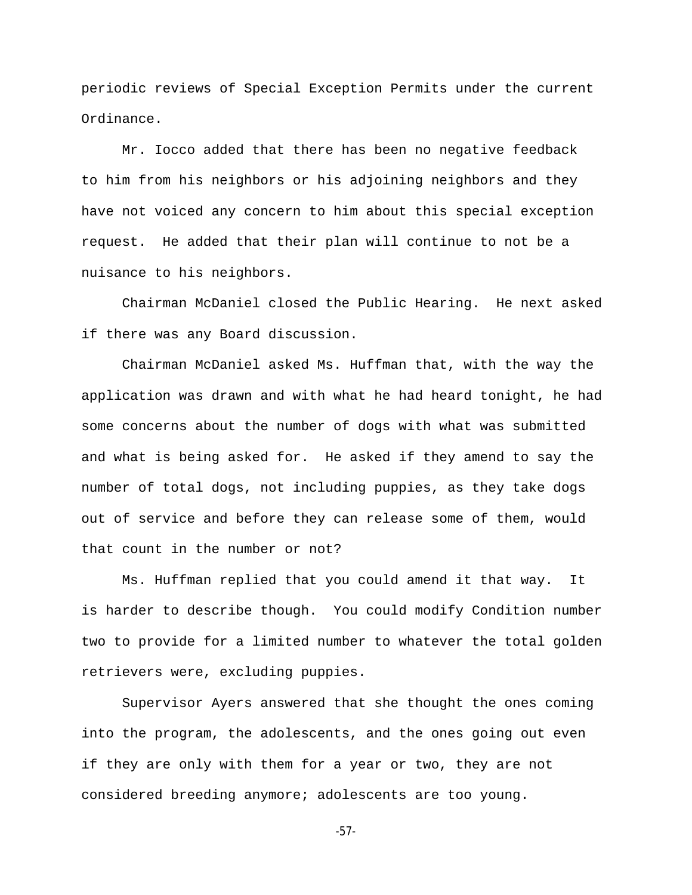periodic reviews of Special Exception Permits under the current Ordinance.

Mr. Iocco added that there has been no negative feedback to him from his neighbors or his adjoining neighbors and they have not voiced any concern to him about this special exception request.  He added that their plan will continue to not be a nuisance to his neighbors.

Chairman McDaniel closed the Public Hearing.  He next asked if there was any Board discussion.

Chairman McDaniel asked Ms. Huffman that, with the way the application was drawn and with what he had heard tonight, he had some concerns about the number of dogs with what was submitted and what is being asked for.  He asked if they amend to say the number of total dogs, not including puppies, as they take dogs out of service and before they can release some of them, would that count in the number or not?

Ms. Huffman replied that you could amend it that way.  It is harder to describe though.  You could modify Condition number two to provide for a limited number to whatever the total golden retrievers were, excluding puppies.

Supervisor Ayers answered that she thought the ones coming into the program, the adolescents, and the ones going out even if they are only with them for a year or two, they are not considered breeding anymore; adolescents are too young.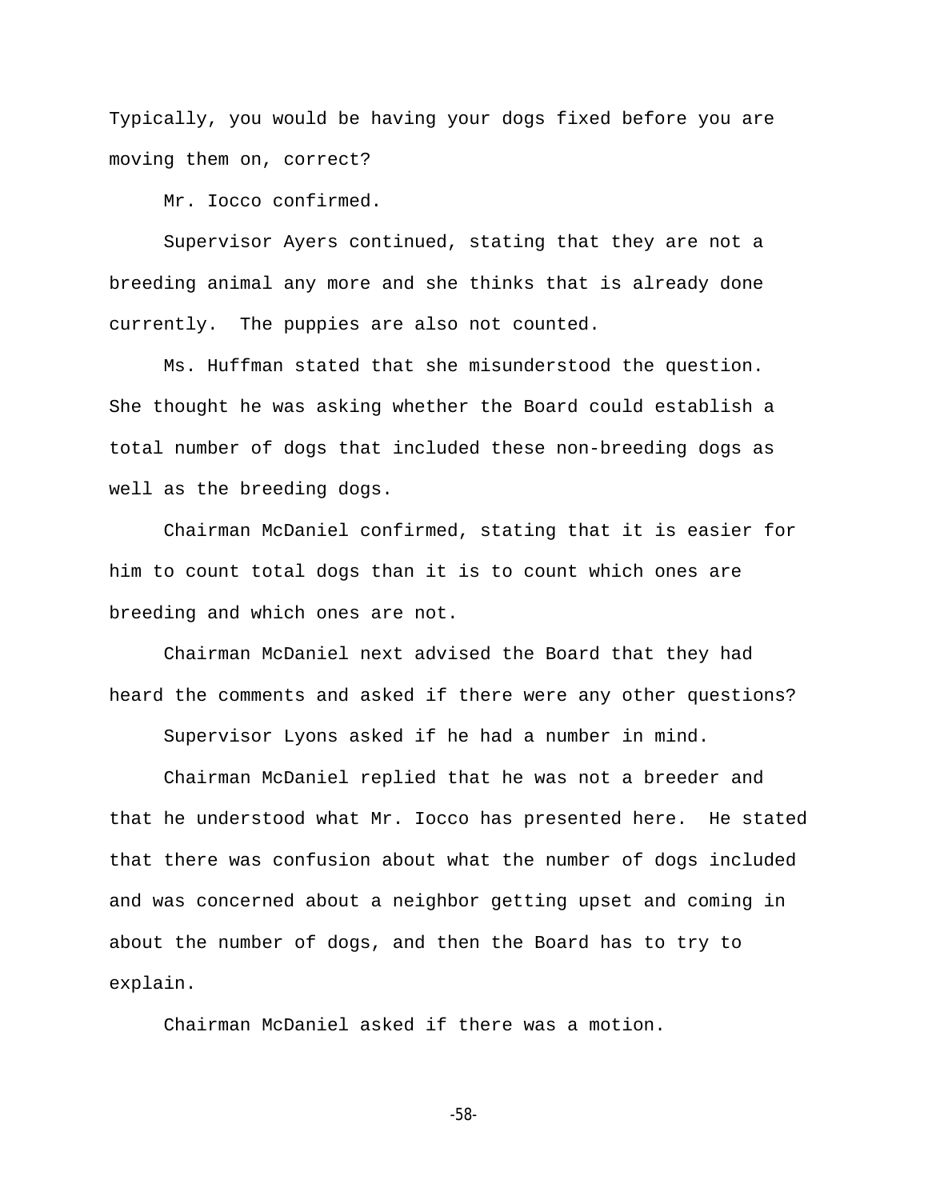Typically, you would be having your dogs fixed before you are moving them on, correct?

Mr. Iocco confirmed.

Supervisor Ayers continued, stating that they are not a breeding animal any more and she thinks that is already done currently. The puppies are also not counted.

Ms. Huffman stated that she misunderstood the question. She thought he was asking whether the Board could establish a total number of dogs that included these non-breeding dogs as well as the breeding dogs.

Chairman McDaniel confirmed, stating that it is easier for him to count total dogs than it is to count which ones are breeding and which ones are not.

Chairman McDaniel next advised the Board that they had heard the comments and asked if there were any other questions?

Supervisor Lyons asked if he had a number in mind.

Chairman McDaniel replied that he was not a breeder and that he understood what Mr. Iocco has presented here. He stated that there was confusion about what the number of dogs included and was concerned about a neighbor getting upset and coming in about the number of dogs, and then the Board has to try to explain.

Chairman McDaniel asked if there was a motion.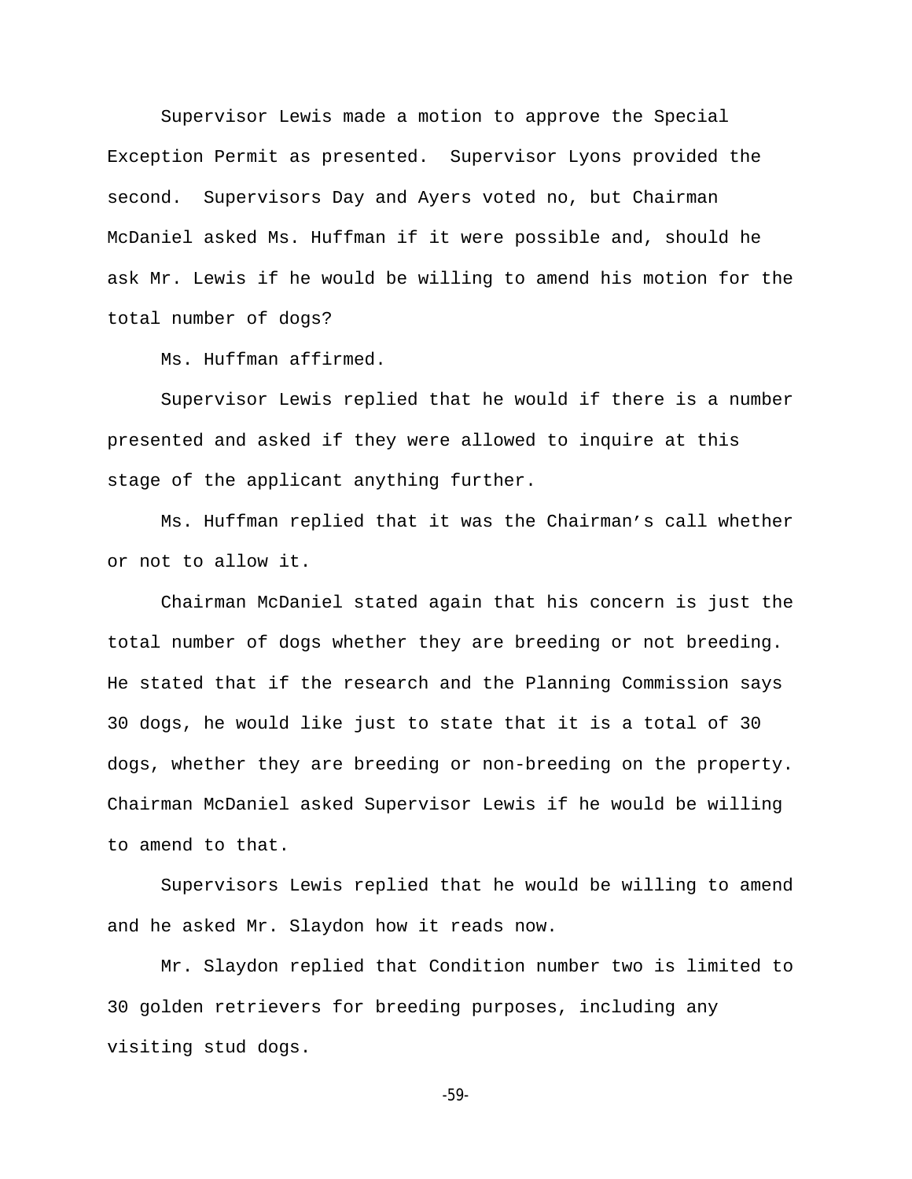Supervisor Lewis made a motion to approve the Special Exception Permit as presented. Supervisor Lyons provided the second. Supervisors Day and Ayers voted no, but Chairman McDaniel asked Ms. Huffman if it were possible and, should he ask Mr. Lewis if he would be willing to amend his motion for the total number of dogs?

Ms. Huffman affirmed.

Supervisor Lewis replied that he would if there is a number presented and asked if they were allowed to inquire at this stage of the applicant anything further.

Ms. Huffman replied that it was the Chairman's call whether or not to allow it.

Chairman McDaniel stated again that his concern is just the total number of dogs whether they are breeding or not breeding. He stated that if the research and the Planning Commission says 30 dogs, he would like just to state that it is a total of 30 dogs, whether they are breeding or non-breeding on the property. Chairman McDaniel asked Supervisor Lewis if he would be willing to amend to that.

Supervisors Lewis replied that he would be willing to amend and he asked Mr. Slaydon how it reads now.

Mr. Slaydon replied that Condition number two is limited to 30 golden retrievers for breeding purposes, including any visiting stud dogs.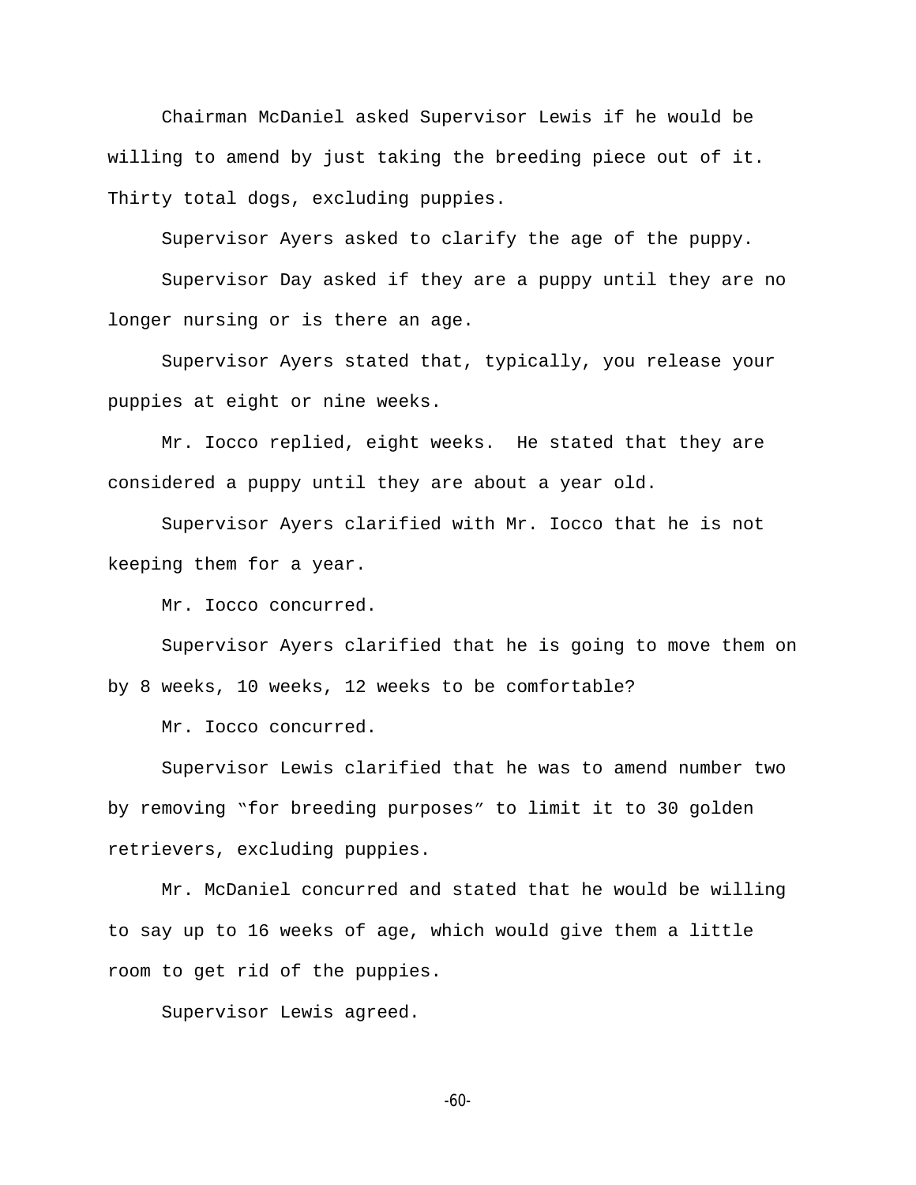Chairman McDaniel asked Supervisor Lewis if he would be willing to amend by just taking the breeding piece out of it. Thirty total dogs, excluding puppies.

Supervisor Ayers asked to clarify the age of the puppy.

Supervisor Day asked if they are a puppy until they are no longer nursing or is there an age.

Supervisor Ayers stated that, typically, you release your puppies at eight or nine weeks.

Mr. Iocco replied, eight weeks. He stated that they are considered a puppy until they are about a year old.

Supervisor Ayers clarified with Mr. Iocco that he is not keeping them for a year.

Mr. Iocco concurred.

Supervisor Ayers clarified that he is going to move them on by 8 weeks, 10 weeks, 12 weeks to be comfortable?

Mr. Iocco concurred.

Supervisor Lewis clarified that he was to amend number two by removing "for breeding purposes" to limit it to 30 golden retrievers, excluding puppies.

Mr. McDaniel concurred and stated that he would be willing to say up to 16 weeks of age, which would give them a little room to get rid of the puppies.

Supervisor Lewis agreed.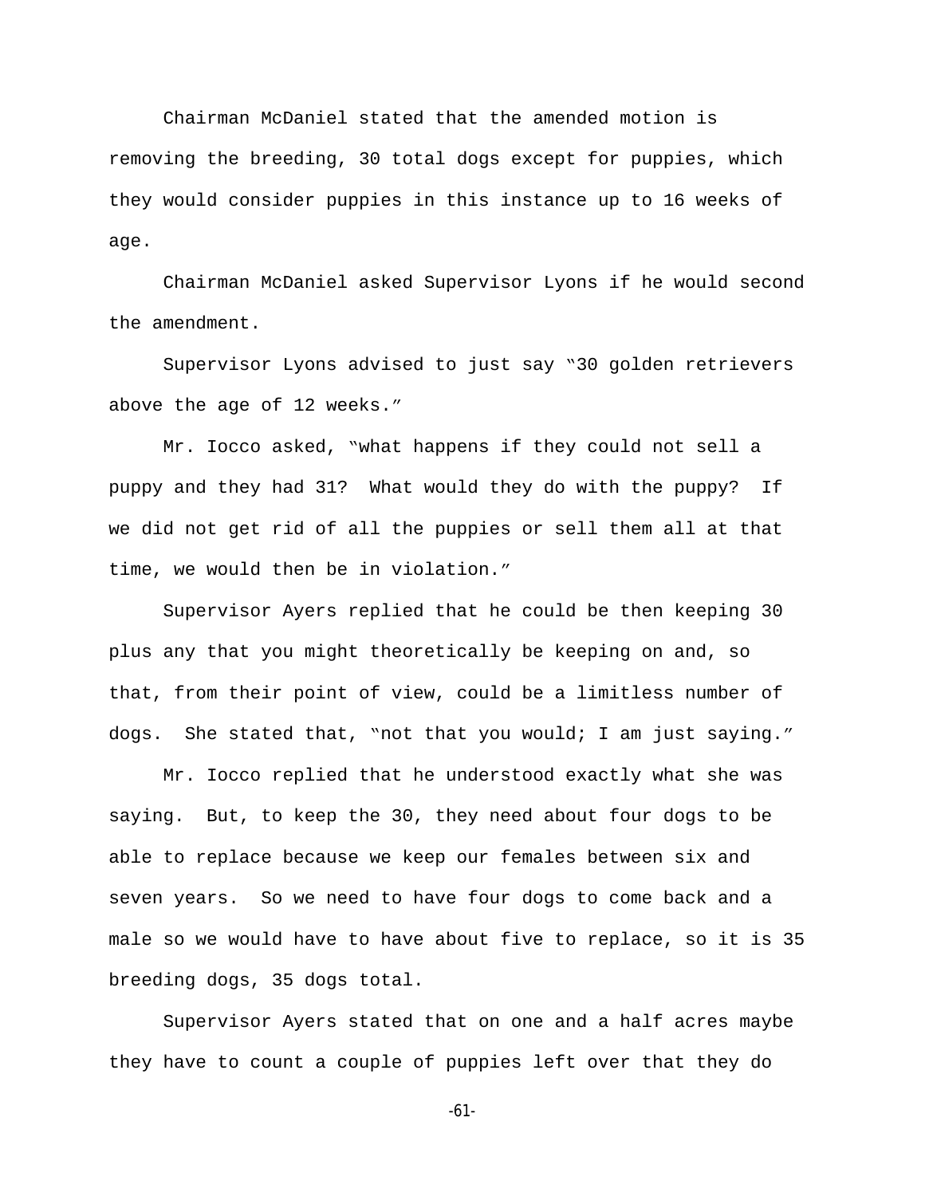Chairman McDaniel stated that the amended motion is removing the breeding, 30 total dogs except for puppies, which they would consider puppies in this instance up to 16 weeks of age.

Chairman McDaniel asked Supervisor Lyons if he would second the amendment.

Supervisor Lyons advised to just say "30 golden retrievers above the age of 12 weeks."

Mr. Iocco asked, "what happens if they could not sell a puppy and they had 31? What would they do with the puppy? If we did not get rid of all the puppies or sell them all at that time, we would then be in violation."

Supervisor Ayers replied that he could be then keeping 30 plus any that you might theoretically be keeping on and, so that, from their point of view, could be a limitless number of dogs. She stated that, "not that you would; I am just saying."

Mr. Iocco replied that he understood exactly what she was saying. But, to keep the 30, they need about four dogs to be able to replace because we keep our females between six and seven years. So we need to have four dogs to come back and a male so we would have to have about five to replace, so it is 35 breeding dogs, 35 dogs total.

Supervisor Ayers stated that on one and a half acres maybe they have to count a couple of puppies left over that they do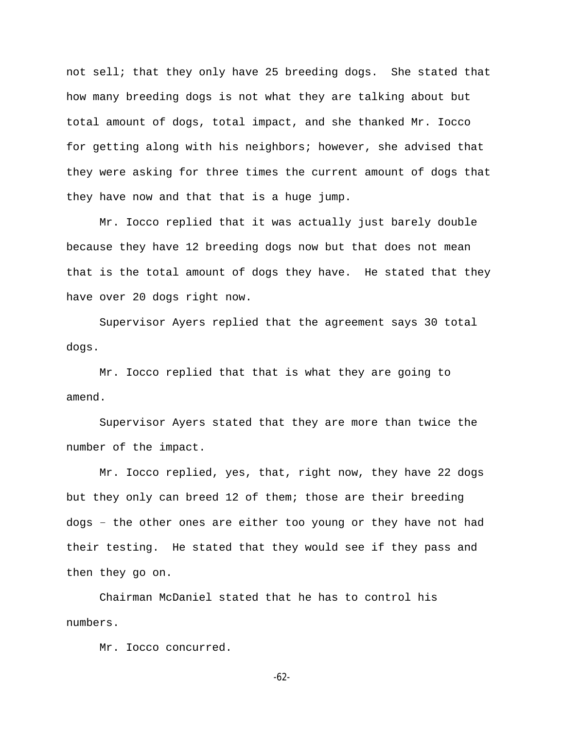not sell; that they only have 25 breeding dogs. She stated that how many breeding dogs is not what they are talking about but total amount of dogs, total impact, and she thanked Mr. Iocco for getting along with his neighbors; however, she advised that they were asking for three times the current amount of dogs that they have now and that that is a huge jump.

Mr. Iocco replied that it was actually just barely double because they have 12 breeding dogs now but that does not mean that is the total amount of dogs they have. He stated that they have over 20 dogs right now.

Supervisor Ayers replied that the agreement says 30 total dogs.

Mr. Iocco replied that that is what they are going to amend.

Supervisor Ayers stated that they are more than twice the number of the impact.

Mr. Iocco replied, yes, that, right now, they have 22 dogs but they only can breed 12 of them; those are their breeding dogs – the other ones are either too young or they have not had their testing. He stated that they would see if they pass and then they go on.

Chairman McDaniel stated that he has to control his numbers.

Mr. Iocco concurred.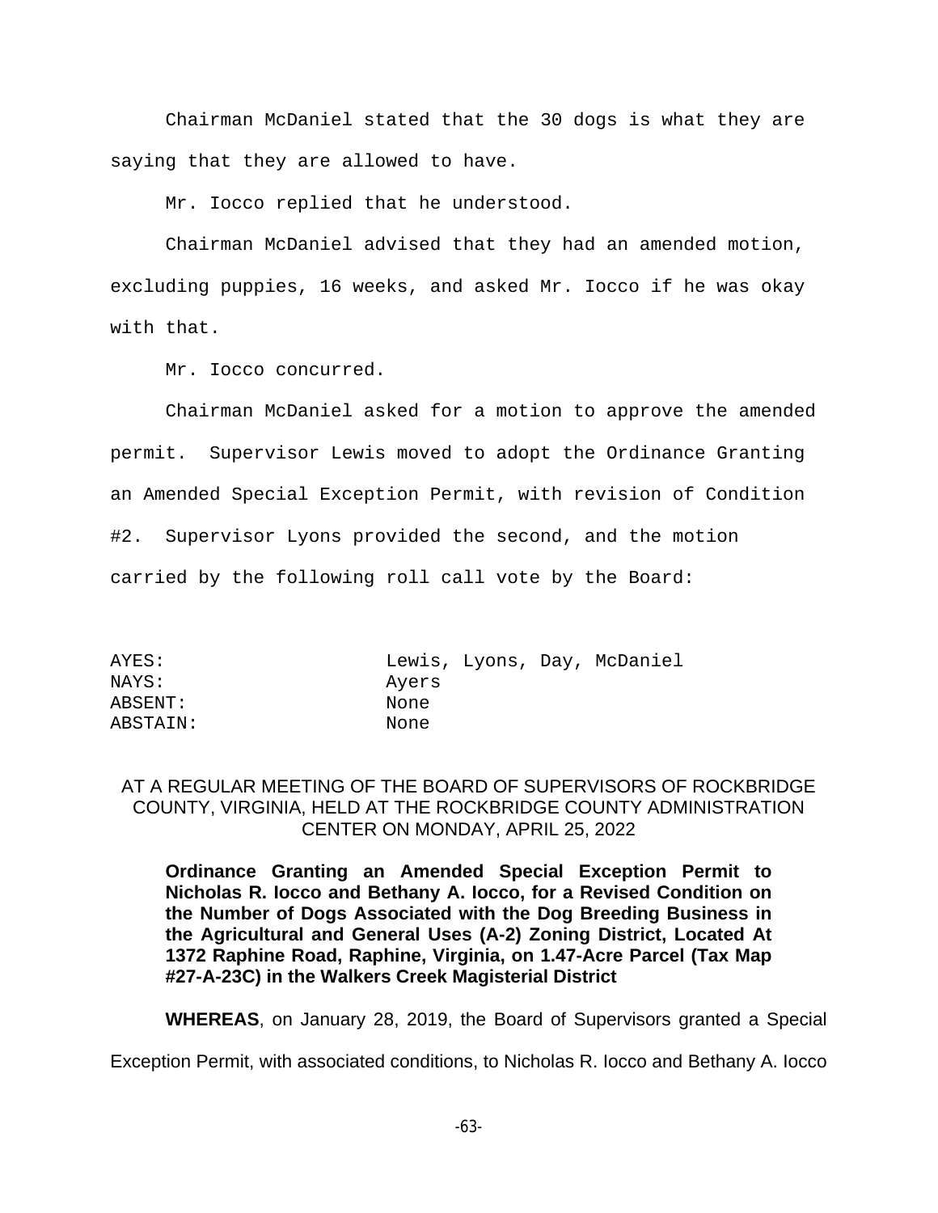Chairman McDaniel stated that the 30 dogs is what they are saying that they are allowed to have.

Mr. Iocco replied that he understood.

Chairman McDaniel advised that they had an amended motion, excluding puppies, 16 weeks, and asked Mr. Iocco if he was okay with that.

Mr. Iocco concurred.

Chairman McDaniel asked for a motion to approve the amended permit. Supervisor Lewis moved to adopt the Ordinance Granting an Amended Special Exception Permit, with revision of Condition #2. Supervisor Lyons provided the second, and the motion carried by the following roll call vote by the Board:

| | |
|---|---|
| AYES: | Lewis, Lyons, Day, McDaniel |
| NAYS: | Ayers |
| ABSENT: | None |
| ABSTAIN: | None |

AT A REGULAR MEETING OF THE BOARD OF SUPERVISORS OF ROCKBRIDGE COUNTY, VIRGINIA, HELD AT THE ROCKBRIDGE COUNTY ADMINISTRATION CENTER ON MONDAY, APRIL 25, 2022

**Ordinance Granting an Amended Special Exception Permit to Nicholas R. Iocco and Bethany A. Iocco, for a Revised Condition on the Number of Dogs Associated with the Dog Breeding Business in the Agricultural and General Uses (A-2) Zoning District, Located At 1372 Raphine Road, Raphine, Virginia, on 1.47-Acre Parcel (Tax Map #27-A-23C) in the Walkers Creek Magisterial District**

**WHEREAS**, on January 28, 2019, the Board of Supervisors granted a Special Exception Permit, with associated conditions, to Nicholas R. Iocco and Bethany A. Iocco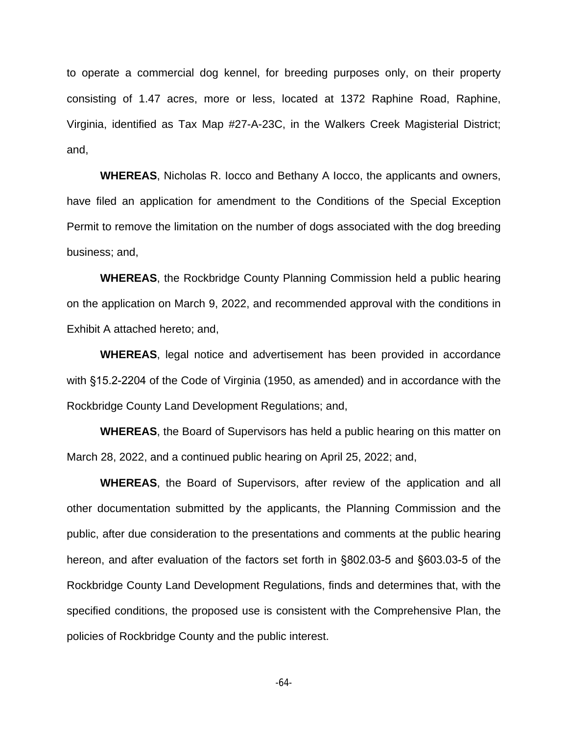to operate a commercial dog kennel, for breeding purposes only, on their property consisting of 1.47 acres, more or less, located at 1372 Raphine Road, Raphine, Virginia, identified as Tax Map #27-A-23C, in the Walkers Creek Magisterial District; and,

**WHEREAS**, Nicholas R. Iocco and Bethany A Iocco, the applicants and owners, have filed an application for amendment to the Conditions of the Special Exception Permit to remove the limitation on the number of dogs associated with the dog breeding business; and,

**WHEREAS**, the Rockbridge County Planning Commission held a public hearing on the application on March 9, 2022, and recommended approval with the conditions in Exhibit A attached hereto; and,

**WHEREAS**, legal notice and advertisement has been provided in accordance with §15.2-2204 of the Code of Virginia (1950, as amended) and in accordance with the Rockbridge County Land Development Regulations; and,

**WHEREAS**, the Board of Supervisors has held a public hearing on this matter on March 28, 2022, and a continued public hearing on April 25, 2022; and,

**WHEREAS**, the Board of Supervisors, after review of the application and all other documentation submitted by the applicants, the Planning Commission and the public, after due consideration to the presentations and comments at the public hearing hereon, and after evaluation of the factors set forth in §802.03-5 and §603.03-5 of the Rockbridge County Land Development Regulations, finds and determines that, with the specified conditions, the proposed use is consistent with the Comprehensive Plan, the policies of Rockbridge County and the public interest.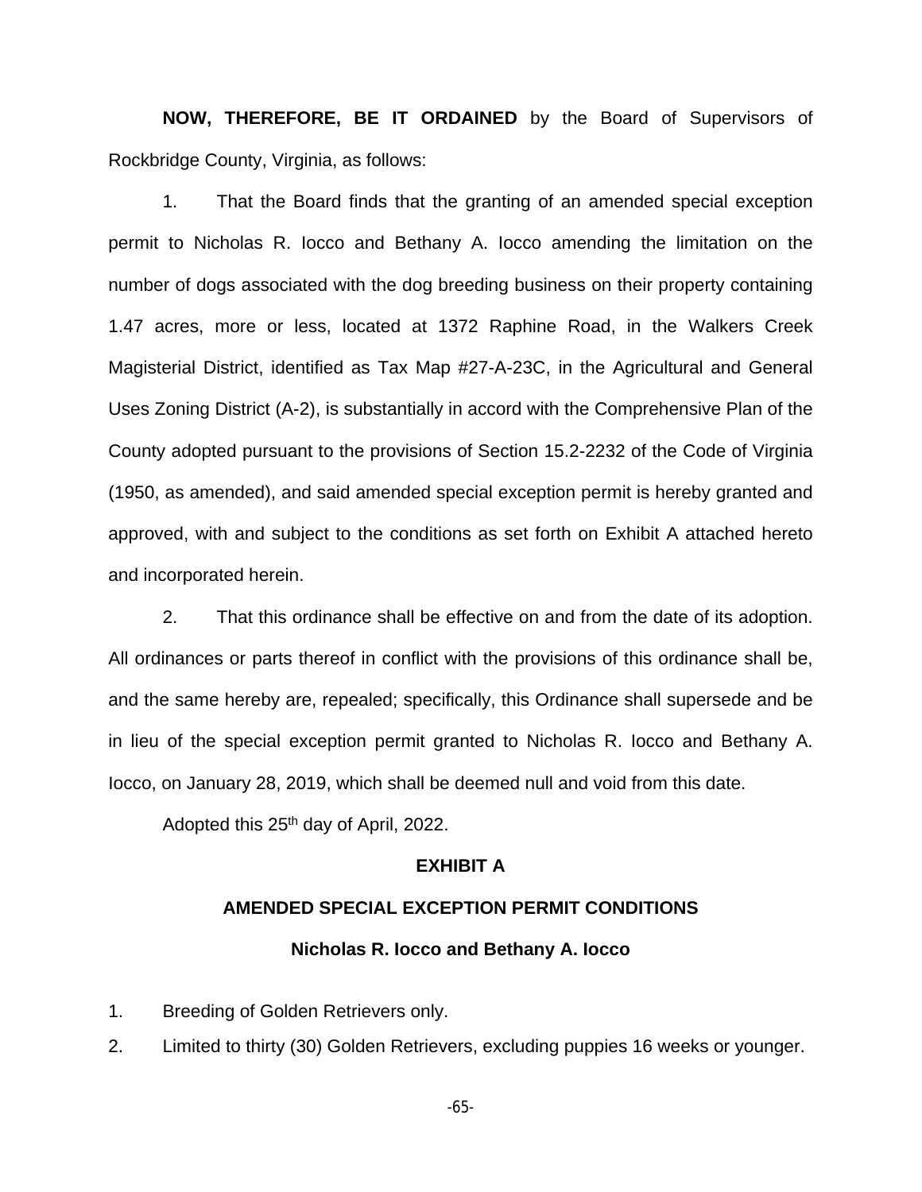**NOW, THEREFORE, BE IT ORDAINED** by the Board of Supervisors of Rockbridge County, Virginia, as follows:

1. That the Board finds that the granting of an amended special exception permit to Nicholas R. Iocco and Bethany A. Iocco amending the limitation on the number of dogs associated with the dog breeding business on their property containing 1.47 acres, more or less, located at 1372 Raphine Road, in the Walkers Creek Magisterial District, identified as Tax Map #27-A-23C, in the Agricultural and General Uses Zoning District (A-2), is substantially in accord with the Comprehensive Plan of the County adopted pursuant to the provisions of Section 15.2-2232 of the Code of Virginia (1950, as amended), and said amended special exception permit is hereby granted and approved, with and subject to the conditions as set forth on Exhibit A attached hereto and incorporated herein.

2. That this ordinance shall be effective on and from the date of its adoption. All ordinances or parts thereof in conflict with the provisions of this ordinance shall be, and the same hereby are, repealed; specifically, this Ordinance shall supersede and be in lieu of the special exception permit granted to Nicholas R. Iocco and Bethany A. Iocco, on January 28, 2019, which shall be deemed null and void from this date.

Adopted this 25th day of April, 2022.

**EXHIBIT A**

**AMENDED SPECIAL EXCEPTION PERMIT CONDITIONS**

**Nicholas R. Iocco and Bethany A. Iocco**

1. Breeding of Golden Retrievers only.
2. Limited to thirty (30) Golden Retrievers, excluding puppies 16 weeks or younger.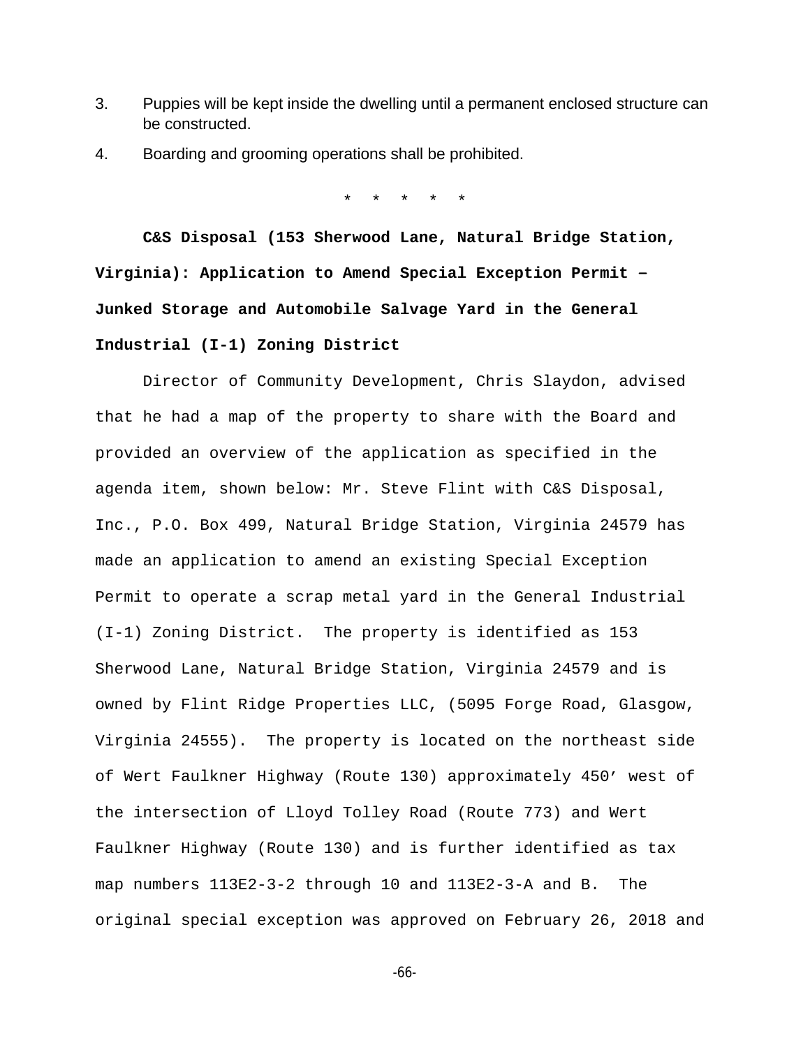3. Puppies will be kept inside the dwelling until a permanent enclosed structure can be constructed.

4. Boarding and grooming operations shall be prohibited.

\* \* \* \* \*

**C&S Disposal (153 Sherwood Lane, Natural Bridge Station, Virginia): Application to Amend Special Exception Permit – Junked Storage and Automobile Salvage Yard in the General Industrial (I-1) Zoning District**

Director of Community Development, Chris Slaydon, advised that he had a map of the property to share with the Board and provided an overview of the application as specified in the agenda item, shown below: Mr. Steve Flint with C&S Disposal, Inc., P.O. Box 499, Natural Bridge Station, Virginia 24579 has made an application to amend an existing Special Exception Permit to operate a scrap metal yard in the General Industrial (I-1) Zoning District. The property is identified as 153 Sherwood Lane, Natural Bridge Station, Virginia 24579 and is owned by Flint Ridge Properties LLC, (5095 Forge Road, Glasgow, Virginia 24555). The property is located on the northeast side of Wert Faulkner Highway (Route 130) approximately 450' west of the intersection of Lloyd Tolley Road (Route 773) and Wert Faulkner Highway (Route 130) and is further identified as tax map numbers 113E2-3-2 through 10 and 113E2-3-A and B. The original special exception was approved on February 26, 2018 and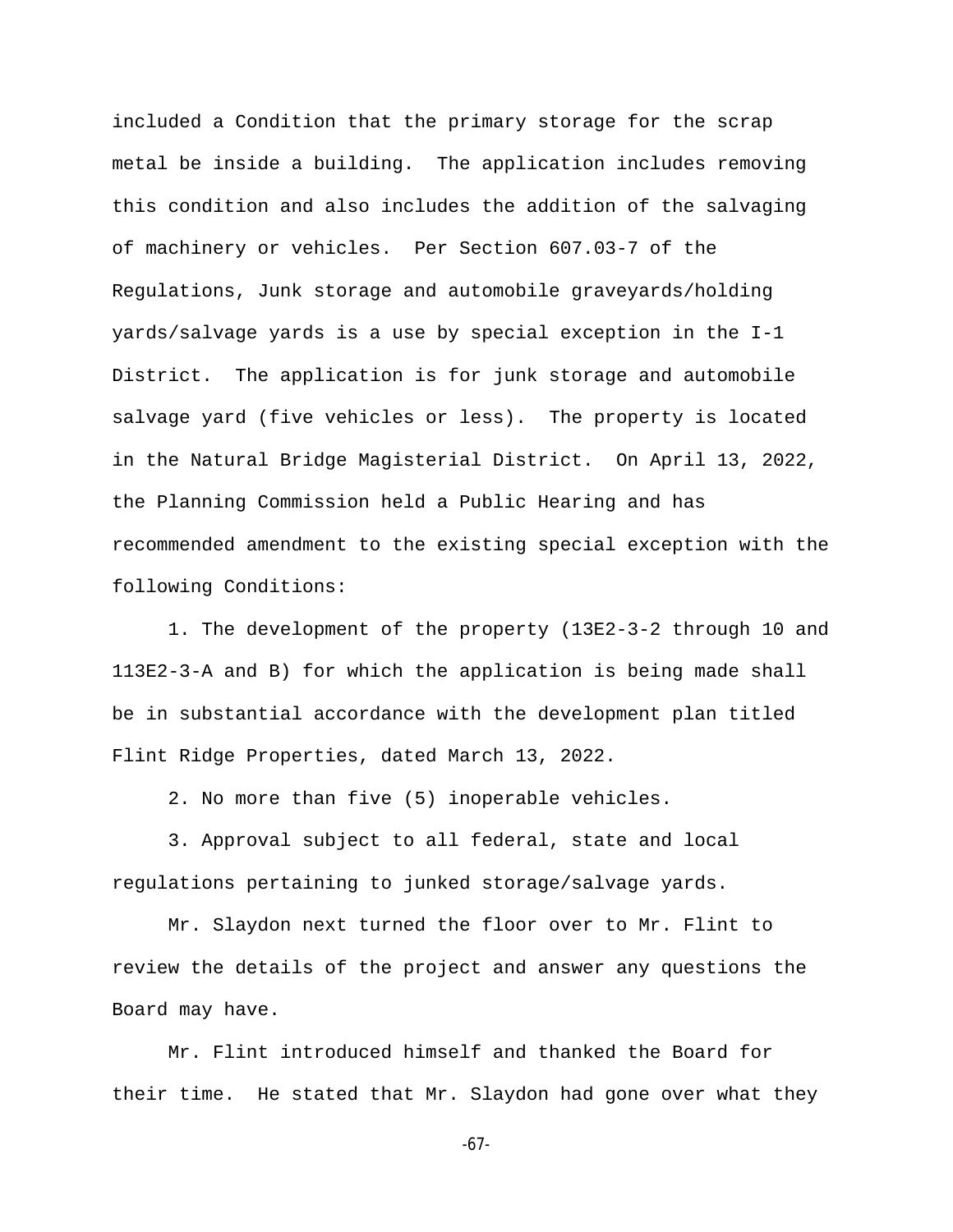included a Condition that the primary storage for the scrap metal be inside a building. The application includes removing this condition and also includes the addition of the salvaging of machinery or vehicles. Per Section 607.03-7 of the Regulations, Junk storage and automobile graveyards/holding yards/salvage yards is a use by special exception in the I-1 District. The application is for junk storage and automobile salvage yard (five vehicles or less). The property is located in the Natural Bridge Magisterial District. On April 13, 2022, the Planning Commission held a Public Hearing and has recommended amendment to the existing special exception with the following Conditions:

1. The development of the property (13E2-3-2 through 10 and 113E2-3-A and B) for which the application is being made shall be in substantial accordance with the development plan titled Flint Ridge Properties, dated March 13, 2022.

2. No more than five (5) inoperable vehicles.

3. Approval subject to all federal, state and local regulations pertaining to junked storage/salvage yards.

Mr. Slaydon next turned the floor over to Mr. Flint to review the details of the project and answer any questions the Board may have.

Mr. Flint introduced himself and thanked the Board for their time. He stated that Mr. Slaydon had gone over what they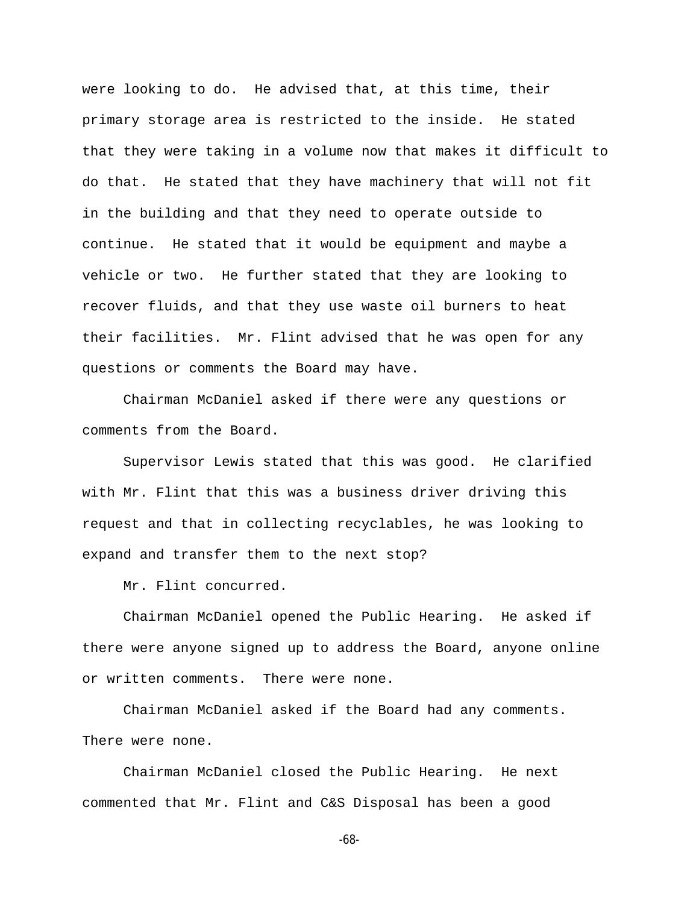were looking to do. He advised that, at this time, their primary storage area is restricted to the inside. He stated that they were taking in a volume now that makes it difficult to do that. He stated that they have machinery that will not fit in the building and that they need to operate outside to continue. He stated that it would be equipment and maybe a vehicle or two. He further stated that they are looking to recover fluids, and that they use waste oil burners to heat their facilities. Mr. Flint advised that he was open for any questions or comments the Board may have.

Chairman McDaniel asked if there were any questions or comments from the Board.

Supervisor Lewis stated that this was good. He clarified with Mr. Flint that this was a business driver driving this request and that in collecting recyclables, he was looking to expand and transfer them to the next stop?

Mr. Flint concurred.

Chairman McDaniel opened the Public Hearing. He asked if there were anyone signed up to address the Board, anyone online or written comments. There were none.

Chairman McDaniel asked if the Board had any comments. There were none.

Chairman McDaniel closed the Public Hearing. He next commented that Mr. Flint and C&S Disposal has been a good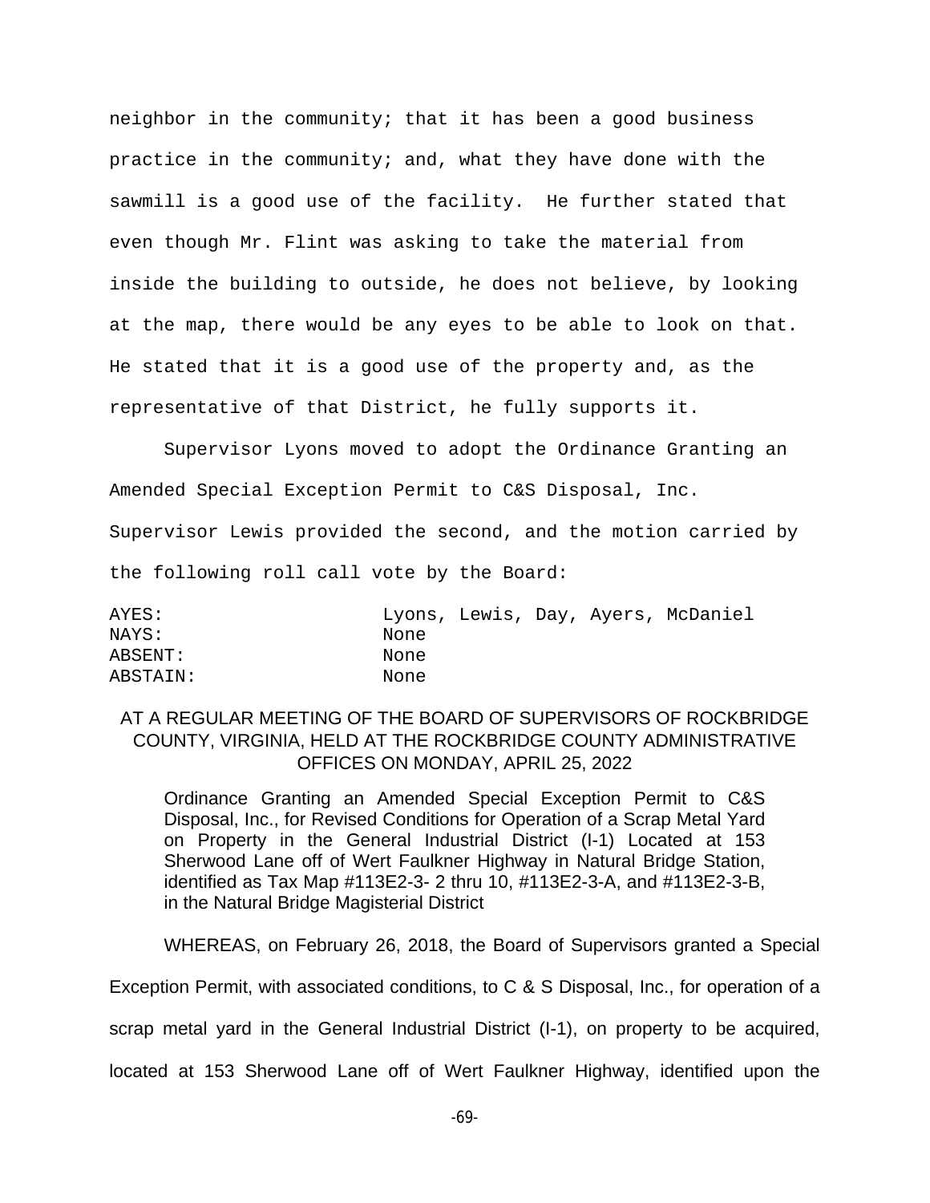neighbor in the community; that it has been a good business practice in the community; and, what they have done with the sawmill is a good use of the facility. He further stated that even though Mr. Flint was asking to take the material from inside the building to outside, he does not believe, by looking at the map, there would be any eyes to be able to look on that. He stated that it is a good use of the property and, as the representative of that District, he fully supports it.

Supervisor Lyons moved to adopt the Ordinance Granting an Amended Special Exception Permit to C&S Disposal, Inc. Supervisor Lewis provided the second, and the motion carried by the following roll call vote by the Board:

| | |
|---|---|
| AYES: | Lyons, Lewis, Day, Ayers, McDaniel |
| NAYS: | None |
| ABSENT: | None |
| ABSTAIN: | None |

AT A REGULAR MEETING OF THE BOARD OF SUPERVISORS OF ROCKBRIDGE COUNTY, VIRGINIA, HELD AT THE ROCKBRIDGE COUNTY ADMINISTRATIVE OFFICES ON MONDAY, APRIL 25, 2022

Ordinance Granting an Amended Special Exception Permit to C&S Disposal, Inc., for Revised Conditions for Operation of a Scrap Metal Yard on Property in the General Industrial District (I-1) Located at 153 Sherwood Lane off of Wert Faulkner Highway in Natural Bridge Station, identified as Tax Map #113E2-3- 2 thru 10, #113E2-3-A, and #113E2-3-B, in the Natural Bridge Magisterial District

WHEREAS, on February 26, 2018, the Board of Supervisors granted a Special Exception Permit, with associated conditions, to C & S Disposal, Inc., for operation of a scrap metal yard in the General Industrial District (I-1), on property to be acquired, located at 153 Sherwood Lane off of Wert Faulkner Highway, identified upon the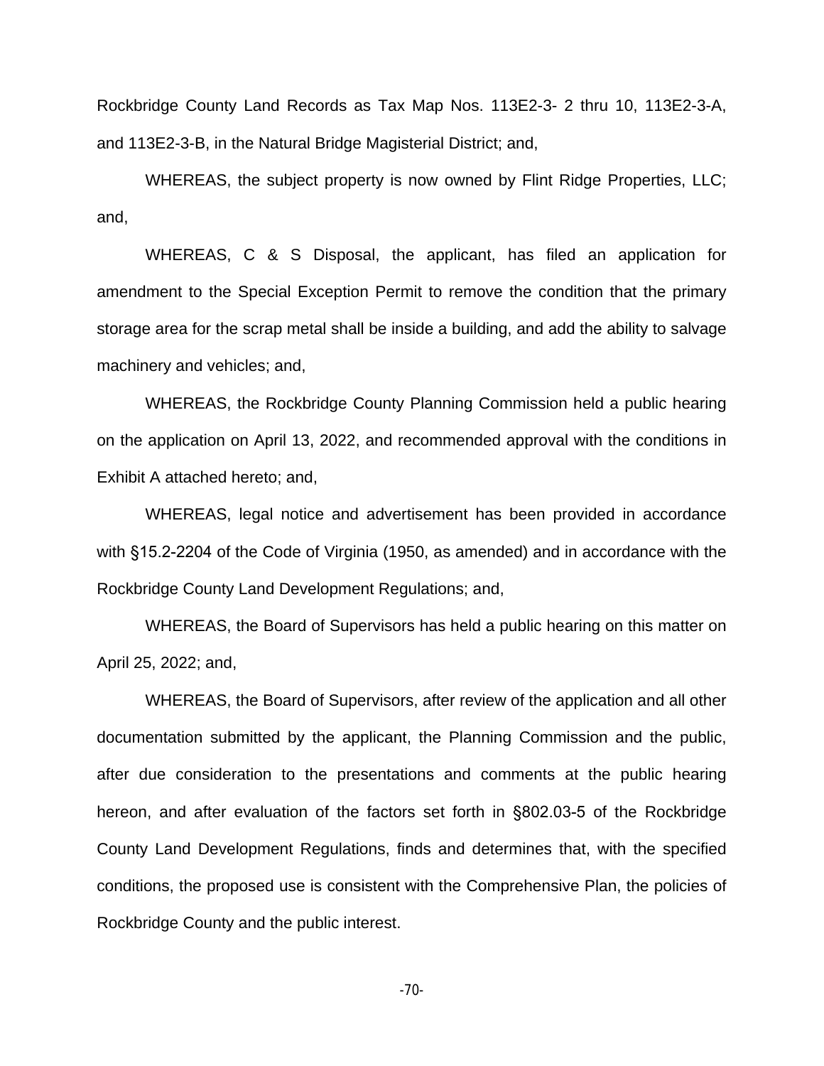Rockbridge County Land Records as Tax Map Nos. 113E2-3- 2 thru 10, 113E2-3-A, and 113E2-3-B, in the Natural Bridge Magisterial District; and,

WHEREAS, the subject property is now owned by Flint Ridge Properties, LLC; and,

WHEREAS, C & S Disposal, the applicant, has filed an application for amendment to the Special Exception Permit to remove the condition that the primary storage area for the scrap metal shall be inside a building, and add the ability to salvage machinery and vehicles; and,

WHEREAS, the Rockbridge County Planning Commission held a public hearing on the application on April 13, 2022, and recommended approval with the conditions in Exhibit A attached hereto; and,

WHEREAS, legal notice and advertisement has been provided in accordance with §15.2-2204 of the Code of Virginia (1950, as amended) and in accordance with the Rockbridge County Land Development Regulations; and,

WHEREAS, the Board of Supervisors has held a public hearing on this matter on April 25, 2022; and,

WHEREAS, the Board of Supervisors, after review of the application and all other documentation submitted by the applicant, the Planning Commission and the public, after due consideration to the presentations and comments at the public hearing hereon, and after evaluation of the factors set forth in §802.03-5 of the Rockbridge County Land Development Regulations, finds and determines that, with the specified conditions, the proposed use is consistent with the Comprehensive Plan, the policies of Rockbridge County and the public interest.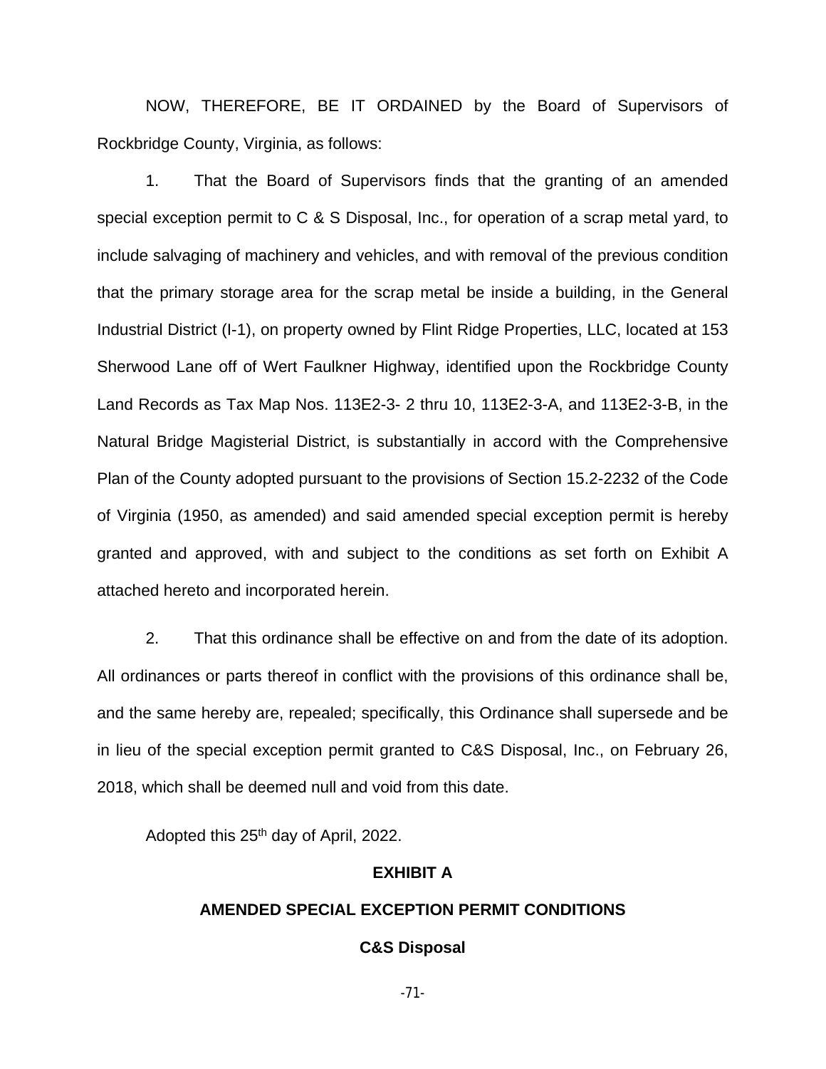NOW, THEREFORE, BE IT ORDAINED by the Board of Supervisors of Rockbridge County, Virginia, as follows:

1. That the Board of Supervisors finds that the granting of an amended special exception permit to C & S Disposal, Inc., for operation of a scrap metal yard, to include salvaging of machinery and vehicles, and with removal of the previous condition that the primary storage area for the scrap metal be inside a building, in the General Industrial District (I-1), on property owned by Flint Ridge Properties, LLC, located at 153 Sherwood Lane off of Wert Faulkner Highway, identified upon the Rockbridge County Land Records as Tax Map Nos. 113E2-3- 2 thru 10, 113E2-3-A, and 113E2-3-B, in the Natural Bridge Magisterial District, is substantially in accord with the Comprehensive Plan of the County adopted pursuant to the provisions of Section 15.2-2232 of the Code of Virginia (1950, as amended) and said amended special exception permit is hereby granted and approved, with and subject to the conditions as set forth on Exhibit A attached hereto and incorporated herein.

2. That this ordinance shall be effective on and from the date of its adoption. All ordinances or parts thereof in conflict with the provisions of this ordinance shall be, and the same hereby are, repealed; specifically, this Ordinance shall supersede and be in lieu of the special exception permit granted to C&S Disposal, Inc., on February 26, 2018, which shall be deemed null and void from this date.

Adopted this 25th day of April, 2022.

**EXHIBIT A**

**AMENDED SPECIAL EXCEPTION PERMIT CONDITIONS**

**C&S Disposal**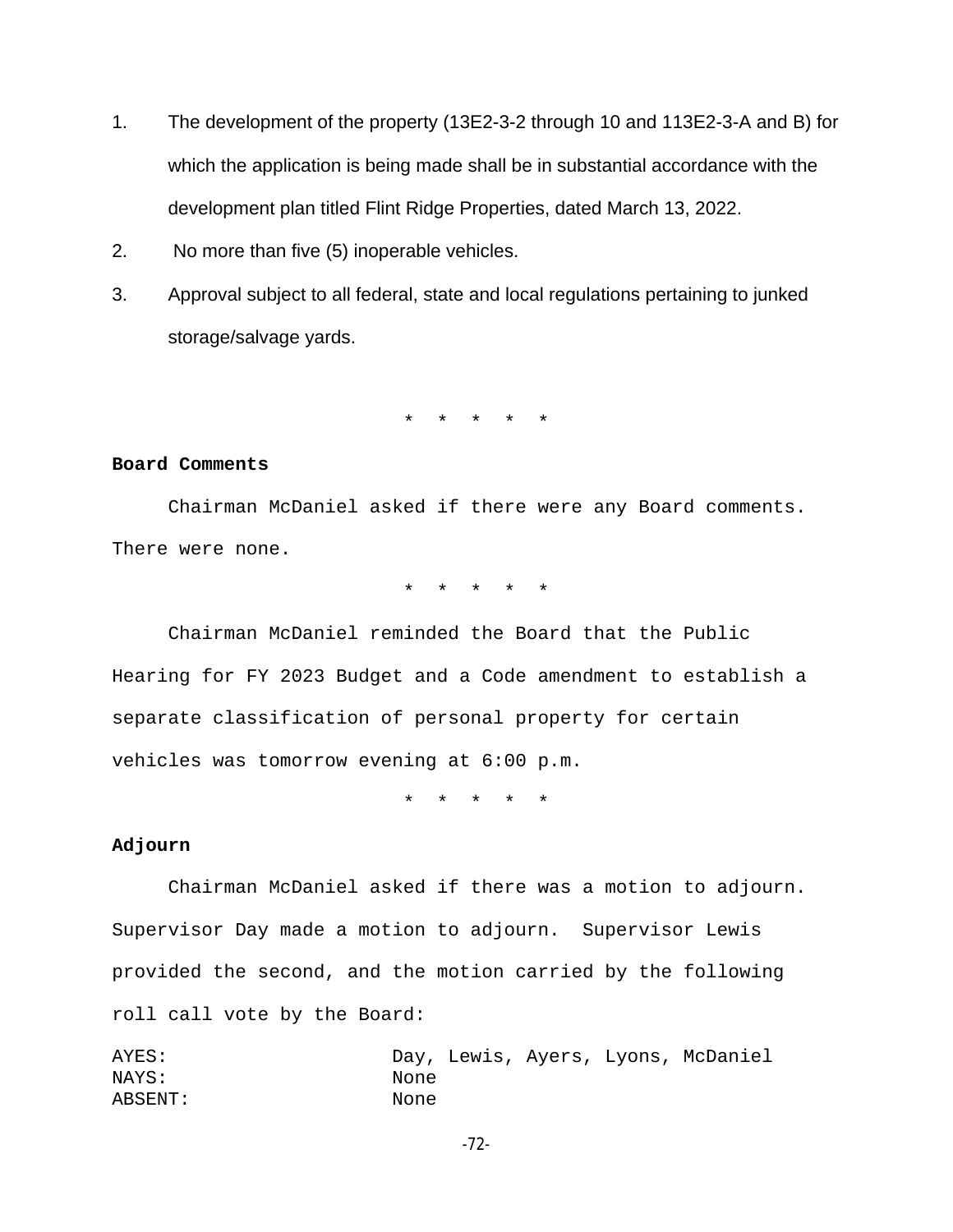1. The development of the property (13E2-3-2 through 10 and 113E2-3-A and B) for which the application is being made shall be in substantial accordance with the development plan titled Flint Ridge Properties, dated March 13, 2022.
2. No more than five (5) inoperable vehicles.
3. Approval subject to all federal, state and local regulations pertaining to junked storage/salvage yards.

\* \* \* \* \*

**Board Comments**

Chairman McDaniel asked if there were any Board comments. There were none.

\* \* \* \* \*

Chairman McDaniel reminded the Board that the Public Hearing for FY 2023 Budget and a Code amendment to establish a separate classification of personal property for certain vehicles was tomorrow evening at 6:00 p.m.

\* \* \* \* \*

**Adjourn**

Chairman McDaniel asked if there was a motion to adjourn. Supervisor Day made a motion to adjourn. Supervisor Lewis provided the second, and the motion carried by the following roll call vote by the Board:

| | |
|---|---|
| AYES: | Day, Lewis, Ayers, Lyons, McDaniel |
| NAYS: | None |
| ABSENT: | None |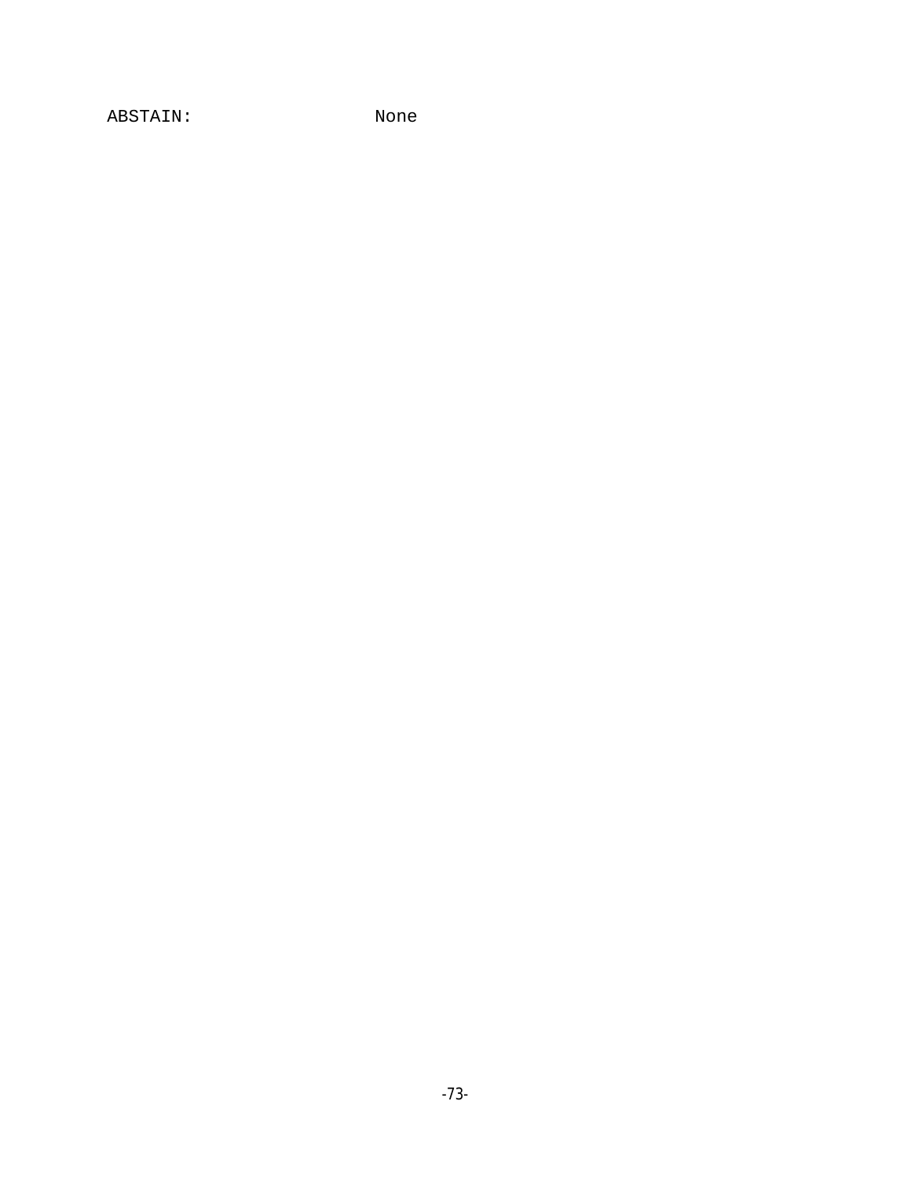ABSTAIN: None